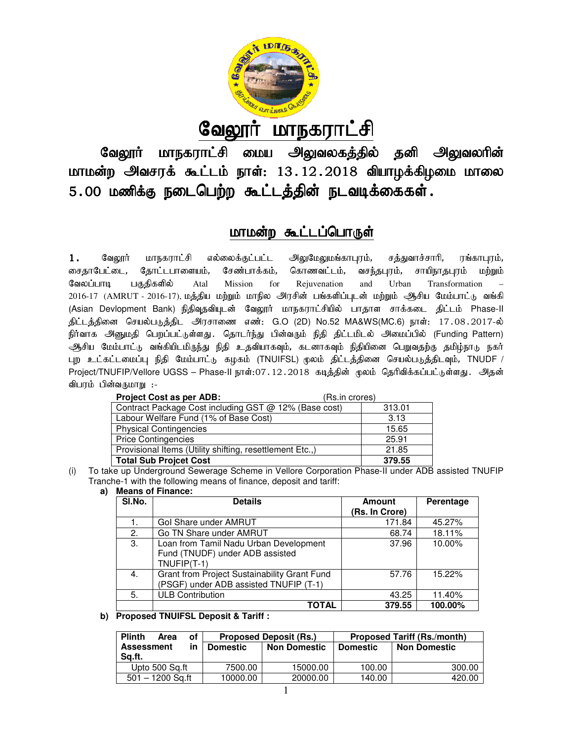# வேலூர் மாநகராட்சி

**வேலூர் மாநகராட்சி மைய அலுவலகத்தில் தனி அலுவலரின் மாமன்ற அவசரக் கூட்டம் நாள்: 13.12.2018 வியாழக்கிழமை மாலை 5.00 மணிக்கு நடைபெற்ற கூட்டத்தின் நடவடிக்கைகள்.**

## மாமன்ற கூட்டப்பொருள்

**1.** வேலூர் மாநகராட்சி எல்லைக்குட்பட்ட அலுமேலுமங்காபுரம், சத்துவாச்சாரி, ரங்காபுரம், சைதாபேட்டை, தோட்டபாளையம், சேண்பாக்கம், கொணவட்டம், வசந்தபுரம், சாயிநாதபுரம் மற்றும் வேலப்பாடி பகுதிகளில் Atal Mission for Rejuvenation and Urban Transformation – 2016-17 (AMRUT - 2016-17), மத்திய மற்றும் மாநில அரசின் பங்களிப்புடன் மற்றும் ஆசிய மேம்பாட்டு வங்கி (Asian Devlopment Bank) நிதிவுதவியுடன் வேலூர் மாநகராட்சியில் பாதாள சாக்கடை திட்டம் Phase-II திட்டத்தினை செயல்படுத்திட அரசாணை எண்: G.O (2D) No.52 MA&WS(MC.6) நாள்: 17.08.2017-ல் நிர்வாக அனுமதி பெறப்பட்டுள்ளது. தொடர்ந்து பின்வரும் நிதி திட்டமிடல் அமைப்பில் (Funding Pattern) ஆசிய மேம்பாட்டு வங்கியிடமிருந்து நிதி உதவியாகவும், கடனாகவும் நிதியினை பெறுவதற்கு தமிழ்நாடு நகர் புற உட்கட்டமைப்பு நிதி மேம்பாட்டு கழகம் (TNUIFSL) மூலம் திட்டத்தினை செயல்படுத்திடவும், TNUDF / Project/TNUFIP/Vellore UGSS – Phase-II நாள்:07.12.2018 கடிதத்தின் மூலம் தெரிவிக்கப்பட்டுள்ளது. அதன் விபரம் பின்வருமாறு :-

| **Project Cost as per ADB:** (Rs.in crores) | |
|---|---|
| Contract Package Cost including GST @ 12% (Base cost) | 313.01 |
| Labour Welfare Fund (1% of Base Cost) | 3.13 |
| Physical Contingencies | 15.65 |
| Price Contingencies | 25.91 |
| Provisional Items (Utility shifting, resettlement Etc.,) | 21.85 |
| **Total Sub Projcet Cost** | **379.55** |

(i) To take up Underground Sewerage Scheme in Vellore Corporation Phase-II under ADB assisted TNUFIP Tranche-1 with the following means of finance, deposit and tariff:

**a) Means of Finance:**

| Sl.No. | Details | Amount (Rs. In Crore) | Perentage |
|---|---|---|---|
| 1. | GoI Share under AMRUT | 171.84 | 45.27% |
| 2. | Go TN Share under AMRUT | 68.74 | 18.11% |
| 3. | Loan from Tamil Nadu Urban Development Fund (TNUDF) under ADB assisted TNUFIP(T-1) | 37.96 | 10.00% |
| 4. | Grant from Project Sustainability Grant Fund (PSGF) under ADB assisted TNUFIP (T-1) | 57.76 | 15.22% |
| 5. | ULB Contribution | 43.25 | 11.40% |
| | **TOTAL** | **379.55** | **100.00%** |

**b) Proposed TNUIFSL Deposit & Tariff :**

| Plinth Area of Assessment in Sq.ft. | Proposed Deposit (Rs.) | | Proposed Tariff (Rs./month) | |
|---|---|---|---|---|
| | Domestic | Non Domestic | Domestic | Non Domestic |
| Upto 500 Sq.ft | 7500.00 | 15000.00 | 100.00 | 300.00 |
| 501 – 1200 Sq.ft | 10000.00 | 20000.00 | 140.00 | 420.00 |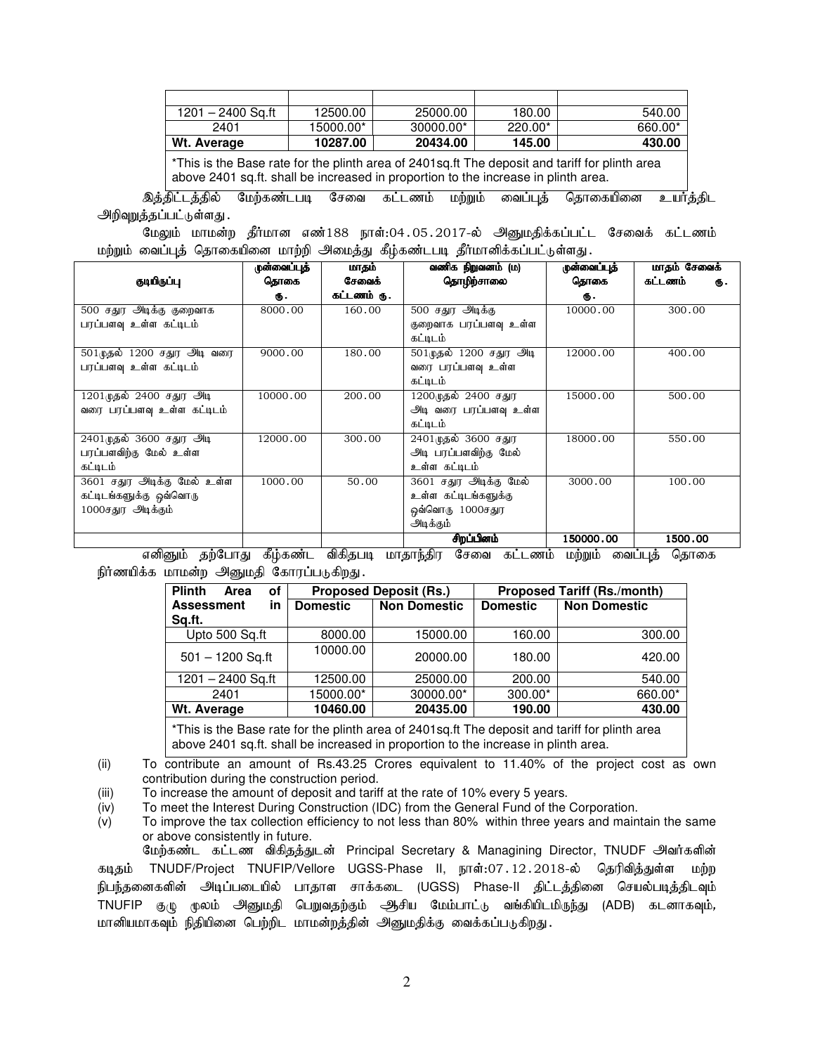| | | | | |
|---|---|---|---|---|
| 1201 – 2400 Sq.ft | 12500.00 | 25000.00 | 180.00 | 540.00 |
| 2401 | 15000.00* | 30000.00* | 220.00* | 660.00* |
| **Wt. Average** | **10287.00** | **20434.00** | **145.00** | **430.00** |

*This is the Base rate for the plinth area of 2401sq.ft The deposit and tariff for plinth area above 2401 sq.ft. shall be increased in proportion to the increase in plinth area.

இத்திட்டத்தில் மேற்கண்டபடி சேவை கட்டணம் மற்றும் வைப்புத் தொகையினை உயர்த்திட அறிவுறுத்தப்பட்டுள்ளது.

மேலும் மாமன்ற தீர்மான எண்188 நாள்:04.05.2017-ல் அனுமதிக்கப்பட்ட சேவைக் கட்டணம் மற்றும் வைப்புத் தொகையினை மாற்றி அமைத்து கீழ்கண்டபடி தீர்மானிக்கப்பட்டுள்ளது.

| குடியிருப்பு | முன்வைப்புத் தொகை ரூ. | மாதம் சேவைக் கட்டணம் ரூ. | வணிக நிறுவனம் (ம) தொழிற்சாலை | முன்வைப்புத் தொகை ரூ. | மாதம் சேவைக் கட்டணம் ரூ. |
|---|---|---|---|---|---|
| 500 சதுர அடிக்கு குறைவாக பரப்பளவு உள்ள கட்டிடம் | 8000.00 | 160.00 | 500 சதுர அடிக்கு குறைவாக பரப்பளவு உள்ள கட்டிடம் | 10000.00 | 300.00 |
| 501முதல் 1200 சதுர அடி வரை பரப்பளவு உள்ள கட்டிடம் | 9000.00 | 180.00 | 501முதல் 1200 சதுர அடி வரை பரப்பளவு உள்ள கட்டிடம் | 12000.00 | 400.00 |
| 1201முதல் 2400 சதுர அடி வரை பரப்பளவு உள்ள கட்டிடம் | 10000.00 | 200.00 | 1200முதல் 2400 சதுர அடி வரை பரப்பளவு உள்ள கட்டிடம் | 15000.00 | 500.00 |
| 2401முதல் 3600 சதுர அடி பரப்பளவிற்கு மேல் உள்ள கட்டிடம் | 12000.00 | 300.00 | 2401முதல் 3600 சதுர அடி பரப்பளவிற்கு மேல் உள்ள கட்டிடம் | 18000.00 | 550.00 |
| 3601 சதுர அடிக்கு மேல் உள்ள கட்டிடங்களுக்கு ஒவ்வொரு 1000சதுர அடிக்கும் | 1000.00 | 50.00 | 3601 சதுர அடிக்கு மேல் உள்ள கட்டிடங்களுக்கு ஒவ்வொரு 1000சதுர அடிக்கும் | 3000.00 | 100.00 |
| | | | **சிறப்பினம்** | **150000.00** | **1500.00** |

எனினும் தற்போது கீழ்கண்ட விகிதபடி மாதாந்திர சேவை கட்டணம் மற்றும் வைப்புத் தொகை நிர்ணயிக்க மாமன்ற அனுமதி கோரப்படுகிறது.

| Plinth Area of Assessment in Sq.ft. | Proposed Deposit (Rs.) | | Proposed Tariff (Rs./month) | |
|---|---|---|---|---|
| | **Domestic** | **Non Domestic** | **Domestic** | **Non Domestic** |
| Upto 500 Sq.ft | 8000.00 | 15000.00 | 160.00 | 300.00 |
| 501 – 1200 Sq.ft | 10000.00 | 20000.00 | 180.00 | 420.00 |
| 1201 – 2400 Sq.ft | 12500.00 | 25000.00 | 200.00 | 540.00 |
| 2401 | 15000.00* | 30000.00* | 300.00* | 660.00* |
| **Wt. Average** | **10460.00** | **20435.00** | **190.00** | **430.00** |

*This is the Base rate for the plinth area of 2401sq.ft The deposit and tariff for plinth area above 2401 sq.ft. shall be increased in proportion to the increase in plinth area.

(ii) To contribute an amount of Rs.43.25 Crores equivalent to 11.40% of the project cost as own contribution during the construction period.

(iii) To increase the amount of deposit and tariff at the rate of 10% every 5 years.

(iv) To meet the Interest During Construction (IDC) from the General Fund of the Corporation.

(v) To improve the tax collection efficiency to not less than 80% within three years and maintain the same or above consistently in future.

மேற்கண்ட கட்டண விகிதத்துடன் Principal Secretary & Managining Director, TNUDF அவர்களின் கடிதம் TNUDF/Project TNUFIP/Vellore UGSS-Phase II, நாள்:07.12.2018-ல் தெரிவித்துள்ள மற்ற நிபந்தனைகளின் அடிப்படையில் பாதாள சாக்கடை (UGSS) Phase-II திட்டத்தினை செயல்படுத்திடவும் TNUFIP குழு மூலம் அனுமதி பெறுவதற்கும் ஆசிய மேம்பாட்டு வங்கியிடமிருந்து (ADB) கடனாகவும், மானியமாகவும் நிதியினை பெற்றிட மாமன்றத்தின் அனுமதிக்கு வைக்கப்படுகிறது.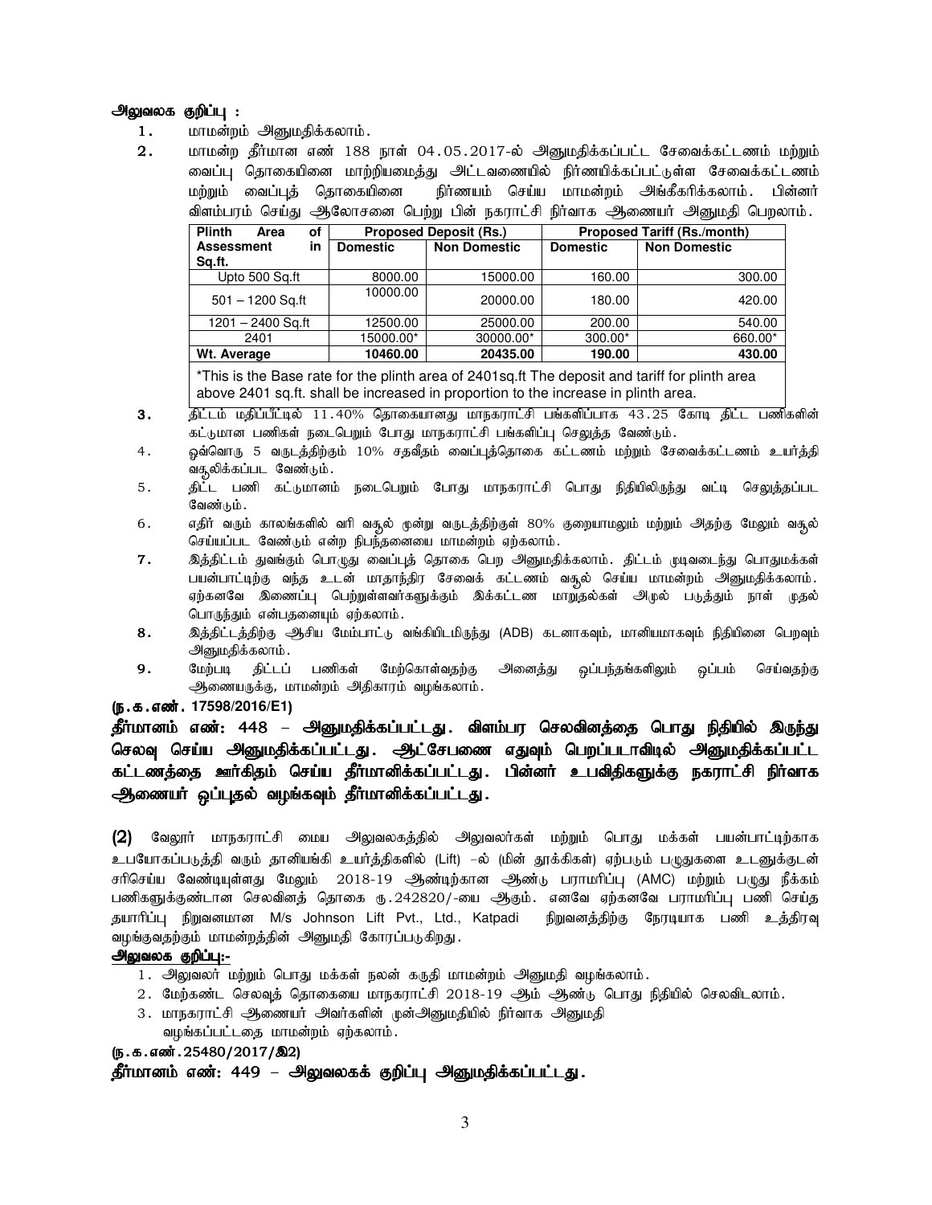**அலுவலக குறிப்பு :**

1. மாமன்றம் அனுமதிக்கலாம்.
2. மாமன்ற தீர்மான எண் 188 நாள் 04.05.2017-ல் அனுமதிக்கப்பட்ட சேவைக்கட்டணம் மற்றும் வைப்பு தொகையினை மாற்றியமைத்து அட்டவணையில் நிர்ணயிக்கப்பட்டுள்ள சேவைக்கட்டணம் மற்றும் வைப்புத் தொகையினை நிர்ணயம் செய்ய மாமன்றம் அங்கீகரிக்கலாம். பின்னர் விளம்பரம் செய்து ஆலோசனை பெற்று பின் நகராட்சி நிர்வாக ஆணையர் அனுமதி பெறலாம்.

| Plinth Area of Assessment in Sq.ft. | Proposed Deposit (Rs.) | | Proposed Tariff (Rs./month) | |
|---|---|---|---|---|
| | Domestic | Non Domestic | Domestic | Non Domestic |
| Upto 500 Sq.ft | 8000.00 | 15000.00 | 160.00 | 300.00 |
| 501 – 1200 Sq.ft | 10000.00 | 20000.00 | 180.00 | 420.00 |
| 1201 – 2400 Sq.ft | 12500.00 | 25000.00 | 200.00 | 540.00 |
| 2401 | 15000.00* | 30000.00* | 300.00* | 660.00* |
| **Wt. Average** | **10460.00** | **20435.00** | **190.00** | **430.00** |

*This is the Base rate for the plinth area of 2401sq.ft The deposit and tariff for plinth area above 2401 sq.ft. shall be increased in proportion to the increase in plinth area.

3. திட்டம் மதிப்பீட்டில் 11.40% தொகையானது மாநகராட்சி பங்களிப்பாக 43.25 கோடி திட்ட பணிகளின் கட்டுமான பணிகள் நடைபெறும் போது மாநகராட்சி பங்களிப்பு செலுத்த வேண்டும்.
4. ஒவ்வொரு 5 வருடத்திற்கும் 10% சதவீதம் வைப்புத்தொகை கட்டணம் மற்றும் சேவைக்கட்டணம் உயர்த்தி வசூலிக்கப்பட வேண்டும்.
5. திட்ட பணி கட்டுமானம் நடைபெறும் போது மாநகராட்சி பொது நிதியிலிருந்து வட்டி செலுத்தப்பட வேண்டும்.
6. எதிர் வரும் காலங்களில் வரி வசூல் மூன்று வருடத்திற்குள் 80% குறையாமலும் மற்றும் அதற்கு மேலும் வசூல் செய்யப்பட வேண்டும் என்ற நிபந்தனையை மாமன்றம் ஏற்கலாம்.
7. இத்திட்டம் துவங்கும் பொழுது வைப்புத் தொகை பெற அனுமதிக்கலாம். திட்டம் முடிவடைந்து பொதுமக்கள் பயன்பாட்டிற்கு வந்த உடன் மாதாந்திர சேவைக் கட்டணம் வசூல் செய்ய மாமன்றம் அனுமதிக்கலாம். ஏற்கனவே இணைப்பு பெற்றுள்ளவர்களுக்கும் இக்கட்டண மாறுதல்கள் அமுல் படுத்தும் நாள் முதல் பொருந்தும் என்பதனையும் ஏற்கலாம்.
8. இத்திட்டத்திற்கு ஆசிய மேம்பாட்டு வங்கியிடமிருந்து (ADB) கடனாகவும், மானியமாகவும் நிதியினை பெறவும் அனுமதிக்கலாம்.
9. மேற்படி திட்டப் பணிகள் மேற்கொள்வதற்கு அனைத்து ஒப்பந்தங்களிலும் ஒப்பம் செய்வதற்கு ஆணையருக்கு, மாமன்றம் அதிகாரம் வழங்கலாம்.

**(ந.க.எண். 17598/2016/E1)**

**தீர்மானம் எண்: 448 – அனுமதிக்கப்பட்டது. விளம்பர செலவினத்தை பொது நிதியில் இருந்து செலவு செய்ய அனுமதிக்கப்பட்டது. ஆட்சேபணை எதுவும் பெறப்படாவிடில் அனுமதிக்கப்பட்ட கட்டணத்தை ஊர்கிதம் செய்ய தீர்மானிக்கப்பட்டது. பின்னர் உபவிதிகளுக்கு நகராட்சி நிர்வாக ஆணையர் ஒப்புதல் வழங்கவும் தீர்மானிக்கப்பட்டது.**

**(2)** வேலூர் மாநகராட்சி மைய அலுவலகத்தில் அலுவலர்கள் மற்றும் பொது மக்கள் பயன்பாட்டிற்காக உபயோகப்படுத்தி வரும் தானியங்கி உயர்த்திகளில் (Lift) –ல் (மின் தூக்கிகள்) ஏற்படும் பழுதுகளை உடனுக்குடன் சரிசெய்ய வேண்டியுள்ளது மேலும் 2018-19 ஆண்டிற்கான ஆண்டு பராமரிப்பு (AMC) மற்றும் பழுது நீக்கம் பணிகளுக்குண்டான செலவினத் தொகை ரு.242820/-யை ஆகும். எனவே ஏற்கனவே பராமரிப்பு பணி செய்த தயாரிப்பு நிறுவனமான M/s Johnson Lift Pvt., Ltd., Katpadi நிறுவனத்திற்கு நேரடியாக பணி உத்திரவு வழங்குவதற்கும் மாமன்றத்தின் அனுமதி கோரப்படுகிறது.

**அலுவலக குறிப்பு:-**

1. அலுவலர் மற்றும் பொது மக்கள் நலன் கருதி மாமன்றம் அனுமதி வழங்கலாம்.
2. மேற்கண்ட செலவுத் தொகையை மாநகராட்சி 2018-19 ஆம் ஆண்டு பொது நிதியில் செலவிடலாம்.
3. மாநகராட்சி ஆணையர் அவர்களின் முன்அனுமதியில் நிர்வாக அனுமதி வழங்கப்பட்டதை மாமன்றம் ஏற்கலாம்.

**(ந.க.எண்.25480/2017/இ2)**

**தீர்மானம் எண்: 449 – அலுவலகக் குறிப்பு அனுமதிக்கப்பட்டது.**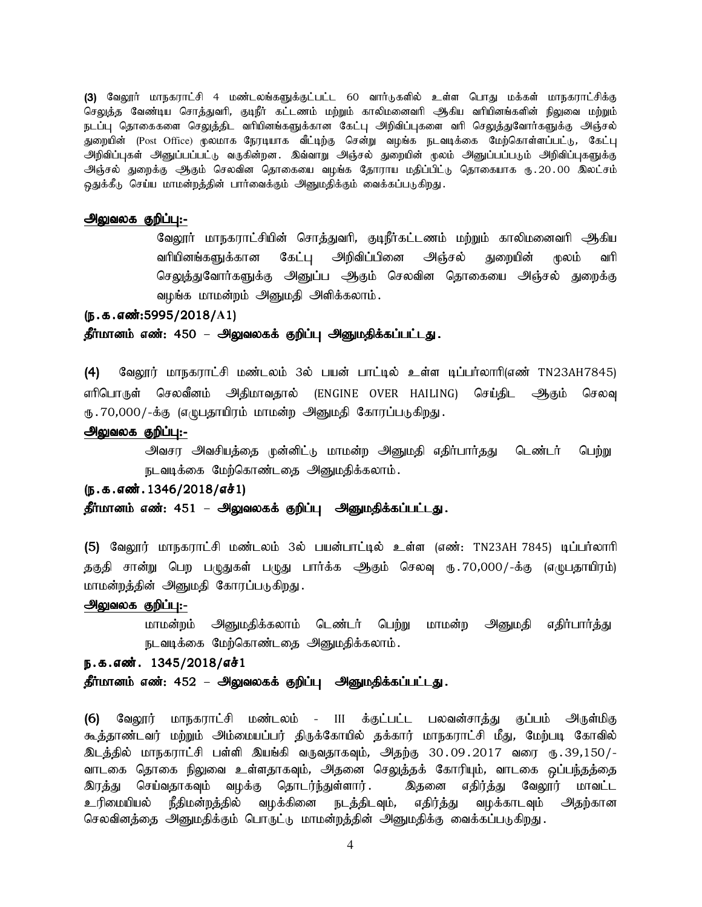**(3)** வேலூர் மாநகராட்சி 4 மண்டலங்களுக்குட்பட்ட 60 வார்டுகளில் உள்ள பொது மக்கள் மாநகராட்சிக்கு செலுத்த வேண்டிய சொத்துவரி, குடிநீர் கட்டணம் மற்றும் காலிமனைவரி ஆகிய வரியினங்களின் நிலுவை மற்றும் நடப்பு தொகைகளை செலுத்திட வரியினங்களுக்கான கேட்பு அறிவிப்புகளை வரி செலுத்துவோர்களுக்கு அஞ்சல் துறையின் (Post Office) மூலமாக நேரடியாக வீட்டிற்கு சென்று வழங்க நடவடிக்கை மேற்கொள்ளப்பட்டு, கேட்பு அறிவிப்புகள் அனுப்பப்பட்டு வருகின்றன. இவ்வாறு அஞ்சல் துறையின் மூலம் அனுப்பப்படும் அறிவிப்புகளுக்கு அஞ்சல் துறைக்கு ஆகும் செலவின தொகையை வழங்க தோராய மதிப்பிட்டு தொகையாக ரூ.20.00 இலட்சம் ஒதுக்கீடு செய்ய மாமன்றத்தின் பார்வைக்கும் அனுமதிக்கும் வைக்கப்படுகிறது.

**<u>அலுவலக குறிப்பு:-</u>**

வேலூர் மாநகராட்சியின் சொத்துவரி, குடிநீர்கட்டணம் மற்றும் காலிமனைவரி ஆகிய வரியினங்களுக்கான கேட்பு அறிவிப்பினை அஞ்சல் துறையின் மூலம் வரி செலுத்துவோர்களுக்கு அனுப்ப ஆகும் செலவின தொகையை அஞ்சல் துறைக்கு வழங்க மாமன்றம் அனுமதி அளிக்கலாம்.

**(ந.க.எண்:5995/2018/A1)**

**தீர்மானம் எண்: 450 – அலுவலகக் குறிப்பு அனுமதிக்கப்பட்டது.**

**(4)** வேலூர் மாநகராட்சி மண்டலம் 3ல் பயன் பாட்டில் உள்ள டிப்பர்லாரி(எண் TN23AH7845) எரிபொருள் செலவீனம் அதிமாவதால் (ENGINE OVER HAILING) செய்திட ஆகும் செலவு ரூ.70,000/-க்கு (எழுபதாயிரம் மாமன்ற அனுமதி கோரப்படுகிறது.

**<u>அலுவலக குறிப்பு:-</u>**

அவசர அவசியத்தை முன்னிட்டு மாமன்ற அனுமதி எதிர்பார்தது டெண்டர் பெற்று நடவடிக்கை மேற்கொண்டதை அனுமதிக்கலாம்.

**(ந.க.எண்.1346/2018/எச்1)**

**தீர்மானம் எண்: 451 – அலுவலகக் குறிப்பு அனுமதிக்கப்பட்டது.**

**(5)** வேலூர் மாநகராட்சி மண்டலம் 3ல் பயன்பாட்டில் உள்ள (எண்: TN23AH 7845) டிப்பர்லாரி தகுதி சான்று பெற பழுதுகள் பழுது பார்க்க ஆகும் செலவு ரூ.70,000/-க்கு (எழுபதாயிரம்) மாமன்றத்தின் அனுமதி கோரப்படுகிறது.

**<u>அலுவலக குறிப்பு:-</u>**

மாமன்றம் அனுமதிக்கலாம் டெண்டர் பெற்று மாமன்ற அனுமதி எதிர்பார்த்து நடவடிக்கை மேற்கொண்டதை அனுமதிக்கலாம்.

**ந.க.எண். 1345/2018/எச்1**

**தீர்மானம் எண்: 452 – அலுவலகக் குறிப்பு அனுமதிக்கப்பட்டது.**

**(6)** வேலூர் மாநகராட்சி மண்டலம் - III க்குட்பட்ட பலவன்சாத்து குப்பம் அருள்மிகு கூத்தாண்டவர் மற்றும் அம்மையப்பர் திருக்கோயில் தக்கார் மாநகராட்சி மீது, மேற்படி கோவில் இடத்தில் மாநகராட்சி பள்ளி இயங்கி வருவதாகவும், அதற்கு 30.09.2017 வரை ரூ.39,150/- வாடகை தொகை நிலுவை உள்ளதாகவும், அதனை செலுத்தக் கோரியும், வாடகை ஒப்பந்தத்தை இரத்து செய்வதாகவும் வழக்கு தொடர்ந்துள்ளார். இதனை எதிர்த்து வேலூர் மாவட்ட உரிமையியல் நீதிமன்றத்தில் வழக்கினை நடத்திடவும், எதிர்த்து வழக்காடவும் அதற்கான செலவினத்தை அனுமதிக்கும் பொருட்டு மாமன்றத்தின் அனுமதிக்கு வைக்கப்படுகிறது.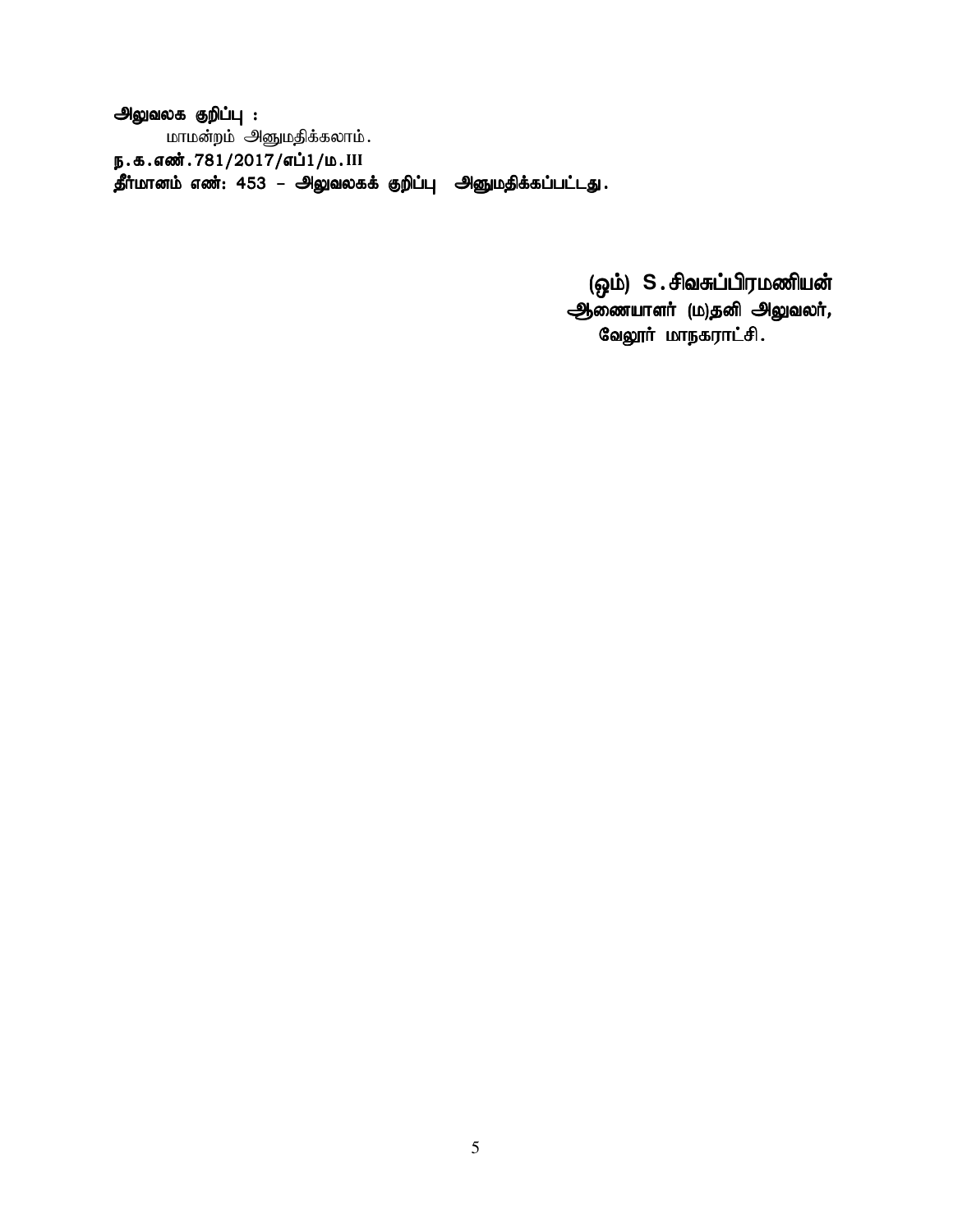**அலுவலக குறிப்பு :**

மாமன்றம் அனுமதிக்கலாம்.

**ந.க.எண்.781/2017/எப்1/ம.III**

**தீர்மானம் எண்: 453 – அலுவலகக் குறிப்பு அனுமதிக்கப்பட்டது.**

**(ஒம்) S.சிவசுப்பிரமணியன்**
**ஆணையாளர் (ம)தனி அலுவலர்,**
**வேலூர் மாநகராட்சி.**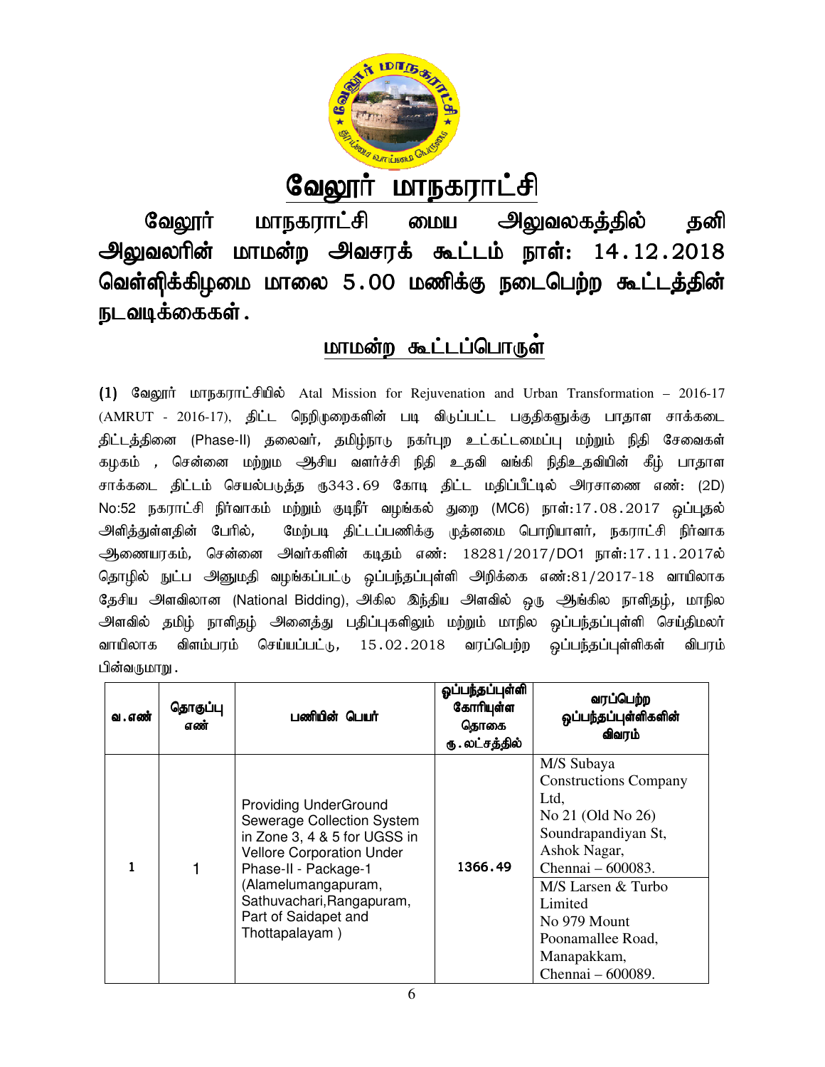# வேலூர் மாநகராட்சி

## வேலூர் மாநகராட்சி மைய அலுவலகத்தில் தனி அலுவலரின் மாமன்ற அவசரக் கூட்டம் நாள்: 14.12.2018 வெள்ளிக்கிழமை மாலை 5.00 மணிக்கு நடைபெற்ற கூட்டத்தின் நடவடிக்கைகள்.

### மாமன்ற கூட்டப்பொருள்

**(1)** வேலூர் மாநகராட்சியில் Atal Mission for Rejuvenation and Urban Transformation – 2016-17 (AMRUT - 2016-17), திட்ட நெறிமுறைகளின் படி விடுப்பட்ட பகுதிகளுக்கு பாதாள சாக்கடை திட்டத்தினை (Phase-II) தலைவர், தமிழ்நாடு நகர்புற உட்கட்டமைப்பு மற்றும் நிதி சேவைகள் கழகம் , சென்னை மற்றும ஆசிய வளர்ச்சி நிதி உதவி வங்கி நிதிஉதவியின் கீழ் பாதாள சாக்கடை திட்டம் செயல்படுத்த ரூ343.69 கோடி திட்ட மதிப்பீட்டில் அரசாணை எண்: (2D) No:52 நகராட்சி நிர்வாகம் மற்றும் குடிநீர் வழங்கல் துறை (MC6) நாள்:17.08.2017 ஒப்புதல் அளித்துள்ளதின் பேரில், மேற்படி திட்டப்பணிக்கு முதன்மை பொறியாளர், நகராட்சி நிர்வாக ஆணையரகம், சென்னை அவர்களின் கடிதம் எண்: 18281/2017/DO1 நாள்:17.11.2017ல் தொழில் நுட்ப அனுமதி வழங்கப்பட்டு ஒப்பந்தப்புள்ளி அறிக்கை எண்:81/2017-18 வாயிலாக தேசிய அளவிலான (National Bidding), அகில இந்திய அளவில் ஒரு ஆங்கில நாளிதழ், மாநில அளவில் தமிழ் நாளிதழ் அனைத்து பதிப்புகளிலும் மற்றும் மாநில ஒப்பந்தப்புள்ளி செய்திமலர் வாயிலாக விளம்பரம் செய்யப்பட்டு, 15.02.2018 வரப்பெற்ற ஒப்பந்தப்புள்ளிகள் விபரம் பின்வருமாறு.

| வ.எண் | தொகுப்பு எண் | பணியின் பெயர் | ஒப்பந்தப்புள்ளி கோரியுள்ள தொகை ரூ.லட்சத்தில் | வரப்பெற்ற ஒப்பந்தப்புள்ளிகளின் விவரம் |
|---|---|---|---|---|
| 1 | 1 | Providing UnderGround Sewerage Collection System in Zone 3, 4 & 5 for UGSS in Vellore Corporation Under Phase-II - Package-1 (Alamelumangapuram, Sathuvachari,Rangapuram, Part of Saidapet and Thottapalayam ) | 1366.49 | M/S Subaya Constructions Company Ltd, No 21 (Old No 26) Soundrapandiyan St, Ashok Nagar, Chennai – 600083. |
| | | | | M/S Larsen & Turbo Limited No 979 Mount Poonamallee Road, Manapakkam, Chennai – 600089. |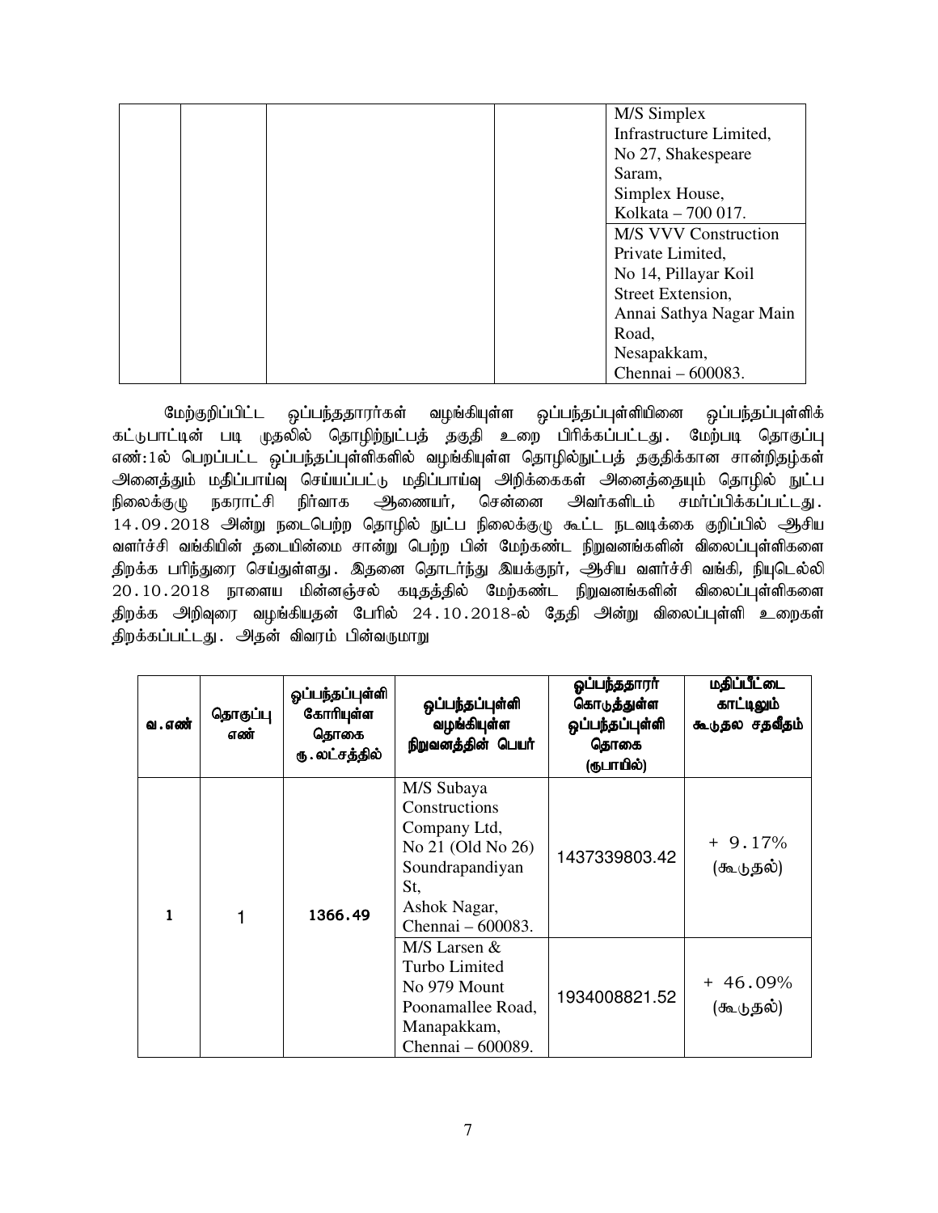| | | | | |
|---|---|---|---|---|
| | | | | M/S Simplex Infrastructure Limited, No 27, Shakespeare Saram, Simplex House, Kolkata – 700 017. |
| | | | | M/S VVV Construction Private Limited, No 14, Pillayar Koil Street Extension, Annai Sathya Nagar Main Road, Nesapakkam, Chennai – 600083. |

மேற்குறிப்பிட்ட ஒப்பந்ததாரர்கள் வழங்கியுள்ள ஒப்பந்தப்புள்ளியினை ஒப்பந்தப்புள்ளிக் கட்டுபாட்டின் படி முதலில் தொழிற்நுட்பத் தகுதி உறை பிரிக்கப்பட்டது. மேற்படி தொகுப்பு எண்:1ல் பெறப்பட்ட ஒப்பந்தப்புள்ளிகளில் வழங்கியுள்ள தொழில்நுட்பத் தகுதிக்கான சான்றிதழ்கள் அனைத்தும் மதிப்பாய்வு செய்யப்பட்டு மதிப்பாய்வு அறிக்கைகள் அனைத்தையும் தொழில் நுட்ப நிலைக்குழு நகராட்சி நிர்வாக ஆணையர், சென்னை அவர்களிடம் சமர்ப்பிக்கப்பட்டது. 14.09.2018 அன்று நடைபெற்ற தொழில் நுட்ப நிலைக்குழு கூட்ட நடவடிக்கை குறிப்பில் ஆசிய வளர்ச்சி வங்கியின் தடையின்மை சான்று பெற்ற பின் மேற்கண்ட நிறுவனங்களின் விலைப்புள்ளிகளை திறக்க பரிந்துரை செய்துள்ளது. இதனை தொடர்ந்து இயக்குநர், ஆசிய வளர்ச்சி வங்கி, நியுடெல்லி 20.10.2018 நாளைய மின்னஞ்சல் கடிதத்தில் மேற்கண்ட நிறுவனங்களின் விலைப்புள்ளிகளை திறக்க அறிவுரை வழங்கியதன் பேரில் 24.10.2018-ல் தேதி அன்று விலைப்புள்ளி உறைகள் திறக்கப்பட்டது. அதன் விவரம் பின்வருமாறு

| வ.எண் | தொகுப்பு எண் | ஒப்பந்தப்புள்ளி கோரியுள்ள தொகை ரூ.லட்சத்தில் | ஒப்பந்தப்புள்ளி வழங்கியுள்ள நிறுவனத்தின் பெயர் | ஒப்பந்ததாரர் கொடுத்துள்ள ஒப்பந்தப்புள்ளி தொகை (ரூபாயில்) | மதிப்பீட்டை காட்டிலும் கூடுதல சதவீதம் |
|---|---|---|---|---|---|
| 1 | 1 | 1366.49 | M/S Subaya Constructions Company Ltd, No 21 (Old No 26) Soundrapandiyan St, Ashok Nagar, Chennai – 600083. | 1437339803.42 | + 9.17% (கூடுதல்) |
| | | | M/S Larsen & Turbo Limited No 979 Mount Poonamallee Road, Manapakkam, Chennai – 600089. | 1934008821.52 | + 46.09% (கூடுதல்) |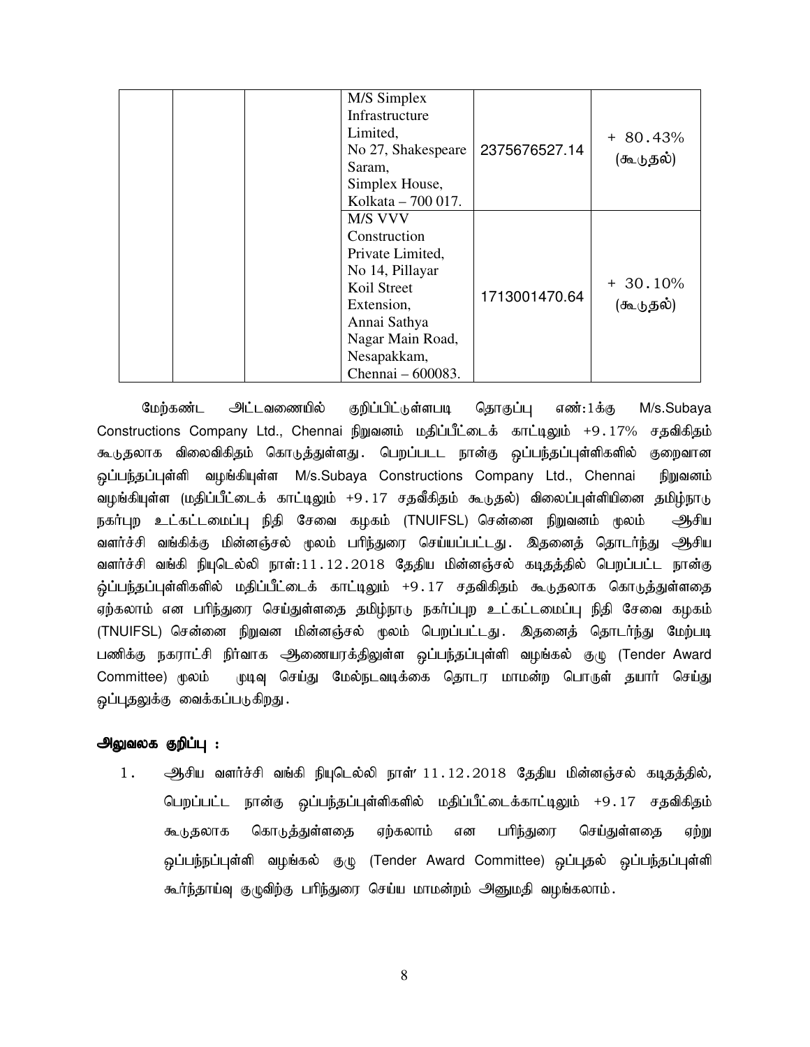| | | | | |
|---|---|---|---|---|
| | | M/S Simplex Infrastructure Limited, No 27, Shakespeare Saram, Simplex House, Kolkata – 700 017. | 2375676527.14 | + 80.43% (கூடுதல்) |
| | | M/S VVV Construction Private Limited, No 14, Pillayar Koil Street Extension, Annai Sathya Nagar Main Road, Nesapakkam, Chennai – 600083. | 1713001470.64 | + 30.10% (கூடுதல்) |

மேற்கண்ட அட்டவணையில் குறிப்பிட்டுள்ளபடி தொகுப்பு எண்:1க்கு M/s.Subaya Constructions Company Ltd., Chennai நிறுவனம் மதிப்பீட்டைக் காட்டிலும் +9.17% சதவிகிதம் கூடுதலாக விலைவிகிதம் கொடுத்துள்ளது. பெறப்படட நான்கு ஒப்பந்தப்புள்ளிகளில் குறைவான ஒப்பந்தப்புள்ளி வழங்கியுள்ள M/s.Subaya Constructions Company Ltd., Chennai நிறுவனம் வழங்கியுள்ள (மதிப்பீட்டைக் காட்டிலும் +9.17 சதவீகிதம் கூடுதல்) விலைப்புள்ளியினை தமிழ்நாடு நகர்புற உட்கட்டமைப்பு நிதி சேவை கழகம் (TNUIFSL) சென்னை நிறுவனம் மூலம் ஆசிய வளர்ச்சி வங்கிக்கு மின்னஞ்சல் மூலம் பரிந்துரை செய்யப்பட்டது. இதனைத் தொடர்ந்து ஆசிய வளர்ச்சி வங்கி நியுடெல்லி நாள்:11.12.2018 தேதிய மின்னஞ்சல் கடிதத்தில் பெறப்பட்ட நான்கு ஒ்ப்பந்தப்புள்ளிகளில் மதிப்பீட்டைக் காட்டிலும் +9.17 சதவிகிதம் கூடுதலாக கொடுத்துள்ளதை ஏற்கலாம் என பரிந்துரை செய்துள்ளதை தமிழ்நாடு நகர்ப்புற உட்கட்டமைப்பு நிதி சேவை கழகம் (TNUIFSL) சென்னை நிறுவன மின்னஞ்சல் மூலம் பெறப்பட்டது. இதனைத் தொடர்ந்து மேற்படி பணிக்கு நகராட்சி நிர்வாக ஆணையரகத்திலுள்ள ஒப்பந்தப்புள்ளி வழங்கல் குழு (Tender Award Committee) மூலம் முடிவு செய்து மேல்நடவடிக்கை தொடர மாமன்ற பொருள் தயார் செய்து ஒப்புதலுக்கு வைக்கப்படுகிறது.

**அலுவலக குறிப்பு :**

1. ஆசிய வளர்ச்சி வங்கி நியுடெல்லி நாள்' 11.12.2018 தேதிய மின்னஞ்சல் கடிதத்தில், பெறப்பட்ட நான்கு ஒப்பந்தப்புள்ளிகளில் மதிப்பீட்டைக்காட்டிலும் +9.17 சதவிகிதம் கூடுதலாக கொடுத்துள்ளதை ஏற்கலாம் என பரிந்துரை செய்துள்ளதை ஏற்று ஒப்பந்நப்புள்ளி வழங்கல் குழு (Tender Award Committee) ஒப்புதல் ஒப்பந்தப்புள்ளி கூர்ந்தாய்வு குழுவிற்கு பரிந்துரை செய்ய மாமன்றம் அனுமதி வழங்கலாம்.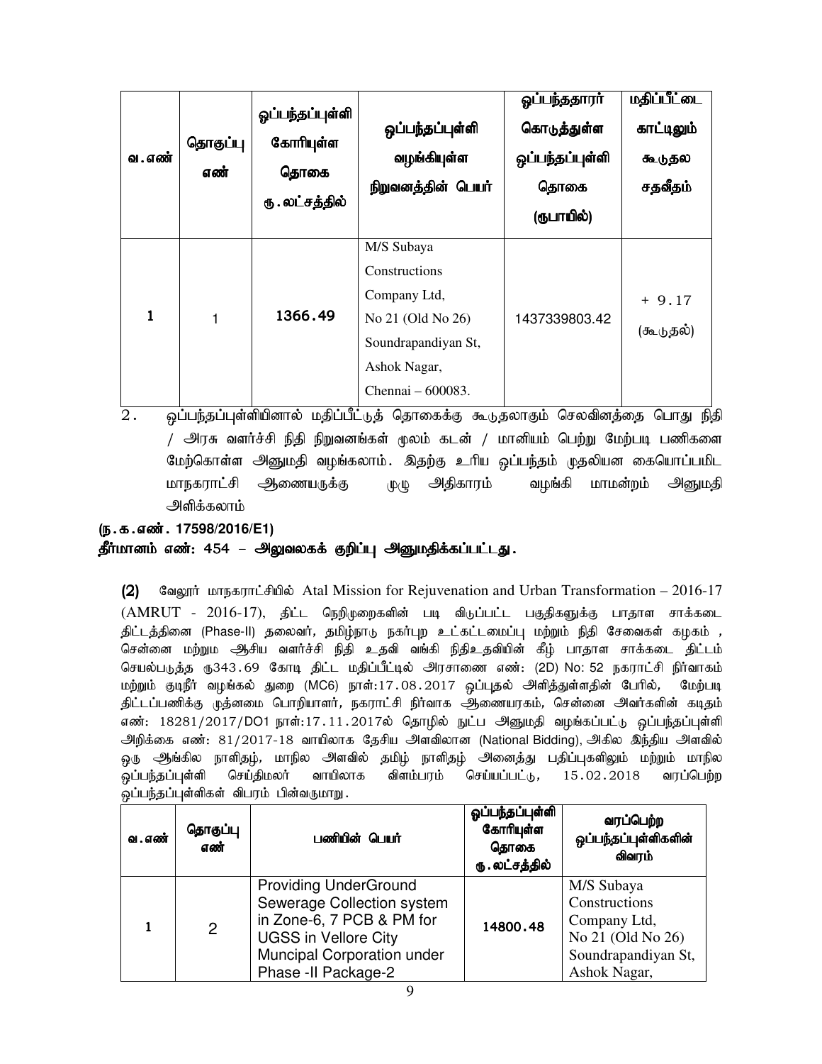| வ.எண் | தொகுப்பு எண் | ஒப்பந்தப்புள்ளி கோரியுள்ள தொகை ரூ.லட்சத்தில் | ஒப்பந்தப்புள்ளி வழங்கியுள்ள நிறுவனத்தின் பெயர் | ஒப்பந்ததாரர் கொடுத்துள்ள ஒப்பந்தப்புள்ளி தொகை (ரூபாயில்) | மதிப்பீட்டை காட்டிலும் கூடுதல சதவீதம் |
|---|---|---|---|---|---|
| 1 | 1 | 1366.49 | M/S Subaya Constructions Company Ltd, No 21 (Old No 26) Soundrapandiyan St, Ashok Nagar, Chennai – 600083. | 1437339803.42 | + 9.17 (கூடுதல்) |

2. ஒப்பந்தப்புள்ளியினால் மதிப்பீட்டுத் தொகைக்கு கூடுதலாகும் செலவினத்தை பொது நிதி / அரசு வளர்ச்சி நிதி நிறுவனங்கள் மூலம் கடன் / மானியம் பெற்று மேற்படி பணிகளை மேற்கொள்ள அனுமதி வழங்கலாம். இதற்கு உரிய ஒப்பந்தம் முதலியன கையொப்பமிட மாநகராட்சி ஆணையருக்கு முழு அதிகாரம் வழங்கி மாமன்றம் அனுமதி அளிக்கலாம்

**(ந.க.எண். 17598/2016/E1)**

**தீர்மானம் எண்: 454 – அலுவலகக் குறிப்பு அனுமதிக்கப்பட்டது.**

**(2)** வேலூர் மாநகராட்சியில் Atal Mission for Rejuvenation and Urban Transformation – 2016-17 (AMRUT - 2016-17), திட்ட நெறிமுறைகளின் படி விடுப்பட்ட பகுதிகளுக்கு பாதாள சாக்கடை திட்டத்தினை (Phase-II) தலைவர், தமிழ்நாடு நகர்புற உட்கட்டமைப்பு மற்றும் நிதி சேவைகள் கழகம் , சென்னை மற்றும ஆசிய வளர்ச்சி நிதி உதவி வங்கி நிதிஉதவியின் கீழ் பாதாள சாக்கடை திட்டம் செயல்படுத்த ரூ343.69 கோடி திட்ட மதிப்பீட்டில் அரசாணை எண்: (2D) No: 52 நகராட்சி நிர்வாகம் மற்றும் குடிநீர் வழங்கல் துறை (MC6) நாள்:17.08.2017 ஒப்புதல் அளித்துள்ளதின் பேரில், மேற்படி திட்டப்பணிக்கு முதன்மை பொறியாளர், நகராட்சி நிர்வாக ஆணையரகம், சென்னை அவர்களின் கடிதம் எண்: 18281/2017/DO1 நாள்:17.11.2017ல் தொழில் நுட்ப அனுமதி வழங்கப்பட்டு ஒப்பந்தப்புள்ளி அறிக்கை எண்: 81/2017-18 வாயிலாக தேசிய அளவிலான (National Bidding), அகில இந்திய அளவில் ஒரு ஆங்கில நாளிதழ், மாநில அளவில் தமிழ் நாளிதழ் அனைத்து பதிப்புகளிலும் மற்றும் மாநில ஒப்பந்தப்புள்ளி செய்திமலர் வாயிலாக விளம்பரம் செய்யப்பட்டு, 15.02.2018 வரப்பெற்ற ஒப்பந்தப்புள்ளிகள் விபரம் பின்வருமாறு.

| வ.எண் | தொகுப்பு எண் | பணியின் பெயர் | ஒப்பந்தப்புள்ளி கோரியுள்ள தொகை ரூ.லட்சத்தில் | வரப்பெற்ற ஒப்பந்தப்புள்ளிகளின் விவரம் |
|---|---|---|---|---|
| 1 | 2 | Providing UnderGround Sewerage Collection system in Zone-6, 7 PCB & PM for UGSS in Vellore City Muncipal Corporation under Phase -II Package-2 | 14800.48 | M/S Subaya Constructions Company Ltd, No 21 (Old No 26) Soundrapandiyan St, Ashok Nagar, |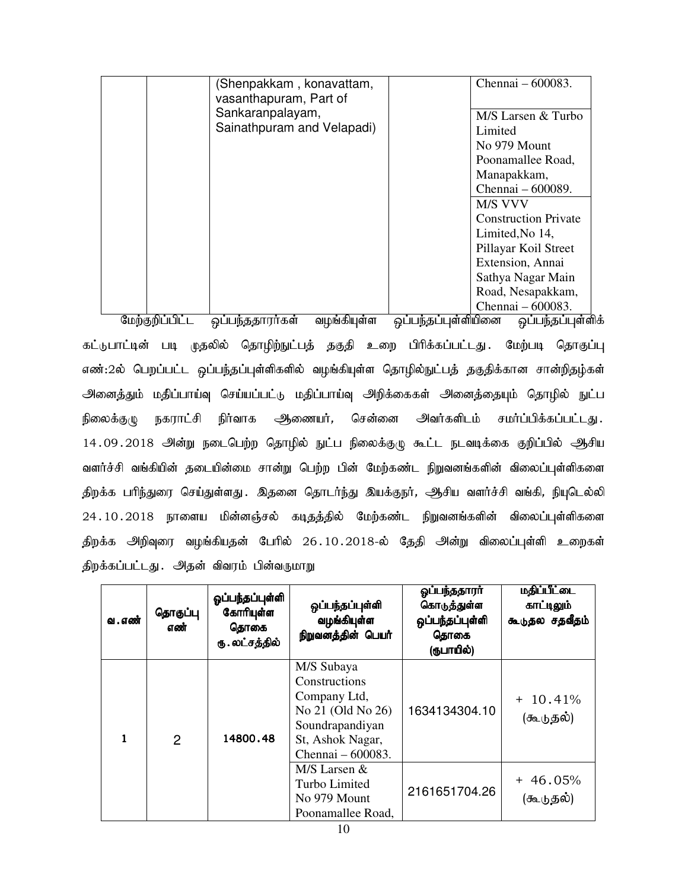| | | (Shenpakkam , konavattam, vasanthapuram, Part of Sankaranpalayam, Sainathpuram and Velapadi) | | Chennai – 600083. |
|---|---|---|---|---|
| | | | | M/S Larsen & Turbo Limited No 979 Mount Poonamallee Road, Manapakkam, Chennai – 600089. |
| | | | | M/S VVV Construction Private Limited,No 14, Pillayar Koil Street Extension, Annai Sathya Nagar Main Road, Nesapakkam, Chennai – 600083. |

மேற்குறிப்பிட்ட ஒப்பந்ததாரர்கள் வழங்கியுள்ள ஒப்பந்தப்புள்ளியினை ஒப்பந்தப்புள்ளிக் கட்டுபாட்டின் படி முதலில் தொழிற்நுட்பத் தகுதி உறை பிரிக்கப்பட்டது. மேற்படி தொகுப்பு எண்:2ல் பெறப்பட்ட ஒப்பந்தப்புள்ளிகளில் வழங்கியுள்ள தொழில்நுட்பத் தகுதிக்கான சான்றிதழ்கள் அனைத்தும் மதிப்பாய்வு செய்யப்பட்டு மதிப்பாய்வு அறிக்கைகள் அனைத்தையும் தொழில் நுட்ப நிலைக்குழு நகராட்சி நிர்வாக ஆணையர், சென்னை அவர்களிடம் சமர்ப்பிக்கப்பட்டது. 14.09.2018 அன்று நடைபெற்ற தொழில் நுட்ப நிலைக்குழு கூட்ட நடவடிக்கை குறிப்பில் ஆசிய வளர்ச்சி வங்கியின் தடையின்மை சான்று பெற்ற பின் மேற்கண்ட நிறுவனங்களின் விலைப்புள்ளிகளை திறக்க பரிந்துரை செய்துள்ளது. இதனை தொடர்ந்து இயக்குநர், ஆசிய வளர்ச்சி வங்கி, நியுடெல்லி 24.10.2018 நாளைய மின்னஞ்சல் கடிதத்தில் மேற்கண்ட நிறுவனங்களின் விலைப்புள்ளிகளை திறக்க அறிவுரை வழங்கியதன் பேரில் 26.10.2018-ல் தேதி அன்று விலைப்புள்ளி உறைகள் திறக்கப்பட்டது. அதன் விவரம் பின்வருமாறு

| வ.எண் | தொகுப்பு எண் | ஒப்பந்தப்புள்ளி கோரியுள்ள தொகை ரூ.லட்சத்தில் | ஒப்பந்தப்புள்ளி வழங்கியுள்ள நிறுவனத்தின் பெயர் | ஒப்பந்ததாரர் கொடுத்துள்ள ஒப்பந்தப்புள்ளி தொகை (ரூபாயில்) | மதிப்பீட்டை காட்டிலும் கூடுதல சதவீதம் |
|---|---|---|---|---|---|
| 1 | 2 | 14800.48 | M/S Subaya Constructions Company Ltd, No 21 (Old No 26) Soundrapandiyan St, Ashok Nagar, Chennai – 600083. | 1634134304.10 | + 10.41% (கூடுதல்) |
| | | | M/S Larsen & Turbo Limited No 979 Mount Poonamallee Road, | 2161651704.26 | + 46.05% (கூடுதல்) |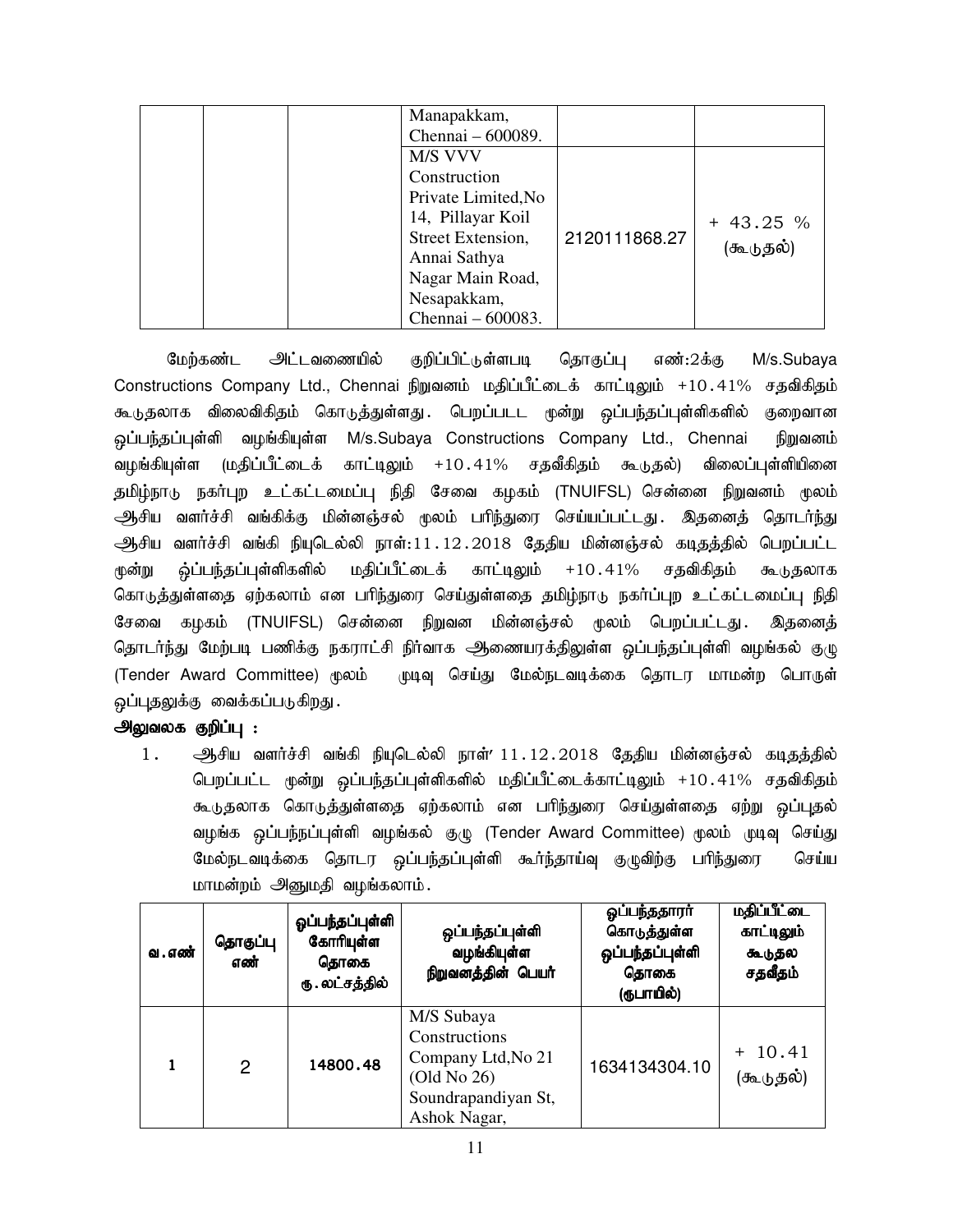| | | Manapakkam, Chennai – 600089. | | |
|---|---|---|---|---|
| | | M/S VVV Construction Private Limited,No 14, Pillayar Koil Street Extension, Annai Sathya Nagar Main Road, Nesapakkam, Chennai – 600083. | 2120111868.27 | + 43.25 % (கூடுதல்) |

மேற்கண்ட அட்டவணையில் குறிப்பிட்டுள்ளபடி தொகுப்பு எண்:2க்கு M/s.Subaya Constructions Company Ltd., Chennai நிறுவனம் மதிப்பீட்டைக் காட்டிலும் +10.41% சதவிகிதம் கூடுதலாக விலைவிகிதம் கொடுத்துள்ளது. பெறப்படட மூன்று ஒப்பந்தப்புள்ளிகளில் குறைவான ஒப்பந்தப்புள்ளி வழங்கியுள்ள M/s.Subaya Constructions Company Ltd., Chennai நிறுவனம் வழங்கியுள்ள (மதிப்பீட்டைக் காட்டிலும் +10.41% சதவீகிதம் கூடுதல்) விலைப்புள்ளியினை தமிழ்நாடு நகர்புற உட்கட்டமைப்பு நிதி சேவை கழகம் (TNUIFSL) சென்னை நிறுவனம் மூலம் ஆசிய வளர்ச்சி வங்கிக்கு மின்னஞ்சல் மூலம் பரிந்துரை செய்யப்பட்டது. இதனைத் தொடர்ந்து ஆசிய வளர்ச்சி வங்கி நியுடெல்லி நாள்:11.12.2018 தேதிய மின்னஞ்சல் கடிதத்தில் பெறப்பட்ட மூன்று ஒ்ப்பந்தப்புள்ளிகளில் மதிப்பீட்டைக் காட்டிலும் +10.41% சதவிகிதம் கூடுதலாக கொடுத்துள்ளதை ஏற்கலாம் என பரிந்துரை செய்துள்ளதை தமிழ்நாடு நகர்ப்புற உட்கட்டமைப்பு நிதி சேவை கழகம் (TNUIFSL) சென்னை நிறுவன மின்னஞ்சல் மூலம் பெறப்பட்டது. இதனைத் தொடர்ந்து மேற்படி பணிக்கு நகராட்சி நிர்வாக ஆணையரகத்திலுள்ள ஒப்பந்தப்புள்ளி வழங்கல் குழு (Tender Award Committee) மூலம் முடிவு செய்து மேல்நடவடிக்கை தொடர மாமன்ற பொருள் ஒப்புதலுக்கு வைக்கப்படுகிறது.

**அலுவலக குறிப்பு :**

1. ஆசிய வளர்ச்சி வங்கி நியுடெல்லி நாள்' 11.12.2018 தேதிய மின்னஞ்சல் கடிதத்தில் பெறப்பட்ட மூன்று ஒப்பந்தப்புள்ளிகளில் மதிப்பீட்டைக்காட்டிலும் +10.41% சதவிகிதம் கூடுதலாக கொடுத்துள்ளதை ஏற்கலாம் என பரிந்துரை செய்துள்ளதை ஏற்று ஒப்புதல் வழங்க ஒப்பந்நப்புள்ளி வழங்கல் குழு (Tender Award Committee) மூலம் முடிவு செய்து மேல்நடவடிக்கை தொடர ஒப்பந்தப்புள்ளி கூர்ந்தாய்வு குழுவிற்கு பரிந்துரை செய்ய மாமன்றம் அனுமதி வழங்கலாம்.

| வ.எண் | தொகுப்பு எண் | ஒப்பந்தப்புள்ளி கோரியுள்ள தொகை ரூ.லட்சத்தில் | ஒப்பந்தப்புள்ளி வழங்கியுள்ள நிறுவனத்தின் பெயர் | ஒப்பந்ததாரர் கொடுத்துள்ள ஒப்பந்தப்புள்ளி தொகை (ரூபாயில்) | மதிப்பீட்டை காட்டிலும் கூடுதல சதவீதம் |
|---|---|---|---|---|---|
| 1 | 2 | 14800.48 | M/S Subaya Constructions Company Ltd,No 21 (Old No 26) Soundrapandiyan St, Ashok Nagar, | 1634134304.10 | + 10.41 (கூடுதல்) |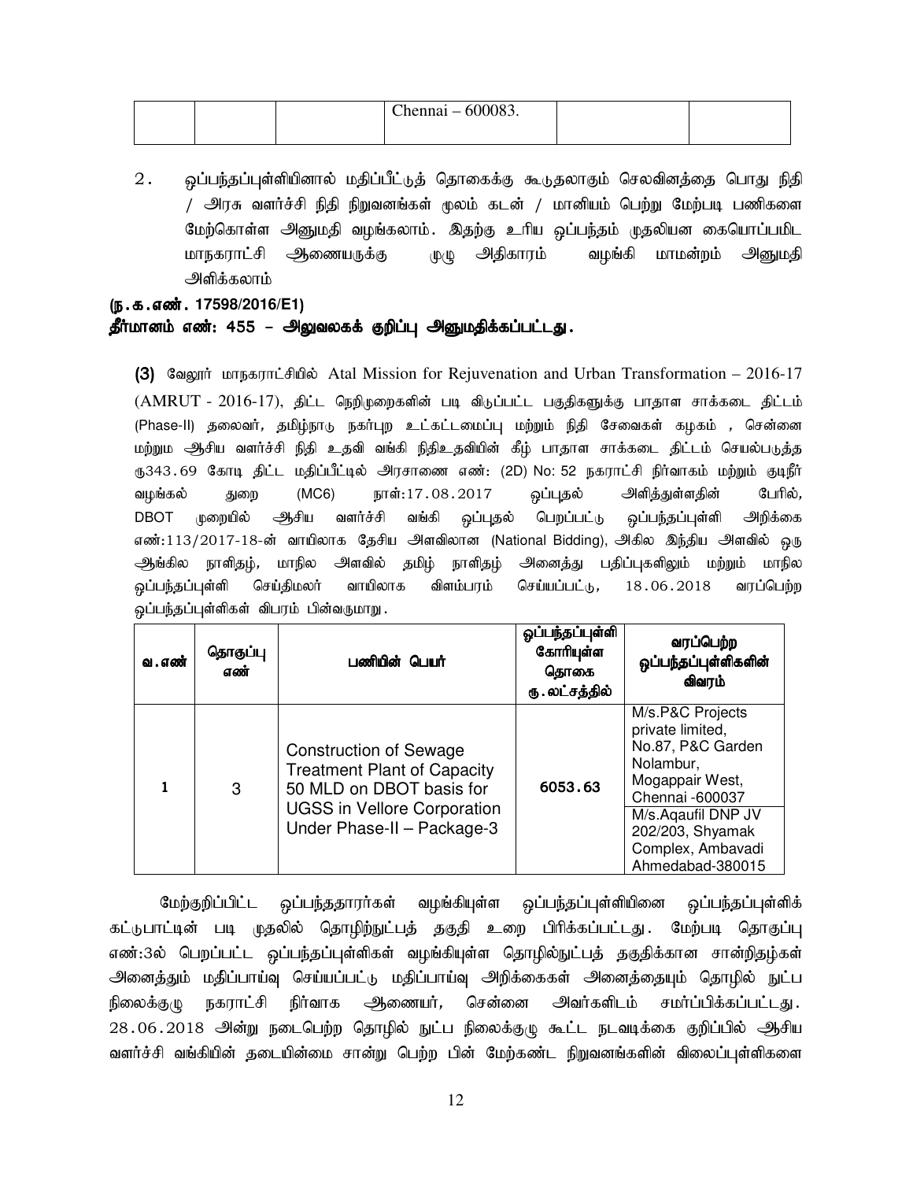| | | | Chennai – 600083. | | |
|---|---|---|---|---|---|

2. ஒப்பந்தப்புள்ளியினால் மதிப்பீட்டுத் தொகைக்கு கூடுதலாகும் செலவினத்தை பொது நிதி / அரசு வளர்ச்சி நிதி நிறுவனங்கள் மூலம் கடன் / மானியம் பெற்று மேற்படி பணிகளை மேற்கொள்ள அனுமதி வழங்கலாம். இதற்கு உரிய ஒப்பந்தம் முதலியன கையொப்பமிட மாநகராட்சி ஆணையருக்கு முழு அதிகாரம் வழங்கி மாமன்றம் அனுமதி அளிக்கலாம்

**(ந.க.எண். 17598/2016/E1)**

**தீர்மானம் எண்: 455 – அலுவலகக் குறிப்பு அனுமதிக்கப்பட்டது.**

**(3)** வேலூர் மாநகராட்சியில் Atal Mission for Rejuvenation and Urban Transformation – 2016-17 (AMRUT - 2016-17), திட்ட நெறிமுறைகளின் படி விடுப்பட்ட பகுதிகளுக்கு பாதாள சாக்கடை திட்டம் (Phase-II) தலைவர், தமிழ்நாடு நகர்புற உட்கட்டமைப்பு மற்றும் நிதி சேவைகள் கழகம் , சென்னை மற்றும ஆசிய வளர்ச்சி நிதி உதவி வங்கி நிதிஉதவியின் கீழ் பாதாள சாக்கடை திட்டம் செயல்படுத்த ரூ343.69 கோடி திட்ட மதிப்பீட்டில் அரசாணை எண்: (2D) No: 52 நகராட்சி நிர்வாகம் மற்றும் குடிநீர் வழங்கல் துறை (MC6) நாள்:17.08.2017 ஒப்புதல் அளித்துள்ளதின் பேரில், DBOT முறையில் ஆசிய வளர்ச்சி வங்கி ஒப்புதல் பெறப்பட்டு ஒப்பந்தப்புள்ளி அறிக்கை எண்:113/2017-18-ன் வாயிலாக தேசிய அளவிலான (National Bidding), அகில இந்திய அளவில் ஒரு ஆங்கில நாளிதழ், மாநில அளவில் தமிழ் நாளிதழ் அனைத்து பதிப்புகளிலும் மற்றும் மாநில ஒப்பந்தப்புள்ளி செய்திமலர் வாயிலாக விளம்பரம் செய்யப்பட்டு, 18.06.2018 வரப்பெற்ற ஒப்பந்தப்புள்ளிகள் விபரம் பின்வருமாறு.

| வ.எண் | தொகுப்பு எண் | பணியின் பெயர் | ஒப்பந்தப்புள்ளி கோரியுள்ள தொகை ரூ.லட்சத்தில் | வரப்பெற்ற ஒப்பந்தப்புள்ளிகளின் விவரம் |
|---|---|---|---|---|
| 1 | 3 | Construction of Sewage Treatment Plant of Capacity 50 MLD on DBOT basis for UGSS in Vellore Corporation Under Phase-II – Package-3 | 6053.63 | M/s.P&C Projects private limited, No.87, P&C Garden Nolambur, Mogappair West, Chennai -600037 |
| | | | | M/s.Aqaufil DNP JV 202/203, Shyamak Complex, Ambavadi Ahmedabad-380015 |

மேற்குறிப்பிட்ட ஒப்பந்ததாரர்கள் வழங்கியுள்ள ஒப்பந்தப்புள்ளியினை ஒப்பந்தப்புள்ளிக் கட்டுபாட்டின் படி முதலில் தொழிற்நுட்பத் தகுதி உறை பிரிக்கப்பட்டது. மேற்படி தொகுப்பு எண்:3ல் பெறப்பட்ட ஒப்பந்தப்புள்ளிகள் வழங்கியுள்ள தொழில்நுட்பத் தகுதிக்கான சான்றிதழ்கள் அனைத்தும் மதிப்பாய்வு செய்யப்பட்டு மதிப்பாய்வு அறிக்கைகள் அனைத்தையும் தொழில் நுட்ப நிலைக்குழு நகராட்சி நிர்வாக ஆணையர், சென்னை அவர்களிடம் சமர்ப்பிக்கப்பட்டது. 28.06.2018 அன்று நடைபெற்ற தொழில் நுட்ப நிலைக்குழு கூட்ட நடவடிக்கை குறிப்பில் ஆசிய வளர்ச்சி வங்கியின் தடையின்மை சான்று பெற்ற பின் மேற்கண்ட நிறுவனங்களின் விலைப்புள்ளிகளை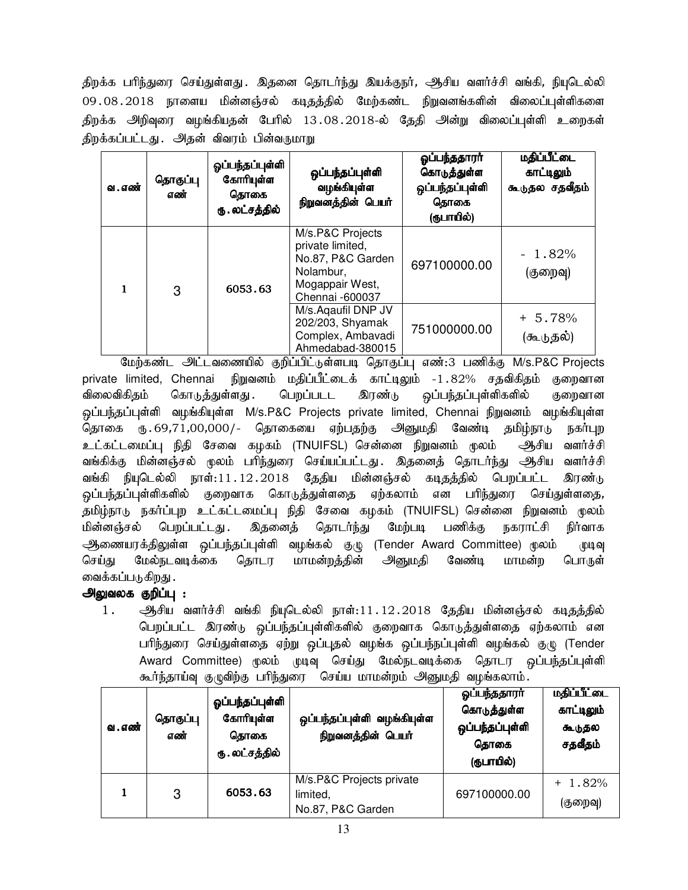திறக்க பரிந்துரை செய்துள்ளது. இதனை தொடர்ந்து இயக்குநர், ஆசிய வளர்ச்சி வங்கி, நியுடெல்லி 09.08.2018 நாளைய மின்னஞ்சல் கடிதத்தில் மேற்கண்ட நிறுவனங்களின் விலைப்புள்ளிகளை திறக்க அறிவுரை வழங்கியதன் பேரில் 13.08.2018-ல் தேதி அன்று விலைப்புள்ளி உறைகள் திறக்கப்பட்டது. அதன் விவரம் பின்வருமாறு

| வ.எண் | தொகுப்பு எண் | ஒப்பந்தப்புள்ளி கோரியுள்ள தொகை ரூ.லட்சத்தில் | ஒப்பந்தப்புள்ளி வழங்கியுள்ள நிறுவனத்தின் பெயர் | ஒப்பந்ததாரர் கொடுத்துள்ள ஒப்பந்தப்புள்ளி தொகை (ரூபாயில்) | மதிப்பீட்டை காட்டிலும் கூடுதல சதவீதம் |
|---|---|---|---|---|---|
| 1 | 3 | 6053.63 | M/s.P&C Projects private limited, No.87, P&C Garden Nolambur, Mogappair West, Chennai -600037 | 697100000.00 | - 1.82% (குறைவு) |
| | | | M/s.Aqaufil DNP JV 202/203, Shyamak Complex, Ambavadi Ahmedabad-380015 | 751000000.00 | + 5.78% (கூடுதல்) |

மேற்கண்ட அட்டவணையில் குறிப்பிட்டுள்ளபடி தொகுப்பு எண்:3 பணிக்கு M/s.P&C Projects private limited, Chennai நிறுவனம் மதிப்பீட்டைக் காட்டிலும் -1.82% சதவிகிதம் குறைவான விலைவிகிதம் கொடுத்துள்ளது. பெறப்பட்ட இரண்டு ஒப்பந்தப்புள்ளிகளில் குறைவான ஒப்பந்தப்புள்ளி வழங்கியுள்ள M/s.P&C Projects private limited, Chennai நிறுவனம் வழங்கியுள்ள தொகை ரூ.69,71,00,000/- தொகையை ஏற்பதற்கு அனுமதி வேண்டி தமிழ்நாடு நகர்புற உட்கட்டமைப்பு நிதி சேவை கழகம் (TNUIFSL) சென்னை நிறுவனம் மூலம் ஆசிய வளர்ச்சி வங்கிக்கு மின்னஞ்சல் மூலம் பரிந்துரை செய்யப்பட்டது. இதனைத் தொடர்ந்து ஆசிய வளர்ச்சி வங்கி நியுடெல்லி நாள்:11.12.2018 தேதிய மின்னஞ்சல் கடிதத்தில் பெறப்பட்ட இரண்டு ஒப்பந்தப்புள்ளிகளில் குறைவாக கொடுத்துள்ளதை ஏற்கலாம் என பரிந்துரை செய்துள்ளதை, தமிழ்நாடு நகர்ப்புற உட்கட்டமைப்பு நிதி சேவை கழகம் (TNUIFSL) சென்னை நிறுவனம் மூலம் மின்னஞ்சல் பெறப்பட்டது. இதனைத் தொடர்ந்து மேற்படி பணிக்கு நகராட்சி நிர்வாக ஆணையரகத்திலுள்ள ஒப்பந்தப்புள்ளி வழங்கல் குழு (Tender Award Committee) மூலம் முடிவு செய்து மேல்நடவடிக்கை தொடர மாமன்றத்தின் அனுமதி வேண்டி மாமன்ற பொருள் வைக்கப்படுகிறது.

**அலுவலக குறிப்பு :**

1. ஆசிய வளர்ச்சி வங்கி நியுடெல்லி நாள்:11.12.2018 தேதிய மின்னஞ்சல் கடிதத்தில் பெறப்பட்ட இரண்டு ஒப்பந்தப்புள்ளிகளில் குறைவாக கொடுத்துள்ளதை ஏற்கலாம் என பரிந்துரை செய்துள்ளதை ஏற்று ஒப்புதல் வழங்க ஒப்பந்தப்புள்ளி வழங்கல் குழு (Tender Award Committee) மூலம் முடிவு செய்து மேல்நடவடிக்கை தொடர ஒப்பந்தப்புள்ளி கூர்ந்தாய்வு குழுவிற்கு பரிந்துரை செய்ய மாமன்றம் அனுமதி வழங்கலாம்.

| வ.எண் | தொகுப்பு எண் | ஒப்பந்தப்புள்ளி கோரியுள்ள தொகை ரூ.லட்சத்தில் | ஒப்பந்தப்புள்ளி வழங்கியுள்ள நிறுவனத்தின் பெயர் | ஒப்பந்ததாரர் கொடுத்துள்ள ஒப்பந்தப்புள்ளி தொகை (ரூபாயில்) | மதிப்பீட்டை காட்டிலும் கூடுதல சதவீதம் |
|---|---|---|---|---|---|
| 1 | 3 | 6053.63 | M/s.P&C Projects private limited, No.87, P&C Garden | 697100000.00 | + 1.82% (குறைவு) |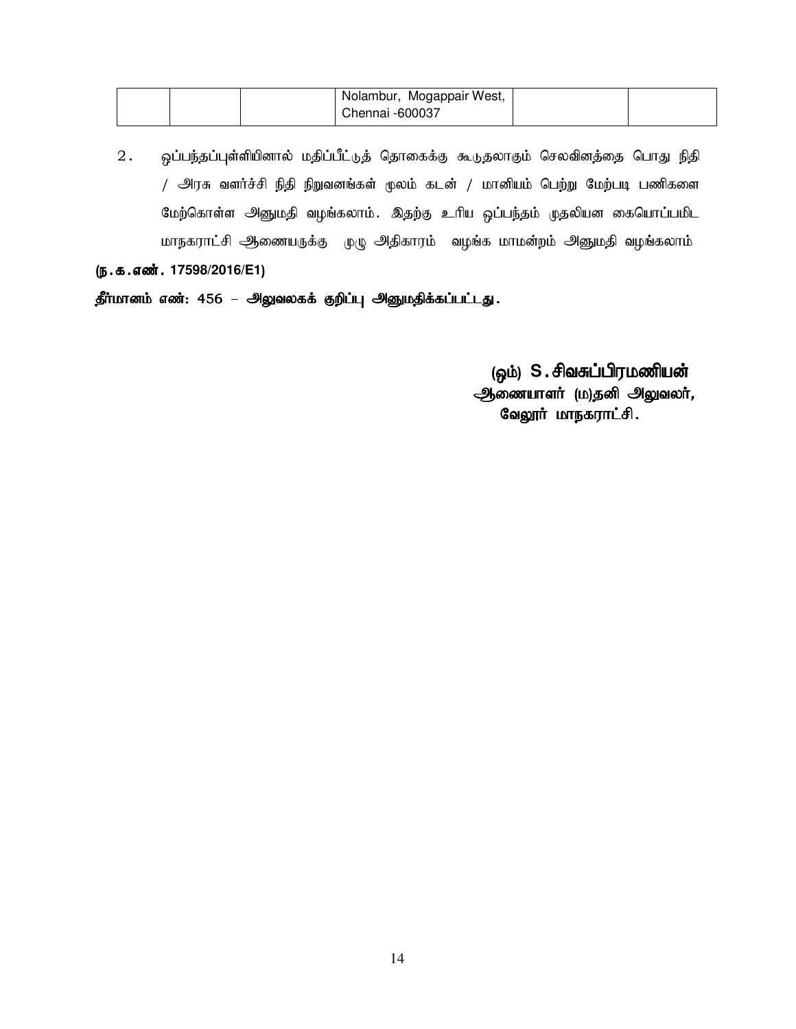|  |  |  | Nolambur, Mogappair West, Chennai -600037 |  |  |
|---|---|---|---|---|---|

2. ஒப்பந்தப்புள்ளியினால் மதிப்பீட்டுத் தொகைக்கு கூடுதலாகும் செலவினத்தை பொது நிதி / அரசு வளர்ச்சி நிதி நிறுவனங்கள் மூலம் கடன் / மானியம் பெற்று மேற்படி பணிகளை மேற்கொள்ள அனுமதி வழங்கலாம். இதற்கு உரிய ஒப்பந்தம் முதலியன கையொப்பமிட மாநகராட்சி ஆணையருக்கு முழு அதிகாரம் வழங்க மாமன்றம் அனுமதி வழங்கலாம்

**(ந.க.எண். 17598/2016/E1)**

**தீர்மானம் எண்: 456 – அலுவலகக் குறிப்பு அனுமதிக்கப்பட்டது.**

**(ஒம்) S.சிவசுப்பிரமணியன்**
**ஆணையாளர் (ம)தனி அலுவலர்,**
**வேலூர் மாநகராட்சி.**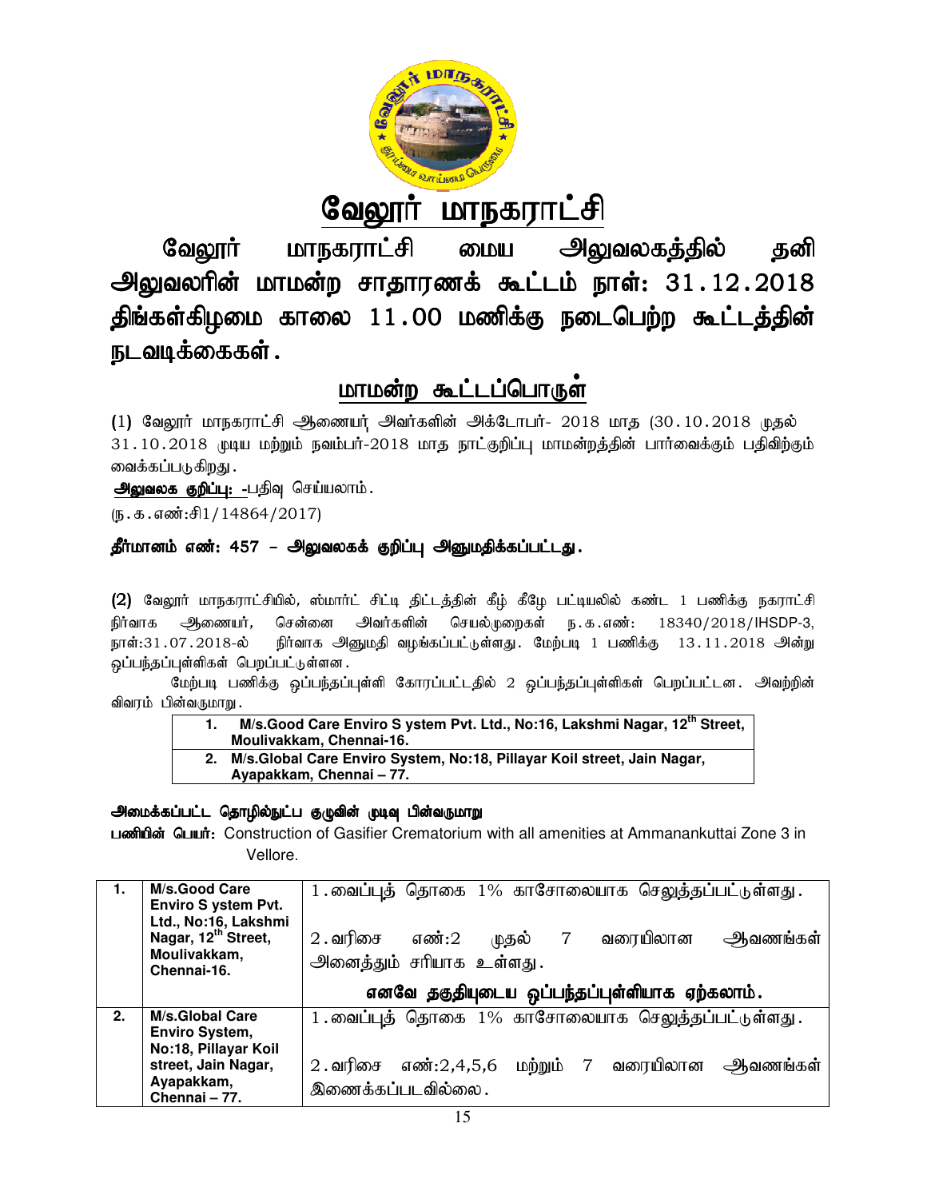# வேலூர் மாநகராட்சி

## வேலூர் மாநகராட்சி மைய அலுவலகத்தில் தனி அலுவலரின் மாமன்ற சாதாரணக் கூட்டம் நாள்: 31.12.2018 திங்கள்கிழமை காலை 11.00 மணிக்கு நடைபெற்ற கூட்டத்தின் நடவடிக்கைகள்.

## மாமன்ற கூட்டப்பொருள்

(1) வேலூர் மாநகராட்சி ஆணையர் அவர்களின் அக்டோபர்- 2018 மாத (30.10.2018 முதல் 31.10.2018 முடிய மற்றும் நவம்பர்-2018 மாத நாட்குறிப்பு மாமன்றத்தின் பார்வைக்கும் பதிவிற்கும் வைக்கப்படுகிறது.

**அலுவலக குறிப்பு:** -பதிவு செய்யலாம்.

(ந.க.எண்:சி1/14864/2017)

**தீர்மானம் எண்: 457 – அலுவலகக் குறிப்பு அனுமதிக்கப்பட்டது.**

(2) வேலூர் மாநகராட்சியில், ஸ்மார்ட் சிட்டி திட்டத்தின் கீழ் கீழே பட்டியலில் கண்ட 1 பணிக்கு நகராட்சி நிர்வாக ஆணையர், சென்னை அவர்களின் செயல்முறைகள் ந.க.எண்: 18340/2018/IHSDP-3, நாள்:31.07.2018-ல் நிர்வாக அனுமதி வழங்கப்பட்டுள்ளது. மேற்படி 1 பணிக்கு 13.11.2018 அன்று ஒப்பந்தப்புள்ளிகள் பெறப்பட்டுள்ளன.

மேற்படி பணிக்கு ஒப்பந்தப்புள்ளி கோரப்பட்டதில் 2 ஒப்பந்தப்புள்ளிகள் பெறப்பட்டன. அவற்றின் விவரம் பின்வருமாறு.

| | |
|---|---|
| 1. | **M/s.Good Care Enviro S ystem Pvt. Ltd., No:16, Lakshmi Nagar, 12th Street, Moulivakkam, Chennai-16.** |
| 2. | **M/s.Global Care Enviro System, No:18, Pillayar Koil street, Jain Nagar, Ayapakkam, Chennai – 77.** |

**அமைக்கப்பட்ட தொழில்நுட்ப குழுவின் முடிவு பின்வருமாறு**

**பணியின் பெயர்:** Construction of Gasifier Crematorium with all amenities at Ammanankuttai Zone 3 in Vellore.

| | | |
|---|---|---|
| **1.** | **M/s.Good Care Enviro S ystem Pvt. Ltd., No:16, Lakshmi Nagar, 12th Street, Moulivakkam, Chennai-16.** | 1.வைப்புத் தொகை 1% காசோலையாக செலுத்தப்பட்டுள்ளது.<br><br>2.வரிசை எண்:2 முதல் 7 வரையிலான ஆவணங்கள் அனைத்தும் சரியாக உள்ளது.<br><br>**எனவே தகுதியுடைய ஒப்பந்தப்புள்ளியாக ஏற்கலாம்.** |
| **2.** | **M/s.Global Care Enviro System, No:18, Pillayar Koil street, Jain Nagar, Ayapakkam, Chennai – 77.** | 1.வைப்புத் தொகை 1% காசோலையாக செலுத்தப்பட்டுள்ளது.<br><br>2.வரிசை எண்:2,4,5,6 மற்றும் 7 வரையிலான ஆவணங்கள் இணைக்கப்படவில்லை. |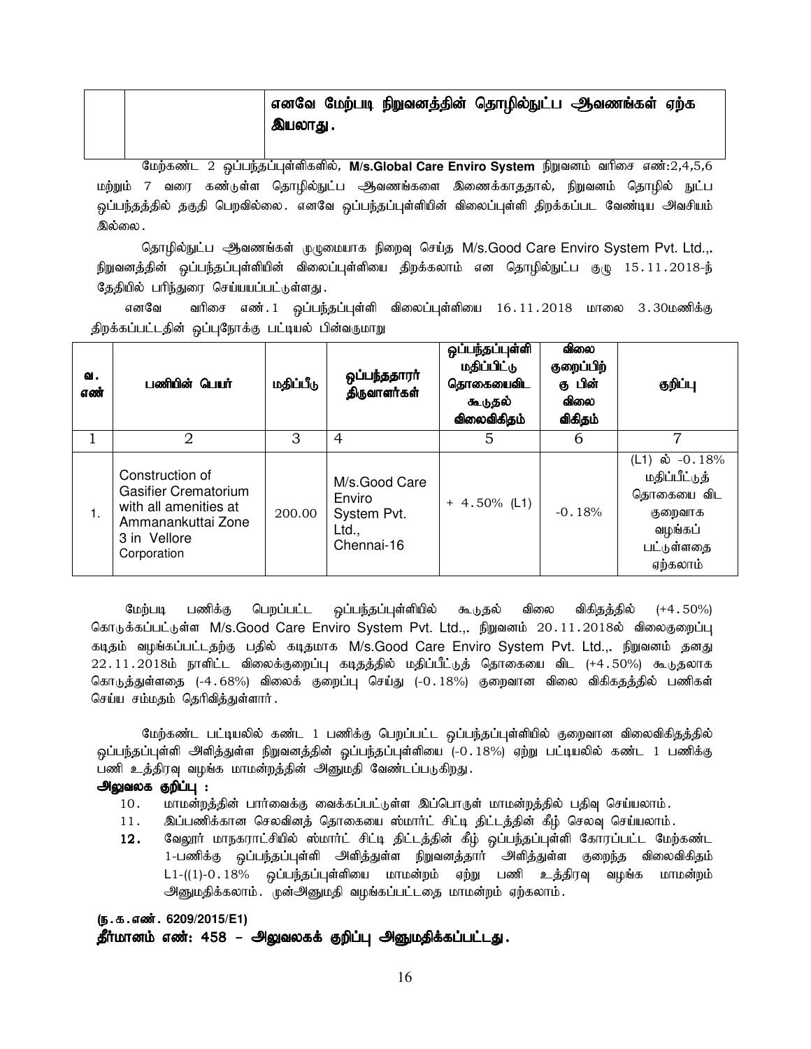| | | எனவே மேற்படி நிறுவனத்தின் தொழில்நுட்ப ஆவணங்கள் ஏற்க இயலாது. |
|---|---|---|

மேற்கண்ட 2 ஒப்பந்தப்புள்ளிகளில், **M/s.Global Care Enviro System** நிறுவனம் வரிசை எண்:2,4,5,6 மற்றும் 7 வரை கண்டுள்ள தொழில்நுட்ப ஆவணங்களை இணைக்காததால், நிறுவனம் தொழில் நுட்ப ஒப்பந்தத்தில் தகுதி பெறவில்லை. எனவே ஒப்பந்தப்புள்ளியின் விலைப்புள்ளி திறக்கப்பட வேண்டிய அவசியம் இல்லை.

தொழில்நுட்ப ஆவணங்கள் முழுமையாக நிறைவு செய்த M/s.Good Care Enviro System Pvt. Ltd.,. நிறுவனத்தின் ஒப்பந்தப்புள்ளியின் விலைப்புள்ளியை திறக்கலாம் என தொழில்நுட்ப குழு 15.11.2018-ந் தேதியில் பரிந்துரை செய்யயப்பட்டுள்ளது.

எனவே வரிசை எண்.1 ஒப்பந்தப்புள்ளி விலைப்புள்ளியை 16.11.2018 மாலை 3.30மணிக்கு திறக்கப்பட்டதின் ஒப்புநோக்கு பட்டியல் பின்வருமாறு

| வ. எண் | பணியின் பெயர் | மதிப்பீடு | ஒப்பந்ததாரர் திருவாளர்கள் | ஒப்பந்தப்புள்ளி மதிப்பிட்டு தொகையைவிட கூடுதல் விலைவிகிதம் | விலை குறைப்பிற்கு பின் விலை விகிதம் | குறிப்பு |
|---|---|---|---|---|---|---|
| 1 | 2 | 3 | 4 | 5 | 6 | 7 |
| 1. | Construction of Gasifier Crematorium with all amenities at Ammanankuttai Zone 3 in Vellore Corporation | 200.00 | M/s.Good Care Enviro System Pvt. Ltd., Chennai-16 | + 4.50% (L1) | -0.18% | (L1) ல் -0.18% மதிப்பீட்டுத் தொகையை விட குறைவாக வழங்கப் பட்டுள்ளதை ஏற்கலாம் |

மேற்படி பணிக்கு பெறப்பட்ட ஒப்பந்தப்புள்ளியில் கூடுதல் விலை விகிதத்தில் (+4.50%) கொடுக்கப்பட்டுள்ள M/s.Good Care Enviro System Pvt. Ltd.,. நிறுவனம் 20.11.2018ல் விலைகுறைப்பு கடிதம் வழங்கப்பட்டதற்கு பதில் கடிதமாக M/s.Good Care Enviro System Pvt. Ltd.,. நிறுவனம் தனது 22.11.2018ம் நாளிட்ட விலைக்குறைப்பு கடிதத்தில் மதிப்பீட்டுத் தொகையை விட (+4.50%) கூடுதலாக கொடுத்துள்ளதை (-4.68%) விலைக் குறைப்பு செய்து (-0.18%) குறைவான விலை விகிதத்தில் பணிகள் செய்ய சம்மதம் தெரிவித்துள்ளார்.

மேற்கண்ட பட்டியலில் கண்ட 1 பணிக்கு பெறப்பட்ட ஒப்பந்தப்புள்ளியில் குறைவான விலைவிகிதத்தில் ஒப்பந்தப்புள்ளி அளித்துள்ள நிறுவனத்தின் ஒப்பந்தப்புள்ளியை (-0.18%) ஏற்று பட்டியலில் கண்ட 1 பணிக்கு பணி உத்திரவு வழங்க மாமன்றத்தின் அனுமதி வேண்டப்படுகிறது.

**அலுவலக குறிப்பு :**

10. மாமன்றத்தின் பார்வைக்கு வைக்கப்பட்டுள்ள இப்பொருள் மாமன்றத்தில் பதிவு செய்யலாம்.
11. இப்பணிக்கான செலவினத் தொகையை ஸ்மார்ட் சிட்டி திட்டத்தின் கீழ் செலவு செய்யலாம்.
12. வேலூர் மாநகராட்சியில் ஸ்மார்ட் சிட்டி திட்டத்தின் கீழ் ஒப்பந்தப்புள்ளி கோரப்பட்ட மேற்கண்ட 1-பணிக்கு ஒப்பந்தப்புள்ளி அளித்துள்ள நிறுவனத்தார் அளித்துள்ள குறைந்த விலைவிகிதம் L1-((1)-0.18% ஒப்பந்தப்புள்ளியை மாமன்றம் ஏற்று பணி உத்திரவு வழங்க மாமன்றம் அனுமதிக்கலாம். முன்அனுமதி வழங்கப்பட்டதை மாமன்றம் ஏற்கலாம்.

**(ந.க.எண். 6209/2015/E1)**

**தீர்மானம் எண்: 458 – அலுவலகக் குறிப்பு அனுமதிக்கப்பட்டது.**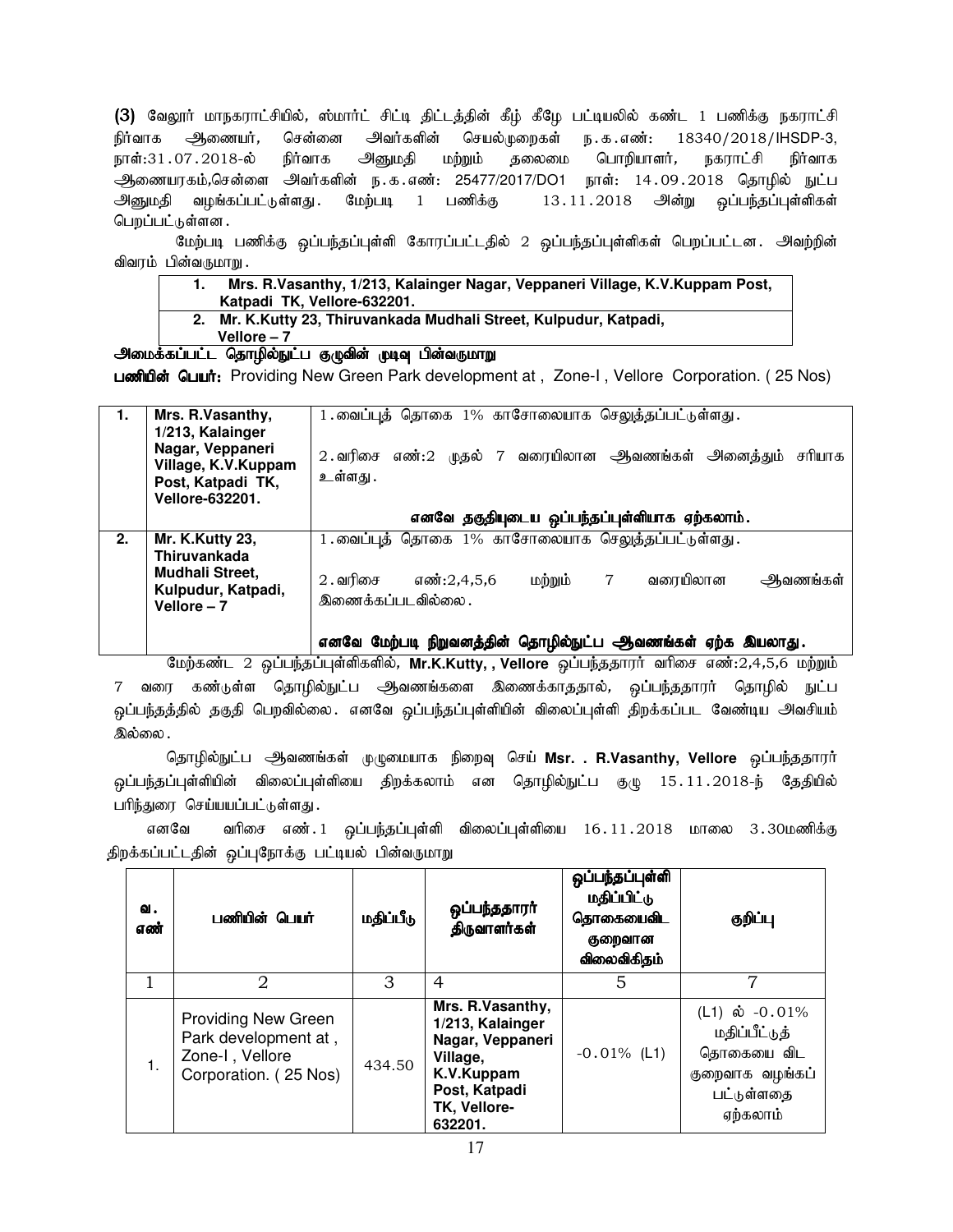(3) வேலூர் மாநகராட்சியில், ஸ்மார்ட் சிட்டி திட்டத்தின் கீழ் கீழே பட்டியலில் கண்ட 1 பணிக்கு நகராட்சி நிர்வாக ஆணையர், சென்னை அவர்களின் செயல்முறைகள் ந.க.எண்: 18340/2018/IHSDP-3, நாள்:31.07.2018-ல் நிர்வாக அனுமதி மற்றும் தலைமை பொறியாளர், நகராட்சி நிர்வாக ஆணையரகம்,சென்னை அவர்களின் ந.க.எண்: 25477/2017/DO1 நாள்: 14.09.2018 தொழில் நுட்ப அனுமதி வழங்கப்பட்டுள்ளது. மேற்படி 1 பணிக்கு 13.11.2018 அன்று ஒப்பந்தப்புள்ளிகள் பெறப்பட்டுள்ளன.

மேற்படி பணிக்கு ஒப்பந்தப்புள்ளி கோரப்பட்டதில் 2 ஒப்பந்தப்புள்ளிகள் பெறப்பட்டன. அவற்றின் விவரம் பின்வருமாறு.

| |
|---|
| **1. Mrs. R.Vasanthy, 1/213, Kalainger Nagar, Veppaneri Village, K.V.Kuppam Post, Katpadi TK, Vellore-632201.** |
| **2. Mr. K.Kutty 23, Thiruvankada Mudhali Street, Kulpudur, Katpadi, Vellore – 7** |

**அமைக்கப்பட்ட தொழில்நுட்ப குழுவின் முடிவு பின்வருமாறு**

**பணியின் பெயர்:** Providing New Green Park development at , Zone-I , Vellore Corporation. ( 25 Nos)

| | | |
|---|---|---|
| **1.** | **Mrs. R.Vasanthy, 1/213, Kalainger Nagar, Veppaneri Village, K.V.Kuppam Post, Katpadi TK, Vellore-632201.** | 1.வைப்புத் தொகை 1% காசோலையாக செலுத்தப்பட்டுள்ளது.<br><br>2.வரிசை எண்:2 முதல் 7 வரையிலான ஆவணங்கள் அனைத்தும் சரியாக உள்ளது.<br><br>**எனவே தகுதியுடைய ஒப்பந்தப்புள்ளியாக ஏற்கலாம்.** |
| **2.** | **Mr. K.Kutty 23, Thiruvankada Mudhali Street, Kulpudur, Katpadi, Vellore – 7** | 1.வைப்புத் தொகை 1% காசோலையாக செலுத்தப்பட்டுள்ளது.<br><br>2.வரிசை எண்:2,4,5,6 மற்றும் 7 வரையிலான ஆவணங்கள் இணைக்கப்படவில்லை.<br><br>**எனவே மேற்படி நிறுவனத்தின் தொழில்நுட்ப ஆவணங்கள் ஏற்க இயலாது.** |

மேற்கண்ட 2 ஒப்பந்தப்புள்ளிகளில், **Mr.K.Kutty, , Vellore** ஒப்பந்ததாரர் வரிசை எண்:2,4,5,6 மற்றும் 7 வரை கண்டுள்ள தொழில்நுட்ப ஆவணங்களை இணைக்காததால், ஒப்பந்ததாரர் தொழில் நுட்ப ஒப்பந்தத்தில் தகுதி பெறவில்லை. எனவே ஒப்பந்தப்புள்ளியின் விலைப்புள்ளி திறக்கப்பட வேண்டிய அவசியம் இல்லை.

தொழில்நுட்ப ஆவணங்கள் முழுமையாக நிறைவு செய் **Msr. . R.Vasanthy, Vellore** ஒப்பந்ததாரர் ஒப்பந்தப்புள்ளியின் விலைப்புள்ளியை திறக்கலாம் என தொழில்நுட்ப குழு 15.11.2018-ந் தேதியில் பரிந்துரை செய்யப்பட்டுள்ளது.

எனவே வரிசை எண்.1 ஒப்பந்தப்புள்ளி விலைப்புள்ளியை 16.11.2018 மாலை 3.30மணிக்கு திறக்கப்பட்டதின் ஒப்புநோக்கு பட்டியல் பின்வருமாறு

| வ. எண் | பணியின் பெயர் | மதிப்பீடு | ஒப்பந்ததாரர் திருவாளர்கள் | ஒப்பந்தப்புள்ளி மதிப்பிட்டு தொகையைவிட குறைவான விலைவிகிதம் | குறிப்பு |
|---|---|---|---|---|---|
| 1 | 2 | 3 | 4 | 5 | 7 |
| 1. | Providing New Green Park development at , Zone-I , Vellore Corporation. ( 25 Nos) | 434.50 | **Mrs. R.Vasanthy, 1/213, Kalainger Nagar, Veppaneri Village, K.V.Kuppam Post, Katpadi TK, Vellore-632201.** | -0.01% (L1) | (L1) ல் -0.01% மதிப்பீட்டுத் தொகையை விட குறைவாக வழங்கப் பட்டுள்ளதை ஏற்கலாம் |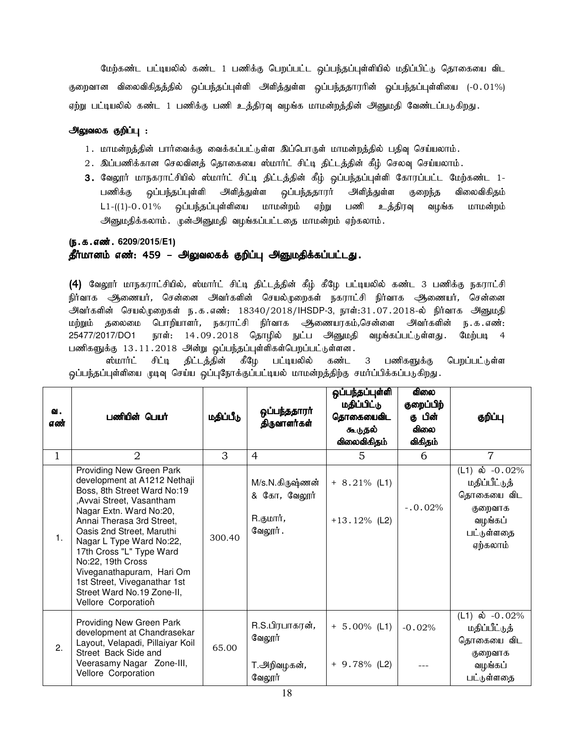மேற்கண்ட பட்டியலில் கண்ட 1 பணிக்கு பெறப்பட்ட ஒப்பந்தப்புள்ளியில் மதிப்பிட்டு தொகையை விட குறைவான விலைவிகிதத்தில் ஒப்பந்தப்புள்ளி அளித்துள்ள ஒப்பந்ததாரரின் ஒப்பந்தப்புள்ளியை (-0.01%) ஏற்று பட்டியலில் கண்ட 1 பணிக்கு பணி உத்திரவு வழங்க மாமன்றத்தின் அனுமதி வேண்டப்படுகிறது.

**அலுவலக குறிப்பு :**

1. மாமன்றத்தின் பார்வைக்கு வைக்கப்பட்டுள்ள இப்பொருள் மாமன்றத்தில் பதிவு செய்யலாம்.
2. இப்பணிக்கான செலவினத் தொகையை ஸ்மார்ட் சிட்டி திட்டத்தின் கீழ் செலவு செய்யலாம்.
3. வேலூர் மாநகராட்சியில் ஸ்மார்ட் சிட்டி திட்டத்தின் கீழ் ஒப்பந்தப்புள்ளி கோரப்பட்ட மேற்கண்ட 1- பணிக்கு ஒப்பந்தப்புள்ளி அளித்துள்ள ஒப்பந்ததாரர் அளித்துள்ள குறைந்த விலைவிகிதம் L1-((1)-0.01% ஒப்பந்தப்புள்ளியை மாமன்றம் ஏற்று பணி உத்திரவு வழங்க மாமன்றம் அனுமதிக்கலாம். முன்அனுமதி வழங்கப்பட்டதை மாமன்றம் ஏற்கலாம்.

**(ந.க.எண். 6209/2015/E1)**

**தீர்மானம் எண்: 459 – அலுவலகக் குறிப்பு அனுமதிக்கப்பட்டது.**

**(4)** வேலூர் மாநகராட்சியில், ஸ்மார்ட் சிட்டி திட்டத்தின் கீழ் கீழே பட்டியலில் கண்ட 3 பணிக்கு நகராட்சி நிர்வாக ஆணையர், சென்னை அவர்களின் செயல்முறைகள் நகராட்சி நிர்வாக ஆணையர், சென்னை அவர்களின் செயல்முறைகள் ந.க.எண்: 18340/2018/IHSDP-3, நாள்:31.07.2018-ல் நிர்வாக அனுமதி மற்றும் தலைமை பொறியாளர், நகராட்சி நிர்வாக ஆணையரகம்,சென்னை அவர்களின் ந.க.எண்: 25477/2017/DO1 நாள்: 14.09.2018 தொழில் நுட்ப அனுமதி வழங்கப்பட்டுள்ளது. மேற்படி 4 பணிகளுக்கு 13.11.2018 அன்று ஒப்பந்தப்புள்ளிகள்பெறப்பட்டுள்ளன.

ஸ்மார்ட் சிட்டி திட்டத்தின் கீழே பட்டியலில் கண்ட 3 பணிகளுக்கு பெறப்பட்டுள்ள ஒப்பந்தப்புள்ளியை முடிவு செய்ய ஒப்புநோக்குப்பட்டியல் மாமன்றத்திற்கு சமர்ப்பிக்கப்படுகிறது.

| வ. எண் | பணியின் பெயர் | மதிப்பீடு | ஒப்பந்ததாரர் திருவாளர்கள் | ஒப்பந்தப்புள்ளி மதிப்பிட்டு தொகையைவிட கூடுதல் விலைவிகிதம் | விலை குறைப்பிற் கு பின் விலை விகிதம் | குறிப்பு |
|---|---|---|---|---|---|---|
| 1 | 2 | 3 | 4 | 5 | 6 | 7 |
| 1. | Providing New Green Park development at A1212 Nethaji Boss, 8th Street Ward No:19 ,Avvai Street, Vasantham Nagar Extn. Ward No:20, Annai Therasa 3rd Street, Oasis 2nd Street, Maruthi Nagar L Type Ward No:22, 17th Cross "L" Type Ward No:22, 19th Cross Viveganathapuram, Hari Om 1st Street, Viveganathar 1st Street Ward No.19 Zone-II, Vellore Corporation | 300.40 | M/s.N.கிருஷ்ணன் & கோ, வேலூர்<br>R.குமார், வேலூர். | + 8.21% (L1)<br>+13.12% (L2) | -.0.02% | (L1) ல் -0.02% மதிப்பீட்டுத் தொகையை விட குறைவாக வழங்கப் பட்டுள்ளதை ஏற்கலாம் |
| 2. | Providing New Green Park development at Chandrasekar Layout, Velapadi, Pillaiyar Koil Street Back Side and Veerasamy Nagar Zone-III, Vellore Corporation | 65.00 | R.S.பிரபாகரன், வேலூர்<br>T.அறிவழகன், வேலூர் | + 5.00% (L1)<br>+ 9.78% (L2) | -0.02%<br>--- | (L1) ல் -0.02% மதிப்பீட்டுத் தொகையை விட குறைவாக வழங்கப் பட்டுள்ளதை |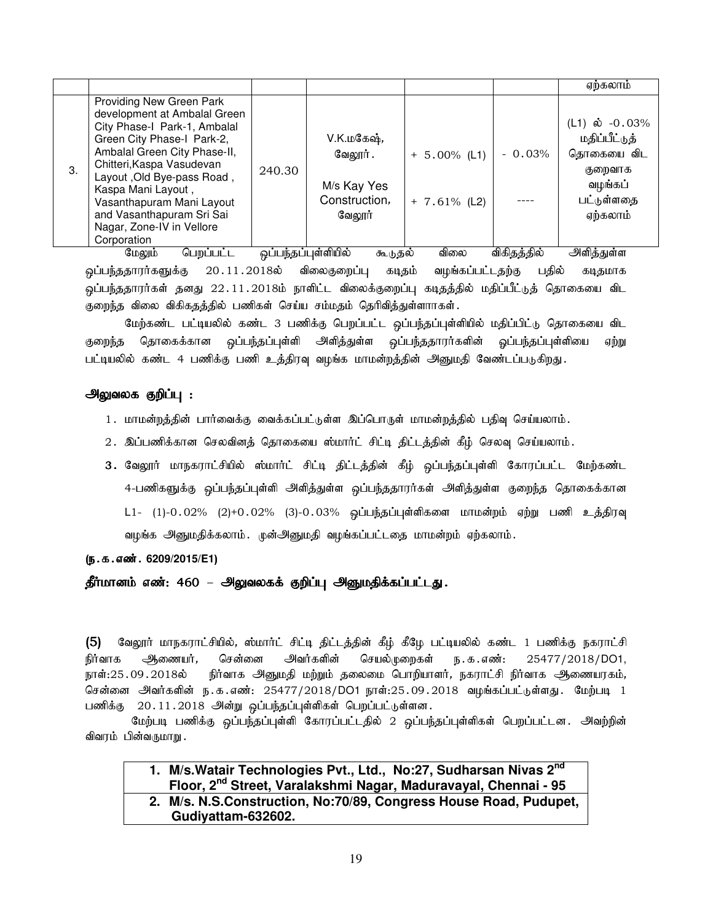| | | | | | | |
|---|---|---|---|---|---|---|
| | | | | | | ஏற்கலாம் |
| 3. | Providing New Green Park development at Ambalal Green City Phase-I Park-1, Ambalal Green City Phase-I Park-2, Ambalal Green City Phase-II, Chitteri,Kaspa Vasudevan Layout ,Old Bye-pass Road , Kaspa Mani Layout , Vasanthapuram Mani Layout and Vasanthapuram Sri Sai Nagar, Zone-IV in Vellore Corporation | 240.30 | V.K.மகேஷ், வேலூர். M/s Kay Yes Construction, வேலூர் | + 5.00% (L1) + 7.61% (L2) | - 0.03% ---- | (L1) ல் -0.03% மதிப்பீட்டுத் தொகையை விட குறைவாக வழங்கப் பட்டுள்ளதை ஏற்கலாம் |

மேலும் பெறப்பட்ட ஒப்பந்தப்புள்ளியில் கூடுதல் விலை விகிதத்தில் அளித்துள்ள ஒப்பந்ததாரர்களுக்கு 20.11.2018ல் விலைகுறைப்பு கடிதம் வழங்கப்பட்டதற்கு பதில் கடிதமாக ஒப்பந்ததாரர்கள் தனது 22.11.2018ம் நாளிட்ட விலைக்குறைப்பு கடிதத்தில் மதிப்பீட்டுத் தொகையை விட குறைந்த விலை விகிதத்தில் பணிகள் செய்ய சம்மதம் தெரிவித்துள்ளார்கள்.

மேற்கண்ட பட்டியலில் கண்ட 3 பணிக்கு பெறப்பட்ட ஒப்பந்தப்புள்ளியில் மதிப்பிட்டு தொகையை விட குறைந்த தொகைக்கான ஒப்பந்தப்புள்ளி அளித்துள்ள ஒப்பந்ததாரர்களின் ஒப்பந்தப்புள்ளியை ஏற்று பட்டியலில் கண்ட 4 பணிக்கு பணி உத்திரவு வழங்க மாமன்றத்தின் அனுமதி வேண்டப்படுகிறது.

**அலுவலக குறிப்பு :**

1. மாமன்றத்தின் பார்வைக்கு வைக்கப்பட்டுள்ள இப்பொருள் மாமன்றத்தில் பதிவு செய்யலாம்.
2. இப்பணிக்கான செலவினத் தொகையை ஸ்மார்ட் சிட்டி திட்டத்தின் கீழ் செலவு செய்யலாம்.
3. வேலூர் மாநகராட்சியில் ஸ்மார்ட் சிட்டி திட்டத்தின் கீழ் ஒப்பந்தப்புள்ளி கோரப்பட்ட மேற்கண்ட 4-பணிகளுக்கு ஒப்பந்தப்புள்ளி அளித்துள்ள ஒப்பந்ததாரர்கள் அளித்துள்ள குறைந்த தொகைக்கான L1- (1)-0.02% (2)+0.02% (3)-0.03% ஒப்பந்தப்புள்ளிகளை மாமன்றம் ஏற்று பணி உத்திரவு வழங்க அனுமதிக்கலாம். முன்அனுமதி வழங்கப்பட்டதை மாமன்றம் ஏற்கலாம்.

**(ந.க.எண். 6209/2015/E1)**

**தீர்மானம் எண்: 460 – அலுவலகக் குறிப்பு அனுமதிக்கப்பட்டது.**

**(5)** வேலூர் மாநகராட்சியில், ஸ்மார்ட் சிட்டி திட்டத்தின் கீழ் கீழே பட்டியலில் கண்ட 1 பணிக்கு நகராட்சி நிர்வாக ஆணையர், சென்னை அவர்களின் செயல்முறைகள் ந.க.எண்: 25477/2018/DO1, நாள்:25.09.2018ல் நிர்வாக அனுமதி மற்றும் தலைமை பொறியாளர், நகராட்சி நிர்வாக ஆணையரகம், சென்னை அவர்களின் ந.க.எண்: 25477/2018/DO1 நாள்:25.09.2018 வழங்கப்பட்டுள்ளது. மேற்படி 1 பணிக்கு 20.11.2018 அன்று ஒப்பந்தப்புள்ளிகள் பெறப்பட்டுள்ளன.

மேற்படி பணிக்கு ஒப்பந்தப்புள்ளி கோரப்பட்டதில் 2 ஒப்பந்தப்புள்ளிகள் பெறப்பட்டன. அவற்றின் விவரம் பின்வருமாறு.

| |
|---|
| **1. M/s.Watair Technologies Pvt., Ltd., No:27, Sudharsan Nivas 2nd Floor, 2nd Street, Varalakshmi Nagar, Maduravayal, Chennai - 95** |
| **2. M/s. N.S.Construction, No:70/89, Congress House Road, Pudupet, Gudiyattam-632602.** |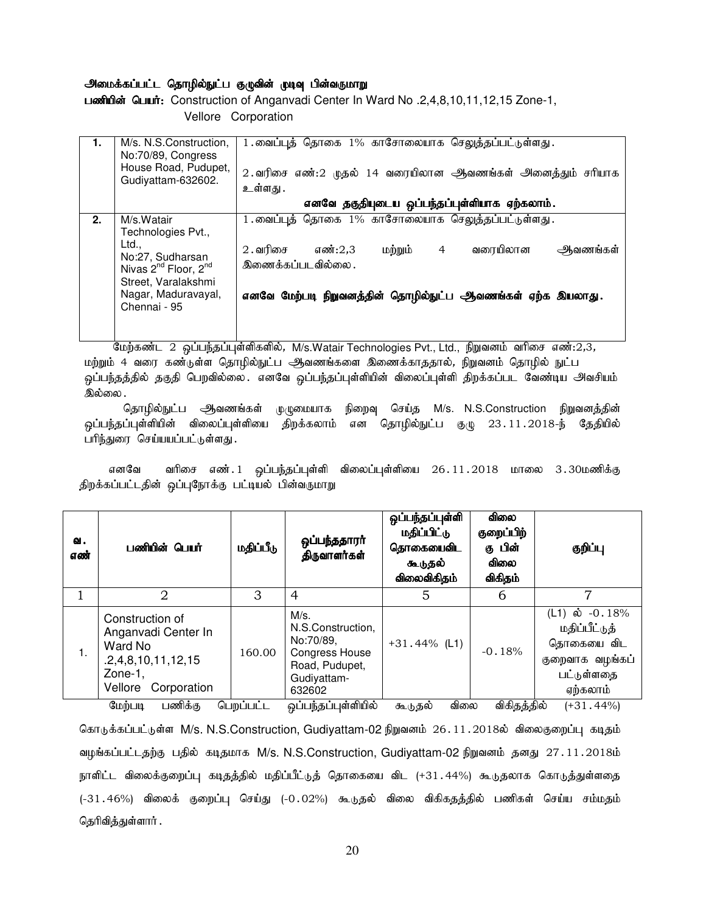**அமைக்கப்பட்ட தொழில்நுட்ப குழுவின் முடிவு பின்வருமாறு**

**பணியின் பெயர்:** Construction of Anganvadi Center In Ward No .2,4,8,10,11,12,15 Zone-1, Vellore Corporation

| | | |
|---|---|---|
| **1.** | M/s. N.S.Construction, No:70/89, Congress House Road, Pudupet, Gudiyattam-632602. | 1.வைப்புத் தொகை 1% காசோலையாக செலுத்தப்பட்டுள்ளது.<br><br>2.வரிசை எண்:2 முதல் 14 வரையிலான ஆவணங்கள் அனைத்தும் சரியாக உள்ளது.<br><br>**எனவே தகுதியுடைய ஒப்பந்தப்புள்ளியாக ஏற்கலாம்.** |
| **2.** | M/s.Watair Technologies Pvt., Ltd., No:27, Sudharsan Nivas 2nd Floor, 2nd Street, Varalakshmi Nagar, Maduravayal, Chennai - 95 | 1.வைப்புத் தொகை 1% காசோலையாக செலுத்தப்பட்டுள்ளது.<br><br>2.வரிசை எண்:2,3 மற்றும் 4 வரையிலான ஆவணங்கள் இணைக்கப்படவில்லை.<br><br>**எனவே மேற்படி நிறுவனத்தின் தொழில்நுட்ப ஆவணங்கள் ஏற்க இயலாது.** |

மேற்கண்ட 2 ஒப்பந்தப்புள்ளிகளில், M/s.Watair Technologies Pvt., Ltd., நிறுவனம் வரிசை எண்:2,3, மற்றும் 4 வரை கண்டுள்ள தொழில்நுட்ப ஆவணங்களை இணைக்காததால், நிறுவனம் தொழில் நுட்ப ஒப்பந்தத்தில் தகுதி பெறவில்லை. எனவே ஒப்பந்தப்புள்ளியின் விலைப்புள்ளி திறக்கப்பட வேண்டிய அவசியம் இல்லை.

தொழில்நுட்ப ஆவணங்கள் முழுமையாக நிறைவு செய்த M/s. N.S.Construction நிறுவனத்தின் ஒப்பந்தப்புள்ளியின் விலைப்புள்ளியை திறக்கலாம் என தொழில்நுட்ப குழு 23.11.2018-ந் தேதியில் பரிந்துரை செய்யயப்பட்டுள்ளது.

எனவே வரிசை எண்.1 ஒப்பந்தப்புள்ளி விலைப்புள்ளியை 26.11.2018 மாலை 3.30மணிக்கு திறக்கப்பட்டதின் ஒப்புநோக்கு பட்டியல் பின்வருமாறு

| வ. எண் | பணியின் பெயர் | மதிப்பீடு | ஒப்பந்ததாரர் திருவாளர்கள் | ஒப்பந்தப்புள்ளி மதிப்பிட்டு தொகையைவிட கூடுதல் விலைவிகிதம் | விலை குறைப்பிற் கு பின் விலை விகிதம் | குறிப்பு |
|---|---|---|---|---|---|---|
| 1 | 2 | 3 | 4 | 5 | 6 | 7 |
| 1. | Construction of Anganvadi Center In Ward No .2,4,8,10,11,12,15 Zone-1, Vellore Corporation | 160.00 | M/s. N.S.Construction, No:70/89, Congress House Road, Pudupet, Gudiyattam-632602 | +31.44% (L1) | -0.18% | (L1) ல் -0.18% மதிப்பீட்டுத் தொகையை விட குறைவாக வழங்கப் பட்டுள்ளதை ஏற்கலாம் |

மேற்படி பணிக்கு பெறப்பட்ட ஒப்பந்தப்புள்ளியில் கூடுதல் விலை விகிதத்தில் (+31.44%) கொடுக்கப்பட்டுள்ள M/s. N.S.Construction, Gudiyattam-02 நிறுவனம் 26.11.2018ல் விலைகுறைப்பு கடிதம் வழங்கப்பட்டதற்கு பதில் கடிதமாக M/s. N.S.Construction, Gudiyattam-02 நிறுவனம் தனது 27.11.2018ம் நாளிட்ட விலைக்குறைப்பு கடிதத்தில் மதிப்பீட்டுத் தொகையை விட (+31.44%) கூடுதலாக கொடுத்துள்ளதை (-31.46%) விலைக் குறைப்பு செய்து (-0.02%) கூடுதல் விலை விகிதத்தில் பணிகள் செய்ய சம்மதம் தெரிவித்துள்ளார்.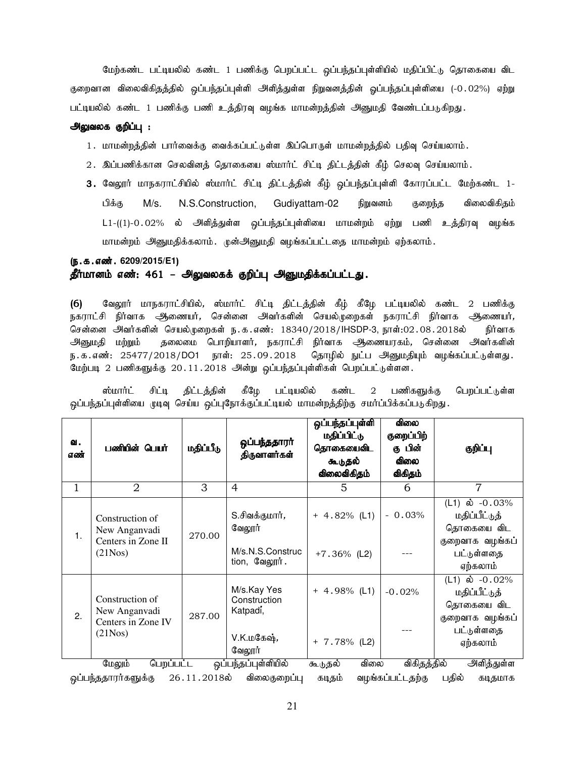மேற்கண்ட பட்டியலில் கண்ட 1 பணிக்கு பெறப்பட்ட ஒப்பந்தப்புள்ளியில் மதிப்பிட்டு தொகையை விட குறைவான விலைவிகிதத்தில் ஒப்பந்தப்புள்ளி அளித்துள்ள நிறுவனத்தின் ஒப்பந்தப்புள்ளியை (-0.02%) ஏற்று பட்டியலில் கண்ட 1 பணிக்கு பணி உத்திரவு வழங்க மாமன்றத்தின் அனுமதி வேண்டப்படுகிறது.

**அலுவலக குறிப்பு :**

1. மாமன்றத்தின் பார்வைக்கு வைக்கப்பட்டுள்ள இப்பொருள் மாமன்றத்தில் பதிவு செய்யலாம்.
2. இப்பணிக்கான செலவினத் தொகையை ஸ்மார்ட் சிட்டி திட்டத்தின் கீழ் செலவு செய்யலாம்.
3. வேலூர் மாநகராட்சியில் ஸ்மார்ட் சிட்டி திட்டத்தின் கீழ் ஒப்பந்தப்புள்ளி கோரப்பட்ட மேற்கண்ட 1-பிக்கு M/s. N.S.Construction, Gudiyattam-02 நிறுவனம் குறைந்த விலைவிகிதம் L1-((1)-0.02% ல் அளித்துள்ள ஒப்பந்தப்புள்ளியை மாமன்றம் ஏற்று பணி உத்திரவு வழங்க மாமன்றம் அனுமதிக்கலாம். முன்அனுமதி வழங்கப்பட்டதை மாமன்றம் ஏற்கலாம்.

**(ந.க.எண். 6209/2015/E1)**

**தீர்மானம் எண்: 461 – அலுவலகக் குறிப்பு அனுமதிக்கப்பட்டது.**

**(6)** வேலூர் மாநகராட்சியில், ஸ்மார்ட் சிட்டி திட்டத்தின் கீழ் கீழே பட்டியலில் கண்ட 2 பணிக்கு நகராட்சி நிர்வாக ஆணையர், சென்னை அவர்களின் செயல்முறைகள் நகராட்சி நிர்வாக ஆணையர், சென்னை அவர்களின் செயல்முறைகள் ந.க.எண்: 18340/2018/IHSDP-3, நாள்:02.08.2018ல் நிர்வாக அனுமதி மற்றும் தலைமை பொறியாளர், நகராட்சி நிர்வாக ஆணையரகம், சென்னை அவர்களின் ந.க.எண்: 25477/2018/DO1 நாள்: 25.09.2018 தொழில் நுட்ப அனுமதியும் வழங்கப்பட்டுள்ளது. மேற்படி 2 பணிகளுக்கு 20.11.2018 அன்று ஒப்பந்தப்புள்ளிகள் பெறப்பட்டுள்ளன.

ஸ்மார்ட் சிட்டி திட்டத்தின் கீழே பட்டியலில் கண்ட 2 பணிகளுக்கு பெறப்பட்டுள்ள ஒப்பந்தப்புள்ளியை முடிவு செய்ய ஒப்புநோக்குப்பட்டியல் மாமன்றத்திற்கு சமர்ப்பிக்கப்படுகிறது.

| வ. எண் | பணியின் பெயர் | மதிப்பீடு | ஒப்பந்ததாரர் திருவாளர்கள் | ஒப்பந்தப்புள்ளி மதிப்பிட்டு தொகையைவிட கூடுதல் விலைவிகிதம் | விலை குறைப்பிற்கு பின் விலை விகிதம் | குறிப்பு |
|---|---|---|---|---|---|---|
| 1 | 2 | 3 | 4 | 5 | 6 | 7 |
| 1. | Construction of New Anganvadi Centers in Zone II (21Nos) | 270.00 | S.சிவக்குமார், வேலூர் | + 4.82% (L1) | - 0.03% | (L1) ல் -0.03% மதிப்பீட்டுத் தொகையை விட குறைவாக வழங்கப் பட்டுள்ளதை ஏற்கலாம் |
| | | | M/s.N.S.Construction, வேலூர். | +7.36% (L2) | --- | |
| 2. | Construction of New Anganvadi Centers in Zone IV (21Nos) | 287.00 | M/s.Kay Yes Construction Katpadi, | + 4.98% (L1) | -0.02% | (L1) ல் -0.02% மதிப்பீட்டுத் தொகையை விட குறைவாக வழங்கப் பட்டுள்ளதை ஏற்கலாம் |
| | | | V.K.மகேஷ், வேலூர் | + 7.78% (L2) | --- | |

மேலும் பெறப்பட்ட ஒப்பந்தப்புள்ளியில் கூடுதல் விலை விகிதத்தில் அளித்துள்ள ஒப்பந்ததாரர்களுக்கு 26.11.2018ல் விலைகுறைப்பு கடிதம் வழங்கப்பட்டதற்கு பதில் கடிதமாக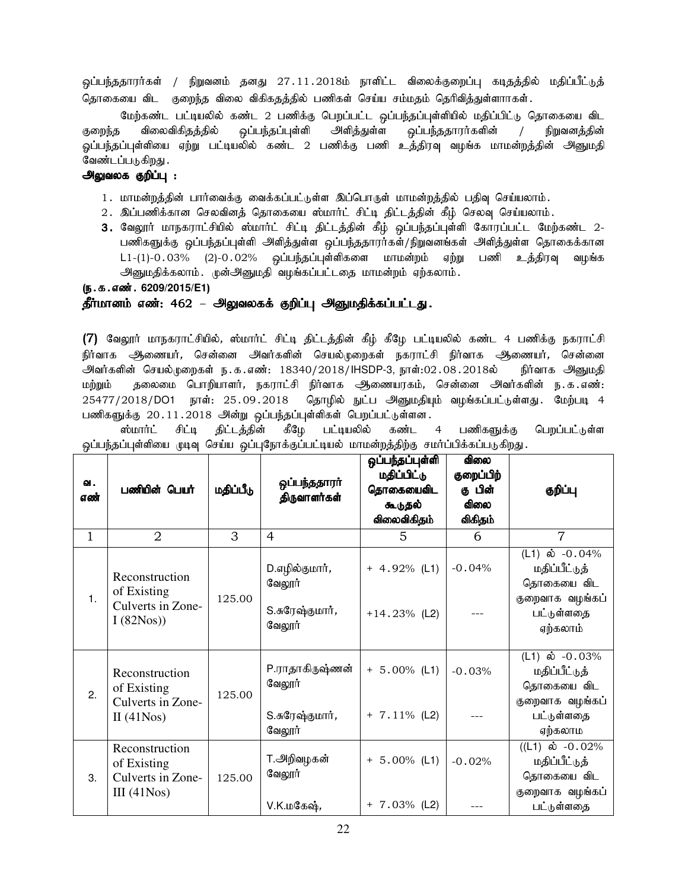ஒப்பந்ததாரர்கள் / நிறுவனம் தனது 27.11.2018ம் நாளிட்ட விலைக்குறைப்பு கடிதத்தில் மதிப்பீட்டுத் தொகையை விட குறைந்த விலை விகிதத்தில் பணிகள் செய்ய சம்மதம் தெரிவித்துள்ளார்கள்.

மேற்கண்ட பட்டியலில் கண்ட 2 பணிக்கு பெறப்பட்ட ஒப்பந்தப்புள்ளியில் மதிப்பிட்டு தொகையை விட குறைந்த விலைவிகிதத்தில் ஒப்பந்தப்புள்ளி அளித்துள்ள ஒப்பந்ததாரர்களின் / நிறுவனத்தின் ஒப்பந்தப்புள்ளியை ஏற்று பட்டியலில் கண்ட 2 பணிக்கு பணி உத்திரவு வழங்க மாமன்றத்தின் அனுமதி வேண்டப்படுகிறது.

**அலுவலக குறிப்பு :**

1. மாமன்றத்தின் பார்வைக்கு வைக்கப்பட்டுள்ள இப்பொருள் மாமன்றத்தில் பதிவு செய்யலாம்.
2. இப்பணிக்கான செலவினத் தொகையை ஸ்மார்ட் சிட்டி திட்டத்தின் கீழ் செலவு செய்யலாம்.
3. வேலூர் மாநகராட்சியில் ஸ்மார்ட் சிட்டி திட்டத்தின் கீழ் ஒப்பந்தப்புள்ளி கோரப்பட்ட மேற்கண்ட 2-பணிகளுக்கு ஒப்பந்தப்புள்ளி அளித்துள்ள ஒப்பந்ததாரர்கள்/நிறுவனங்கள் அளித்துள்ள தொகைக்கான L1-(1)-0.03% (2)-0.02% ஒப்பந்தப்புள்ளிகளை மாமன்றம் ஏற்று பணி உத்திரவு வழங்க அனுமதிக்கலாம். முன்அனுமதி வழங்கப்பட்டதை மாமன்றம் ஏற்கலாம்.

**(ந.க.எண். 6209/2015/E1)**

**தீர்மானம் எண்: 462 – அலுவலகக் குறிப்பு அனுமதிக்கப்பட்டது.**

**(7)** வேலூர் மாநகராட்சியில், ஸ்மார்ட் சிட்டி திட்டத்தின் கீழ் கீழே பட்டியலில் கண்ட 4 பணிக்கு நகராட்சி நிர்வாக ஆணையர், சென்னை அவர்களின் செயல்முறைகள் நகராட்சி நிர்வாக ஆணையர், சென்னை அவர்களின் செயல்முறைகள் ந.க.எண்: 18340/2018/IHSDP-3, நாள்:02.08.2018ல் நிர்வாக அனுமதி மற்றும் தலைமை பொறியாளர், நகராட்சி நிர்வாக ஆணையரகம், சென்னை அவர்களின் ந.க.எண்: 25477/2018/DO1 நாள்: 25.09.2018 தொழில் நுட்ப அனுமதியும் வழங்கப்பட்டுள்ளது. மேற்படி 4 பணிகளுக்கு 20.11.2018 அன்று ஒப்பந்தப்புள்ளிகள் பெறப்பட்டுள்ளன.

ஸ்மார்ட் சிட்டி திட்டத்தின் கீழே பட்டியலில் கண்ட 4 பணிகளுக்கு பெறப்பட்டுள்ள ஒப்பந்தப்புள்ளியை முடிவு செய்ய ஒப்புநோக்குப்பட்டியல் மாமன்றத்திற்கு சமர்ப்பிக்கப்படுகிறது.

| வ. எண் | பணியின் பெயர் | மதிப்பீடு | ஒப்பந்ததாரர் திருவாளர்கள் | ஒப்பந்தப்புள்ளி மதிப்பிட்டு தொகையைவிட கூடுதல் விலைவிகிதம் | விலை குறைப்பிற் கு பின் விலை விகிதம் | குறிப்பு |
|---|---|---|---|---|---|---|
| 1 | 2 | 3 | 4 | 5 | 6 | 7 |
| 1. | Reconstruction of Existing Culverts in Zone-I (82Nos)) | 125.00 | D.எழில்குமார், வேலூர் | + 4.92% (L1) | -0.04% | (L1) ல் -0.04% மதிப்பீட்டுத் தொகையை விட குறைவாக வழங்கப் பட்டுள்ளதை ஏற்கலாம் |
| | | | S.சுரேஷ்குமார், வேலூர் | +14.23% (L2) | --- | |
| 2. | Reconstruction of Existing Culverts in Zone-II (41Nos) | 125.00 | P.ராதாகிருஷ்ணன் வேலூர் | + 5.00% (L1) | -0.03% | (L1) ல் -0.03% மதிப்பீட்டுத் தொகையை விட குறைவாக வழங்கப் பட்டுள்ளதை ஏற்கலாம |
| | | | S.சுரேஷ்குமார், வேலூர் | + 7.11% (L2) | --- | |
| 3. | Reconstruction of Existing Culverts in Zone-III (41Nos) | 125.00 | T.அறிவழகன் வேலூர் | + 5.00% (L1) | -0.02% | ((L1) ல் -0.02% மதிப்பீட்டுத் தொகையை விட குறைவாக வழங்கப் பட்டுள்ளதை |
| | | | V.K.மகேஷ், | + 7.03% (L2) | --- | |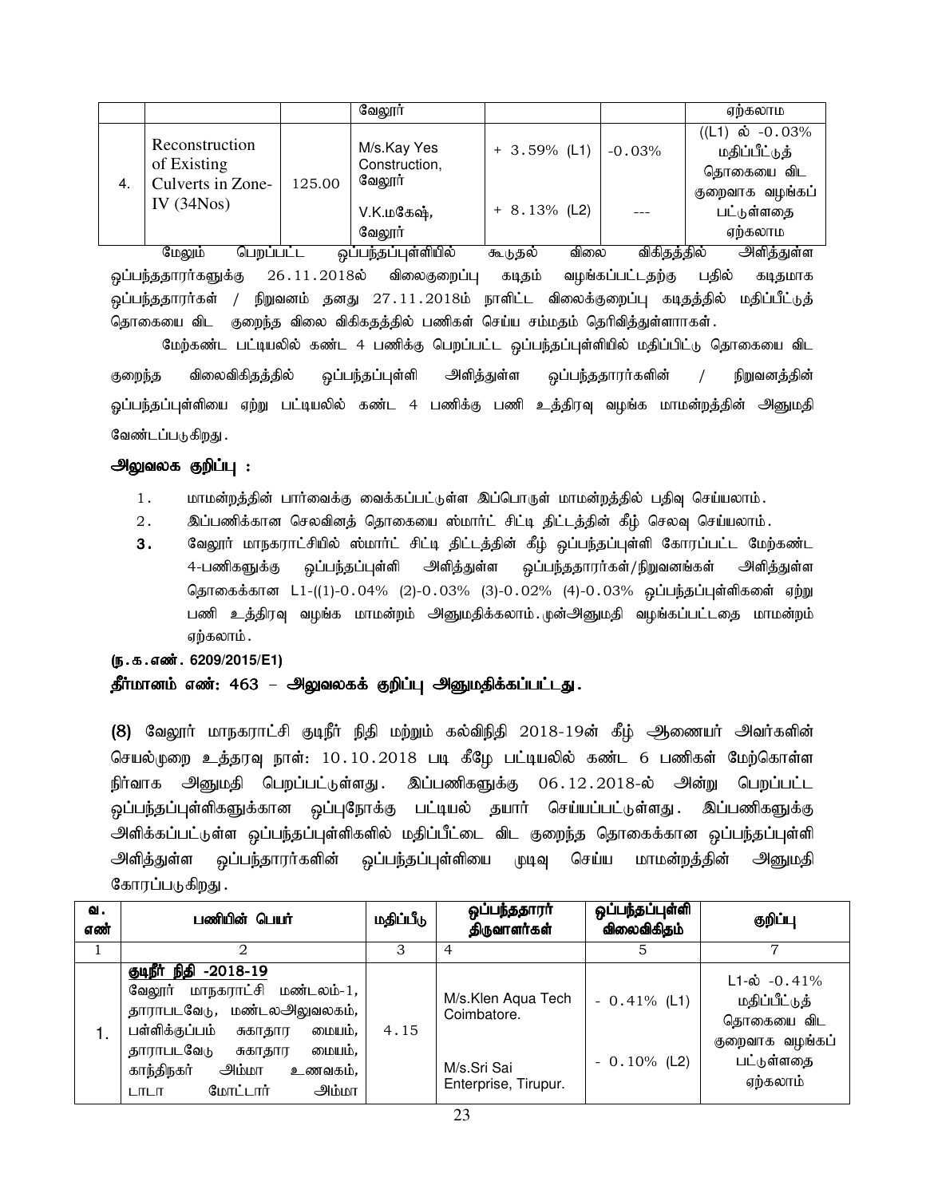| | | | வேலூர் | | | ஏற்கலாம |
|---|---|---|---|---|---|---|
| 4. | Reconstruction of Existing Culverts in Zone-IV (34Nos) | 125.00 | M/s.Kay Yes Construction, வேலூர் | + 3.59% (L1) | -0.03% | ((L1) ல் -0.03% மதிப்பீட்டுத் தொகையை விட குறைவாக வழங்கப் பட்டுள்ளதை ஏற்கலாம |
| | | | V.K.மகேஷ், வேலூர் | + 8.13% (L2) | --- | |

மேலும் பெறப்பட்ட ஒப்பந்தப்புள்ளியில் கூடுதல் விலை விகிதத்தில் அளித்துள்ள ஒப்பந்ததாரர்களுக்கு 26.11.2018ல் விலைகுறைப்பு கடிதம் வழங்கப்பட்டதற்கு பதில் கடிதமாக ஒப்பந்ததாரர்கள் / நிறுவனம் தனது 27.11.2018ம் நாளிட்ட விலைக்குறைப்பு கடிதத்தில் மதிப்பீட்டுத் தொகையை விட குறைந்த விலை விகிகதத்தில் பணிகள் செய்ய சம்மதம் தெரிவித்துள்ளாாகள்.

மேற்கண்ட பட்டியலில் கண்ட 4 பணிக்கு பெறப்பட்ட ஒப்பந்தப்புள்ளியில் மதிப்பிட்டு தொகையை விட குறைந்த விலைவிகிதத்தில் ஒப்பந்தப்புள்ளி அளித்துள்ள ஒப்பந்ததாரர்களின் / நிறுவனத்தின் ஒப்பந்தப்புள்ளியை ஏற்று பட்டியலில் கண்ட 4 பணிக்கு பணி உத்திரவு வழங்க மாமன்றத்தின் அனுமதி வேண்டப்படுகிறது.

**அலுவலக குறிப்பு :**

1. மாமன்றத்தின் பார்வைக்கு வைக்கப்பட்டுள்ள இப்பொருள் மாமன்றத்தில் பதிவு செய்யலாம்.
2. இப்பணிக்கான செலவினத் தொகையை ஸ்மார்ட் சிட்டி திட்டத்தின் கீழ் செலவு செய்யலாம்.
3. வேலூர் மாநகராட்சியில் ஸ்மார்ட் சிட்டி திட்டத்தின் கீழ் ஒப்பந்தப்புள்ளி கோரப்பட்ட மேற்கண்ட 4-பணிகளுக்கு ஒப்பந்தப்புள்ளி அளித்துள்ள ஒப்பந்ததாரர்கள்/நிறுவனங்கள் அளித்துள்ள தொகைக்கான L1-((1)-0.04% (2)-0.03% (3)-0.02% (4)-0.03% ஒப்பந்தப்புள்ளிகளை ஏற்று பணி உத்திரவு வழங்க மாமன்றம் அனுமதிக்கலாம்.முன்அனுமதி வழங்கப்பட்டதை மாமன்றம் ஏற்கலாம்.

**(ந.க.எண். 6209/2015/E1)**

**தீர்மானம் எண்: 463 – அலுவலகக் குறிப்பு அனுமதிக்கப்பட்டது.**

**(8)** வேலூர் மாநகராட்சி குடிநீர் நிதி மற்றும் கல்விநிதி 2018-19ன் கீழ் ஆணையர் அவர்களின் செயல்முறை உத்தரவு நாள்: 10.10.2018 படி கீழே பட்டியலில் கண்ட 6 பணிகள் மேற்கொள்ள நிர்வாக அனுமதி பெறப்பட்டுள்ளது. இப்பணிகளுக்கு 06.12.2018-ல் அன்று பெறப்பட்ட ஒப்பந்தப்புள்ளிகளுக்கான ஒப்புநோக்கு பட்டியல் தயார் செய்யப்பட்டுள்ளது. இப்பணிகளுக்கு அளிக்கப்பட்டுள்ள ஒப்பந்தப்புள்ளிகளில் மதிப்பீட்டை விட குறைந்த தொகைக்கான ஒப்பந்தப்புள்ளி அளித்துள்ள ஒப்பந்தாரர்களின் ஒப்பந்தப்புள்ளியை முடிவு செய்ய மாமன்றத்தின் அனுமதி கோரப்படுகிறது.

| வ. எண் | பணியின் பெயர் | மதிப்பீடு | ஒப்பந்ததாரர் திருவாளர்கள் | ஒப்பந்தப்புள்ளி விலைவிகிதம் | குறிப்பு |
|---|---|---|---|---|---|
| 1 | 2 | 3 | 4 | 5 | 7 |
| 1. | **குடிநீர் நிதி -2018-19** வேலூர் மாநகராட்சி மண்டலம்-1, தாராபடவேடு, மண்டலஅலுவலகம், பள்ளிக்குப்பம் சுகாதார மையம், தாராபடவேடு சுகாதார மையம், காந்திநகர் அம்மா உணவகம், டாடா மோட்டார் அம்மா | 4.15 | M/s.Klen Aqua Tech Coimbatore. | - 0.41% (L1) | L1-ல் -0.41% மதிப்பீட்டுத் தொகையை விட குறைவாக வழங்கப் பட்டுள்ளதை ஏற்கலாம் |
| | | | M/s.Sri Sai Enterprise, Tirupur. | - 0.10% (L2) | |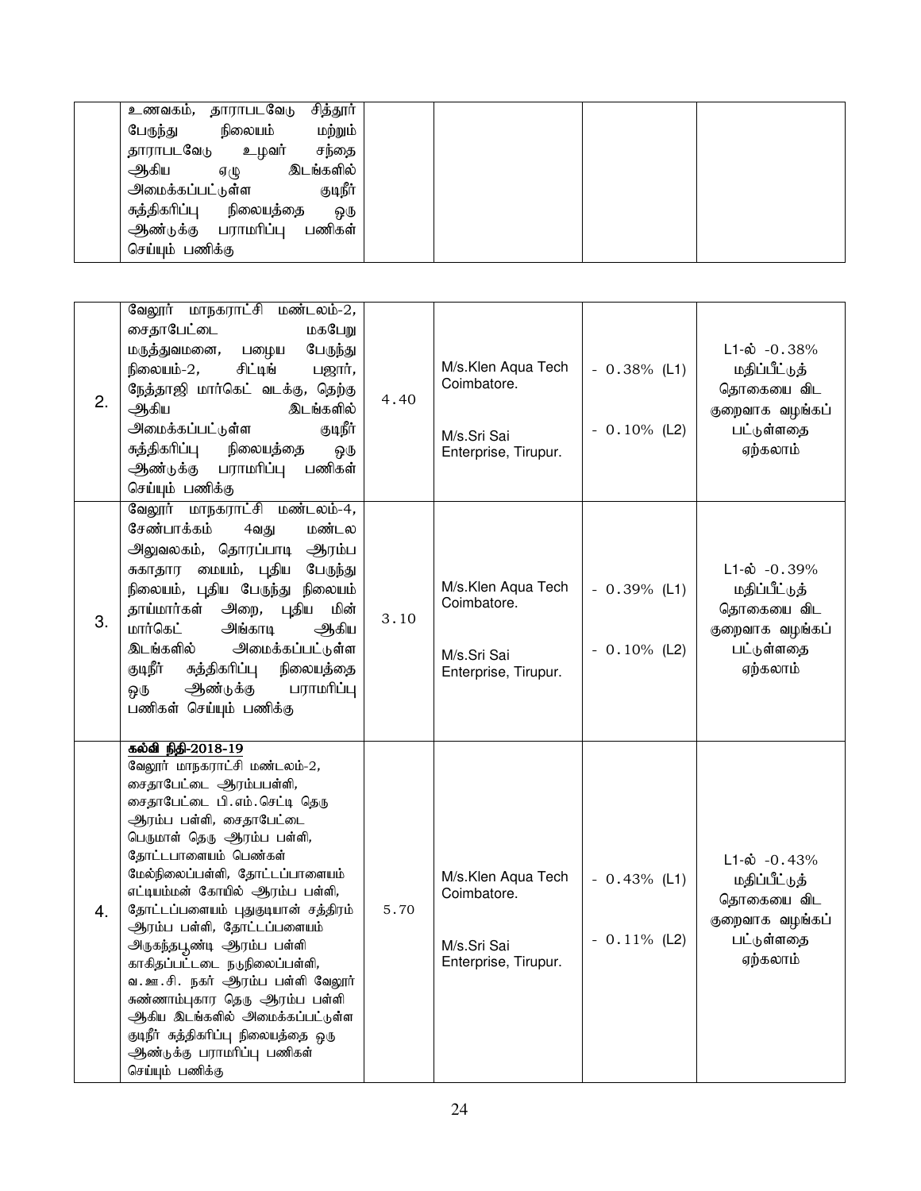| | | | | |
|---|---|---|---|---|
| | உணவகம், தாராபடவேடு சித்தூர் பேருந்து நிலையம் மற்றும் தாராபடவேடு உழவர் சந்தை ஆகிய ஏழு இடங்களில் அமைக்கப்பட்டுள்ள குடிநீர் சுத்திகரிப்பு நிலையத்தை ஒரு ஆண்டுக்கு பராமரிப்பு பணிகள் செய்யும் பணிக்கு | | | | |

| | | | | | |
|---|---|---|---|---|---|
| 2. | வேலூர் மாநகராட்சி மண்டலம்-2, சைதாபேட்டை மகபேறு மருத்துவமனை, பழைய பேருந்து நிலையம்-2, சிட்டிங் பஜார், நேத்தாஜி மார்கெட் வடக்கு, தெற்கு ஆகிய இடங்களில் அமைக்கப்பட்டுள்ள குடிநீர் சுத்திகரிப்பு நிலையத்தை ஒரு ஆண்டுக்கு பராமரிப்பு பணிகள் செய்யும் பணிக்கு | 4.40 | M/s.Klen Aqua Tech Coimbatore.<br><br>M/s.Sri Sai Enterprise, Tirupur. | - 0.38% (L1)<br><br>- 0.10% (L2) | L1-ல் -0.38% மதிப்பீட்டுத் தொகையை விட குறைவாக வழங்கப் பட்டுள்ளதை ஏற்கலாம் |
| 3. | வேலூர் மாநகராட்சி மண்டலம்-4, சேண்பாக்கம் 4வது மண்டல அலுவலகம், தொரப்பாடி ஆரம்ப சுகாதார மையம், புதிய பேருந்து நிலையம், புதிய பேருந்து நிலையம் தாய்மார்கள் அறை, புதிய மின் மார்கெட் அங்காடி ஆகிய இடங்களில் அமைக்கப்பட்டுள்ள குடிநீர் சுத்திகரிப்பு நிலையத்தை ஒரு ஆண்டுக்கு பராமரிப்பு பணிகள் செய்யும் பணிக்கு | 3.10 | M/s.Klen Aqua Tech Coimbatore.<br><br>M/s.Sri Sai Enterprise, Tirupur. | - 0.39% (L1)<br><br>- 0.10% (L2) | L1-ல் -0.39% மதிப்பீட்டுத் தொகையை விட குறைவாக வழங்கப் பட்டுள்ளதை ஏற்கலாம் |
| 4. | **கல்வி நிதி-2018-19**<br>வேலூர் மாநகராட்சி மண்டலம்-2, சைதாபேட்டை ஆரம்பபள்ளி, சைதாபேட்டை பி.எம்.செட்டி தெரு ஆரம்ப பள்ளி, சைதாபேட்டை பெருமாள் தெரு ஆரம்ப பள்ளி, தோட்டபாளையம் பெண்கள் மேல்நிலைப்பள்ளி, தோட்டப்பாளையம் எட்டியம்மன் கோயில் ஆரம்ப பள்ளி, தோட்டப்பளையம் புதுகுடியான் சத்திரம் ஆரம்ப பள்ளி, தோட்டப்பளையம் அருகந்தபூண்டி ஆரம்ப பள்ளி காகிதப்பட்டடை நடுநிலைப்பள்ளி, வ.ஊ.சி. நகர் ஆரம்ப பள்ளி வேலூர் சுண்ணாம்புகார தெரு ஆரம்ப பள்ளி ஆகிய இடங்களில் அமைகப்பட்டுள்ள குடிநீர் சுத்திகரிப்பு நிலையத்தை ஒரு ஆண்டுக்கு பராமரிப்பு பணிகள் செய்யும் பணிக்கு | 5.70 | M/s.Klen Aqua Tech Coimbatore.<br><br>M/s.Sri Sai Enterprise, Tirupur. | - 0.43% (L1)<br><br>- 0.11% (L2) | L1-ல் -0.43% மதிப்பீட்டுத் தொகையை விட குறைவாக வழங்கப் பட்டுள்ளதை ஏற்கலாம் |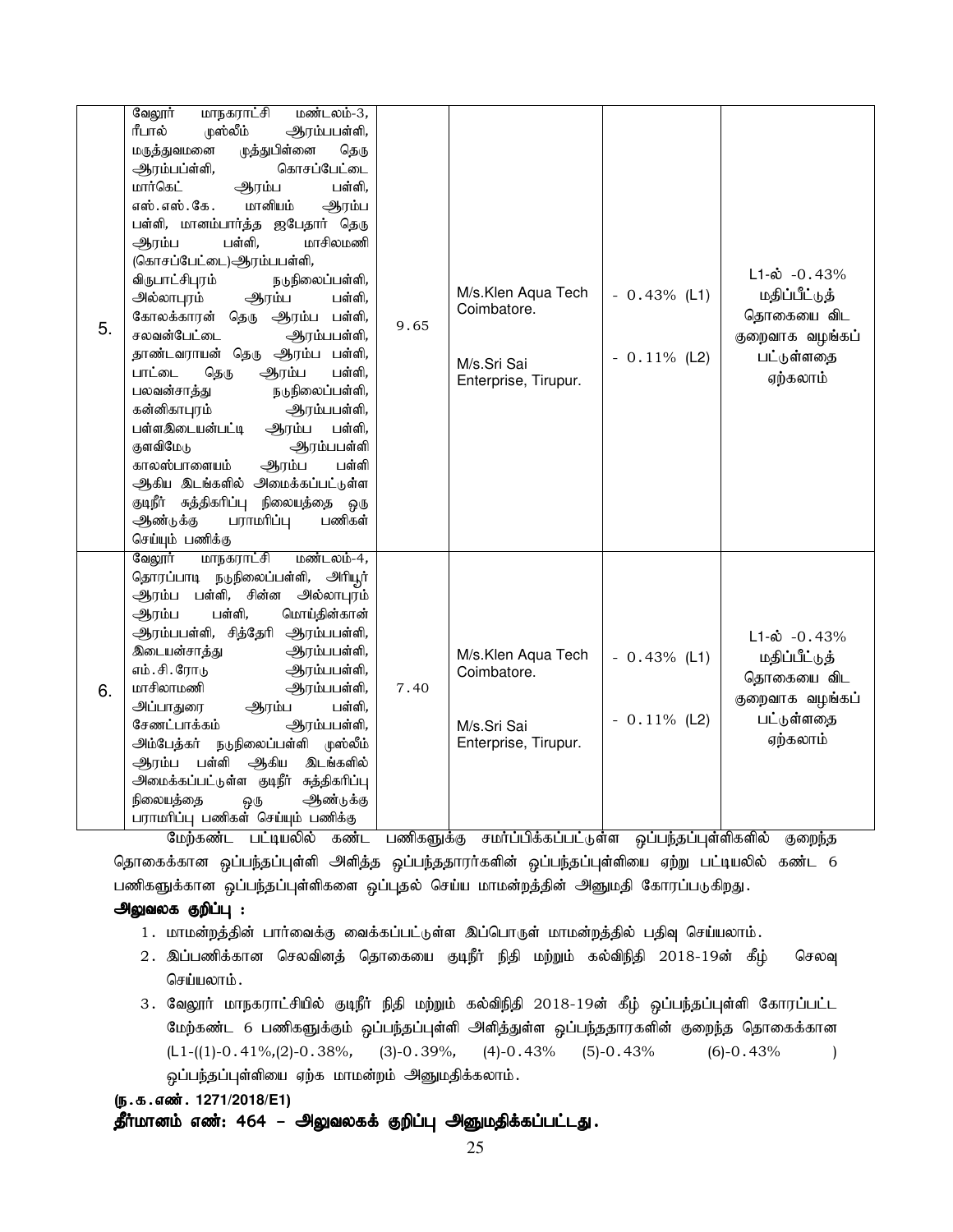| 5. | வேலூர் மாநகராட்சி மண்டலம்-3, ரீபால் முஸ்லீம் ஆரம்பபள்ளி, மருத்துவமனை முத்துபிள்ளை தெரு ஆரம்பப்பள்ளி, கொசப்பேட்டை மார்கெட் ஆரம்ப பள்ளி, எஸ்.எஸ்.கே. மானியம் ஆரம்ப பள்ளி, மானம்பார்த்த ஜபேதார் தெரு ஆரம்ப பள்ளி, மாசிலமணி (கொசப்பேட்டை)ஆரம்பபள்ளி, விருபாட்சிபுரம் நடுநிலைப்பள்ளி, அல்லாபுரம் ஆரம்ப பள்ளி, கோலக்காரன் தெரு ஆரம்ப பள்ளி, சலவன்பேட்டை ஆரம்பபள்ளி, தாண்டவராயன் தெரு ஆரம்ப பள்ளி, பாட்டை தெரு ஆரம்ப பள்ளி, பலவன்சாத்து நடுநிலைப்பள்ளி, கன்னிகாபுரம் ஆரம்பபள்ளி, பள்ளஇடையன்பட்டி ஆரம்ப பள்ளி, குளவிமேடு ஆரம்பபள்ளி காலஸ்பாளையம் ஆரம்ப பள்ளி ஆகிய இடங்களில் அமைக்கப்பட்டுள்ள குடிநீர் சுத்திகரிப்பு நிலையத்தை ஒரு ஆண்டுக்கு பராமரிப்பு பணிகள் செய்யும் பணிக்கு | 9.65 | M/s.Klen Aqua Tech Coimbatore.<br><br>M/s.Sri Sai Enterprise, Tirupur. | - 0.43% (L1)<br><br>- 0.11% (L2) | L1-ல் -0.43% மதிப்பீட்டுத் தொகையை விட குறைவாக வழங்கப் பட்டுள்ளதை ஏற்கலாம் |
|---|---|---|---|---|---|
| 6. | வேலூர் மாநகராட்சி மண்டலம்-4, தொரப்பாடி நடுநிலைப்பள்ளி, அரியூர் ஆரம்ப பள்ளி, சின்ன அல்லாபுரம் ஆரம்ப பள்ளி, மொய்தின்கான் ஆரம்பபள்ளி, சித்தேரி ஆரம்பபள்ளி, இடையன்சாத்து ஆரம்பபள்ளி, எம்.சி.ரோடு ஆரம்பபள்ளி, மாசிலாமணி ஆரம்பபள்ளி, அப்பாதுரை ஆரம்ப பள்ளி, சேணட்பாக்கம் ஆரம்பபள்ளி, அம்பேத்கர் நடுநிலைப்பள்ளி முஸ்லீம் ஆரம்ப பள்ளி ஆகிய இடங்களில் அமைக்கப்பட்டுள்ள குடிநீர் சுத்திகரிப்பு நிலையத்தை ஒரு ஆண்டுக்கு பராமரிப்பு பணிகள் செய்யும் பணிக்கு | 7.40 | M/s.Klen Aqua Tech Coimbatore.<br><br>M/s.Sri Sai Enterprise, Tirupur. | - 0.43% (L1)<br><br>- 0.11% (L2) | L1-ல் -0.43% மதிப்பீட்டுத் தொகையை விட குறைவாக வழங்கப் பட்டுள்ளதை ஏற்கலாம் |

மேற்கண்ட பட்டியலில் கண்ட பணிகளுக்கு சமர்ப்பிக்கப்பட்டுள்ள ஒப்பந்தப்புள்ளிகளில் குறைந்த தொகைக்கான ஒப்பந்தப்புள்ளி அளித்த ஒப்பந்ததாரர்களின் ஒப்பந்தப்புள்ளியை ஏற்று பட்டியலில் கண்ட 6 பணிகளுக்கான ஒப்பந்தப்புள்ளிகளை ஒப்புதல் செய்ய மாமன்றத்தின் அனுமதி கோரப்படுகிறது.

**அலுவலக குறிப்பு :**

1. மாமன்றத்தின் பார்வைக்கு வைக்கப்பட்டுள்ள இப்பொருள் மாமன்றத்தில் பதிவு செய்யலாம்.
2. இப்பணிக்கான செலவினத் தொகையை குடிநீர் நிதி மற்றும் கல்விநிதி 2018-19ன் கீழ் செலவு செய்யலாம்.
3. வேலூர் மாநகராட்சியில் குடிநீர் நிதி மற்றும் கல்விநிதி 2018-19ன் கீழ் ஒப்பந்தப்புள்ளி கோரப்பட்ட மேற்கண்ட 6 பணிகளுக்கும் ஒப்பந்தப்புள்ளி அளித்துள்ள ஒப்பந்ததாரகளின் குறைந்த தொகைக்கான (L1-((1)-0.41%,(2)-0.38%, (3)-0.39%, (4)-0.43% (5)-0.43% (6)-0.43% ) ஒப்பந்தப்புள்ளியை ஏற்க மாமன்றம் அனுமதிக்கலாம்.

**(ந.க.எண். 1271/2018/E1)**

**தீர்மானம் எண்: 464 – அலுவலகக் குறிப்பு அனுமதிக்கப்பட்டது.**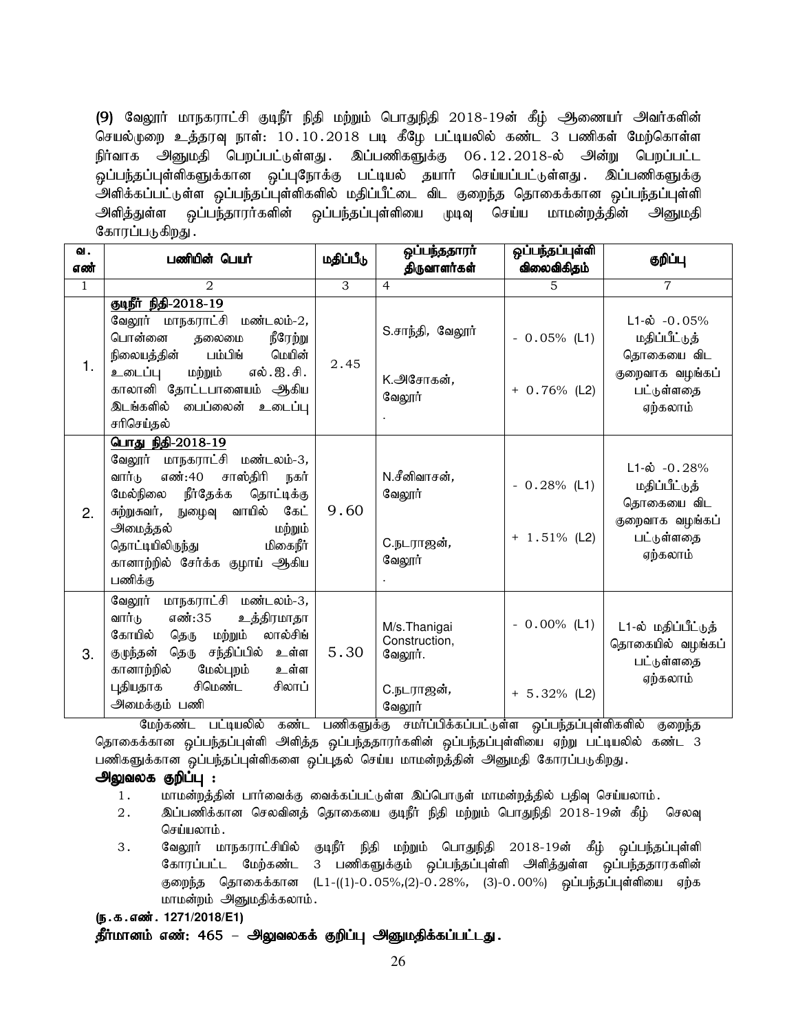**(9)** வேலூர் மாநகராட்சி குடிநீர் நிதி மற்றும் பொதுநிதி 2018-19ன் கீழ் ஆணையர் அவர்களின் செயல்முறை உத்தரவு நாள்: 10.10.2018 படி கீழே பட்டியலில் கண்ட 3 பணிகள் மேற்கொள்ள நிர்வாக அனுமதி பெறப்பட்டுள்ளது. இப்பணிகளுக்கு 06.12.2018-ல் அன்று பெறப்பட்ட ஒப்பந்தப்புள்ளிகளுக்கான ஒப்புநோக்கு பட்டியல் தயார் செய்யப்பட்டுள்ளது. இப்பணிகளுக்கு அளிக்கப்பட்டுள்ள ஒப்பந்தப்புள்ளிகளில் மதிப்பீட்டை விட குறைந்த தொகைக்கான ஒப்பந்தப்புள்ளி அளித்துள்ள ஒப்பந்தாரர்களின் ஒப்பந்தப்புள்ளியை முடிவு செய்ய மாமன்றத்தின் அனுமதி கோரப்படுகிறது.

| வ. எண் | பணியின் பெயர் | மதிப்பீடு | ஒப்பந்ததாரர் திருவாளர்கள் | ஒப்பந்தப்புள்ளி விலைவிகிதம் | குறிப்பு |
|---|---|---|---|---|---|
| 1 | 2 | 3 | 4 | 5 | 7 |
| 1. | **குடிநீர் நிதி-2018-19**<br>வேலூர் மாநகராட்சி மண்டலம்-2, பொன்னை தலைமை நீரேற்று நிலையத்தின் பம்பிங் மெயின் உடைப்பு மற்றும் எல்.ஐ.சி. காலானி தோட்டபாளையம் ஆகிய இடங்களில் பைப்லைன் உடைப்பு சரிசெய்தல் | 2.45 | S.சாந்தி, வேலூர்<br><br>K.அசோகன், வேலூர் | - 0.05% (L1)<br><br>+ 0.76% (L2) | L1-ல் -0.05% மதிப்பீட்டுத் தொகையை விட குறைவாக வழங்கப் பட்டுள்ளதை ஏற்கலாம் |
| 2. | **பொது நிதி-2018-19**<br>வேலூர் மாநகராட்சி மண்டலம்-3, வார்டு எண்:40 சாஸ்திரி நகர் மேல்நிலை நீர்தேக்க தொட்டிக்கு சுற்றுசுவர், நுழைவு வாயில் கேட் அமைத்தல் மற்றும் தொட்டியிலிருந்து மிகைநீர் கானாற்றில் சேர்க்க குழாய் ஆகிய பணிக்கு | 9.60 | N.சீனிவாசன், வேலூர்<br><br>C.நடராஜன், வேலூர் | - 0.28% (L1)<br><br>+ 1.51% (L2) | L1-ல் -0.28% மதிப்பீட்டுத் தொகையை விட குறைவாக வழங்கப் பட்டுள்ளதை ஏற்கலாம் |
| 3. | வேலூர் மாநகராட்சி மண்டலம்-3, வார்டு எண்:35 உத்திரமாதா கோயில் தெரு மற்றும் லால்சிங் குமுந்தன் தெரு சந்திப்பில் உள்ள கானாற்றில் மேல்புறம் உள்ள புதியதாக சிமெண்ட சிலாப் அமைக்கும் பணி | 5.30 | M/s.Thanigai Construction, வேலூர்.<br><br>C.நடராஜன், வேலூர் | - 0.00% (L1)<br><br>+ 5.32% (L2) | L1-ல் மதிப்பீட்டுத் தொகையில் வழங்கப் பட்டுள்ளதை ஏற்கலாம் |

மேற்கண்ட பட்டியலில் கண்ட பணிகளுக்கு சமர்ப்பிக்கப்பட்டுள்ள ஒப்பந்தப்புள்ளிகளில் குறைந்த தொகைக்கான ஒப்பந்தப்புள்ளி அளித்த ஒப்பந்ததாரர்களின் ஒப்பந்தப்புள்ளியை ஏற்று பட்டியலில் கண்ட 3 பணிகளுக்கான ஒப்பந்தப்புள்ளிகளை ஒப்புதல் செய்ய மாமன்றத்தின் அனுமதி கோரப்படுகிறது.

**அலுவலக குறிப்பு :**

1. மாமன்றத்தின் பார்வைக்கு வைக்கப்பட்டுள்ள இப்பொருள் மாமன்றத்தில் பதிவு செய்யலாம்.
2. இப்பணிக்கான செலவினத் தொகையை குடிநீர் நிதி மற்றும் பொதுநிதி 2018-19ன் கீழ் செலவு செய்யலாம்.
3. வேலூர் மாநகராட்சியில் குடிநீர் நிதி மற்றும் பொதுநிதி 2018-19ன் கீழ் ஒப்பந்தப்புள்ளி கோரப்பட்ட மேற்கண்ட 3 பணிகளுக்கும் ஒப்பந்தப்புள்ளி அளித்துள்ள ஒப்பந்ததாரகளின் குறைந்த தொகைக்கான (L1-((1)-0.05%,(2)-0.28%, (3)-0.00%) ஒப்பந்தப்புள்ளியை ஏற்க மாமன்றம் அனுமதிக்கலாம்.

**(ந.க.எண். 1271/2018/E1)**

**தீர்மானம் எண்: 465 – அலுவலகக் குறிப்பு அனுமதிக்கப்பட்டது.**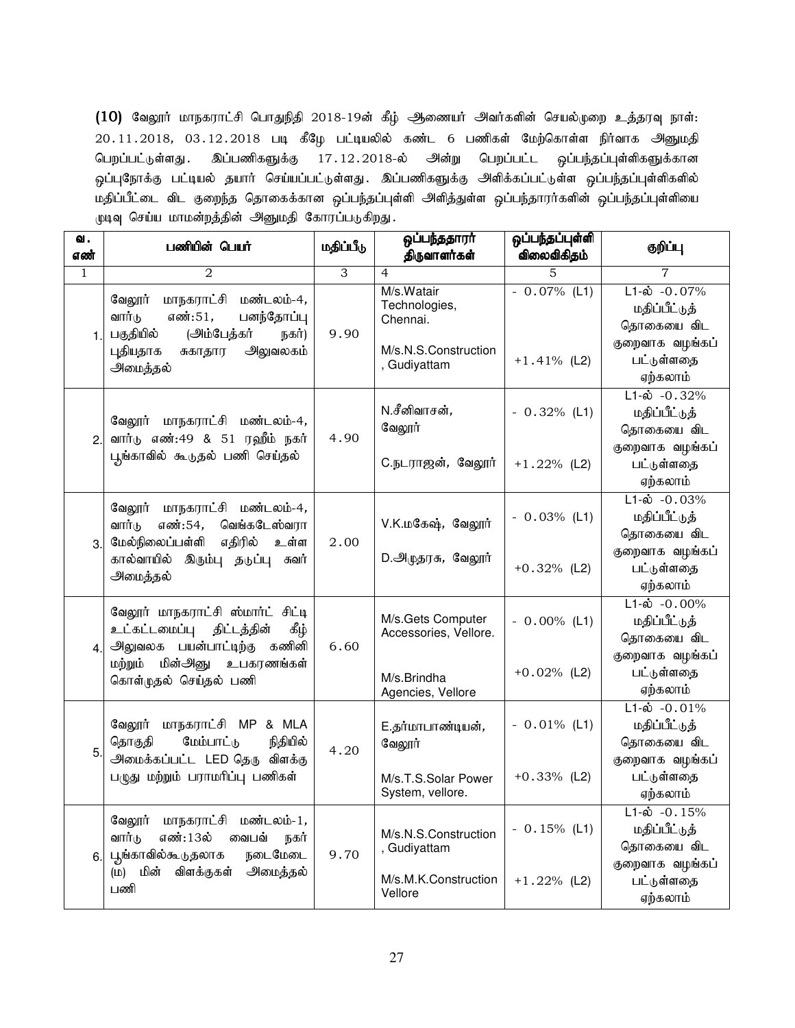**(10)** வேலூர் மாநகராட்சி பொதுநிதி 2018-19ன் கீழ் ஆணையர் அவர்களின் செயல்முறை உத்தரவு நாள்: 20.11.2018, 03.12.2018 படி கீழே பட்டியலில் கண்ட 6 பணிகள் மேற்கொள்ள நிர்வாக அனுமதி பெறப்பட்டுள்ளது. இப்பணிகளுக்கு 17.12.2018-ல் அன்று பெறப்பட்ட ஒப்பந்தப்புள்ளிகளுக்கான ஒப்புநோக்கு பட்டியல் தயார் செய்யப்பட்டுள்ளது. இப்பணிகளுக்கு அளிக்கப்பட்டுள்ள ஒப்பந்தப்புள்ளிகளில் மதிப்பீட்டை விட குறைந்த தொகைக்கான ஒப்பந்தப்புள்ளி அளித்துள்ள ஒப்பந்தாரர்களின் ஒப்பந்தப்புள்ளியை முடிவு செய்ய மாமன்றத்தின் அனுமதி கோரப்படுகிறது.

| வ. எண் | பணியின் பெயர் | மதிப்பீடு | ஒப்பந்ததாரர் திருவாளர்கள் | ஒப்பந்தப்புள்ளி விலைவிகிதம் | குறிப்பு |
|---|---|---|---|---|---|
| 1 | 2 | 3 | 4 | 5 | 7 |
| 1. | வேலூர் மாநகராட்சி மண்டலம்-4, வார்டு எண்:51, பனந்தோப்பு பகுதியில் (அம்பேத்கர் நகர்) புதியதாக சுகாதார அலுவலகம் அமைத்தல் | 9.90 | M/s.Watair Technologies, Chennai.<br>M/s.N.S.Construction , Gudiyattam | - 0.07% (L1)<br>+1.41% (L2) | L1-ல் -0.07% மதிப்பீட்டுத் தொகையை விட குறைவாக வழங்கப் பட்டுள்ளதை ஏற்கலாம் |
| 2. | வேலூர் மாநகராட்சி மண்டலம்-4, வார்டு எண்:49 & 51 ரஹீம் நகர் பூங்காவில் கூடுதல் பணி செய்தல் | 4.90 | N.சீனிவாசன், வேலூர்<br>C.நடராஜன், வேலூர் | - 0.32% (L1)<br>+1.22% (L2) | L1-ல் -0.32% மதிப்பீட்டுத் தொகையை விட குறைவாக வழங்கப் பட்டுள்ளதை ஏற்கலாம் |
| 3. | வேலூர் மாநகராட்சி மண்டலம்-4, வார்டு எண்:54, வெங்கடேஸ்வரா மேல்நிலைப்பள்ளி எதிரில் உள்ள கால்வாயில் இரும்பு தடுப்பு சுவர் அமைத்தல் | 2.00 | V.K.மகேஷ், வேலூர்<br>D.அமுதரசு, வேலூர் | - 0.03% (L1)<br>+0.32% (L2) | L1-ல் -0.03% மதிப்பீட்டுத் தொகையை விட குறைவாக வழங்கப் பட்டுள்ளதை ஏற்கலாம் |
| 4. | வேலூர் மாநகராட்சி ஸ்மார்ட் சிட்டி உட்கட்டமைப்பு திட்டத்தின் கீழ் அலுவலக பயன்பாட்டிற்கு கணினி மற்றும் மின்அனு உபகரணங்கள் கொள்முதல் செய்தல் பணி | 6.60 | M/s.Gets Computer Accessories, Vellore.<br>M/s.Brindha Agencies, Vellore | - 0.00% (L1)<br>+0.02% (L2) | L1-ல் -0.00% மதிப்பீட்டுத் தொகையை விட குறைவாக வழங்கப் பட்டுள்ளதை ஏற்கலாம் |
| 5. | வேலூர் மாநகராட்சி MP & MLA தொகுதி மேம்பாட்டு நிதியில் அமைக்கப்பட்ட LED தெரு விளக்கு பழுது மற்றும் பராமரிப்பு பணிகள் | 4.20 | E.தர்மபாண்டியன், வேலூர்<br>M/s.T.S.Solar Power System, vellore. | - 0.01% (L1)<br>+0.33% (L2) | L1-ல் -0.01% மதிப்பீட்டுத் தொகையை விட குறைவாக வழங்கப் பட்டுள்ளதை ஏற்கலாம் |
| 6. | வேலூர் மாநகராட்சி மண்டலம்-1, வார்டு எண்:13ல் வைபவ் நகர் பூங்காவில்கூடுதலாக நடைமேடை (ம) மின் விளக்குகள் அமைத்தல் பணி | 9.70 | M/s.N.S.Construction , Gudiyattam<br>M/s.M.K.Construction Vellore | - 0.15% (L1)<br>+1.22% (L2) | L1-ல் -0.15% மதிப்பீட்டுத் தொகையை விட குறைவாக வழங்கப் பட்டுள்ளதை ஏற்கலாம் |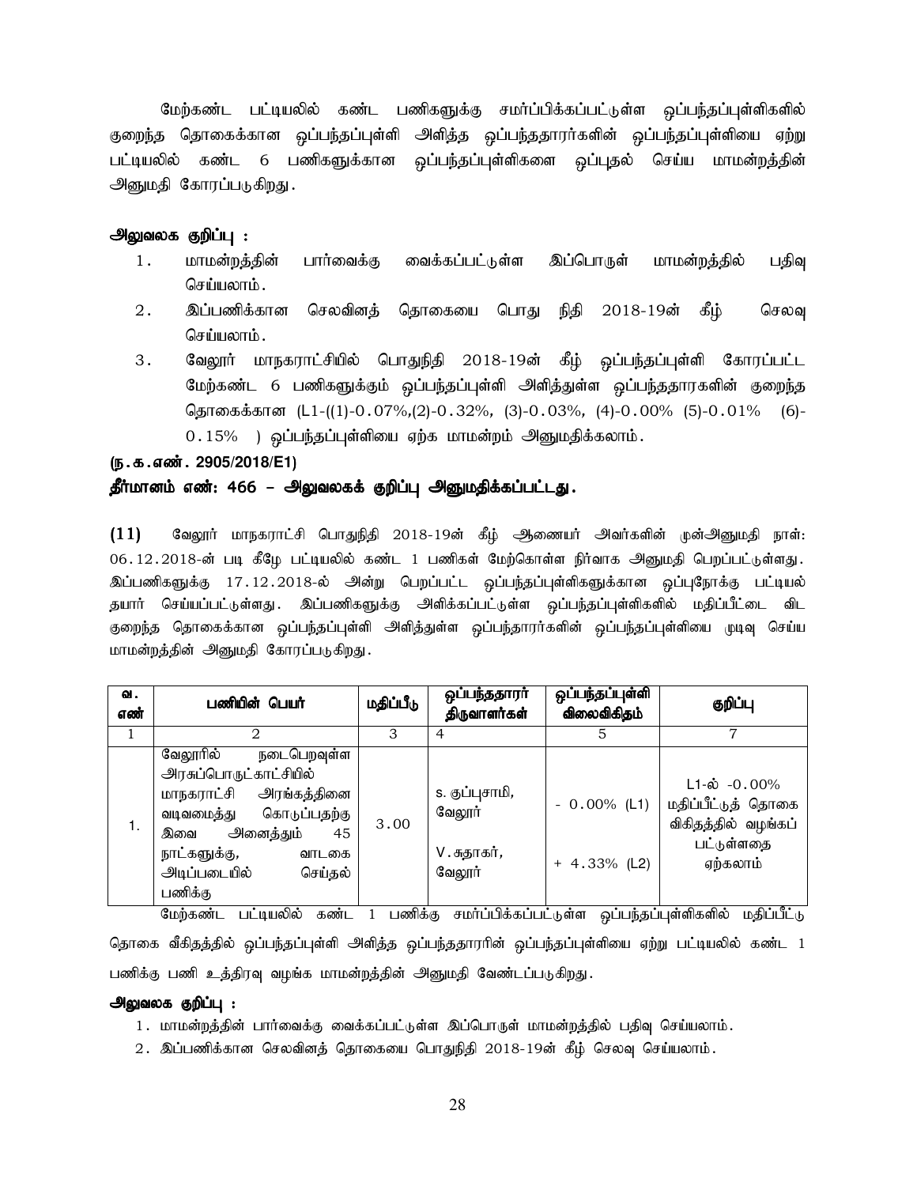மேற்கண்ட பட்டியலில் கண்ட பணிகளுக்கு சமர்ப்பிக்கப்பட்டுள்ள ஒப்பந்தப்புள்ளிகளில் குறைந்த தொகைக்கான ஒப்பந்தப்புள்ளி அளித்த ஒப்பந்ததாரர்களின் ஒப்பந்தப்புள்ளியை ஏற்று பட்டியலில் கண்ட 6 பணிகளுக்கான ஒப்பந்தப்புள்ளிகளை ஒப்புதல் செய்ய மாமன்றத்தின் அனுமதி கோரப்படுகிறது.

**அலுவலக குறிப்பு :**

1. மாமன்றத்தின் பார்வைக்கு வைக்கப்பட்டுள்ள இப்பொருள் மாமன்றத்தில் பதிவு செய்யலாம்.
2. இப்பணிக்கான செலவினத் தொகையை பொது நிதி 2018-19ன் கீழ் செலவு செய்யலாம்.
3. வேலூர் மாநகராட்சியில் பொதுநிதி 2018-19ன் கீழ் ஒப்பந்தப்புள்ளி கோரப்பட்ட மேற்கண்ட 6 பணிகளுக்கும் ஒப்பந்தப்புள்ளி அளித்துள்ள ஒப்பந்ததாரகளின் குறைந்த தொகைக்கான (L1-((1)-0.07%,(2)-0.32%, (3)-0.03%, (4)-0.00% (5)-0.01% (6)-0.15% ) ஒப்பந்தப்புள்ளியை ஏற்க மாமன்றம் அனுமதிக்கலாம்.

**(ந.க.எண். 2905/2018/E1)**

**தீர்மானம் எண்: 466 – அலுவலகக் குறிப்பு அனுமதிக்கப்பட்டது.**

**(11)** வேலூர் மாநகராட்சி பொதுநிதி 2018-19ன் கீழ் ஆணையர் அவர்களின் முன்அனுமதி நாள்: 06.12.2018-ன் படி கீழே பட்டியலில் கண்ட 1 பணிகள் மேற்கொள்ள நிர்வாக அனுமதி பெறப்பட்டுள்ளது. இப்பணிகளுக்கு 17.12.2018-ல் அன்று பெறப்பட்ட ஒப்பந்தப்புள்ளிகளுக்கான ஒப்புநோக்கு பட்டியல் தயார் செய்யப்பட்டுள்ளது. இப்பணிகளுக்கு அளிக்கப்பட்டுள்ள ஒப்பந்தப்புள்ளிகளில் மதிப்பீட்டை விட குறைந்த தொகைக்கான ஒப்பந்தப்புள்ளி அளித்துள்ள ஒப்பந்தாரர்களின் ஒப்பந்தப்புள்ளியை முடிவு செய்ய மாமன்றத்தின் அனுமதி கோரப்படுகிறது.

| வ. எண் | பணியின் பெயர் | மதிப்பீடு | ஒப்பந்ததாரர் திருவாளர்கள் | ஒப்பந்தப்புள்ளி விலைவிகிதம் | குறிப்பு |
|---|---|---|---|---|---|
| 1 | 2 | 3 | 4 | 5 | 7 |
| 1. | வேலூரில் நடைபெறவுள்ள அரசுப்பொருட்காட்சியில் மாநகராட்சி அரங்கத்தினை வடிவமைத்து கொடுப்பதற்கு இவை அனைத்தும் 45 நாட்களுக்கு, வாடகை அடிப்படையில் செய்தல் பணிக்கு | 3.00 | S. குப்புசாமி, வேலூர்<br>V.சுதாகர், வேலூர் | - 0.00% (L1)<br>+ 4.33% (L2) | L1-ல் -0.00% மதிப்பீட்டுத் தொகை விகிதத்தில் வழங்கப் பட்டுள்ளதை ஏற்கலாம் |

மேற்கண்ட பட்டியலில் கண்ட 1 பணிக்கு சமர்ப்பிக்கப்பட்டுள்ள ஒப்பந்தப்புள்ளிகளில் மதிப்பீட்டு தொகை வீகிதத்தில் ஒப்பந்தப்புள்ளி அளித்த ஒப்பந்ததாரரின் ஒப்பந்தப்புள்ளியை ஏற்று பட்டியலில் கண்ட 1 பணிக்கு பணி உத்திரவு வழங்க மாமன்றத்தின் அனுமதி வேண்டப்படுகிறது.

**அலுவலக குறிப்பு :**

1. மாமன்றத்தின் பார்வைக்கு வைக்கப்பட்டுள்ள இப்பொருள் மாமன்றத்தில் பதிவு செய்யலாம்.
2. இப்பணிக்கான செலவினத் தொகையை பொதுநிதி 2018-19ன் கீழ் செலவு செய்யலாம்.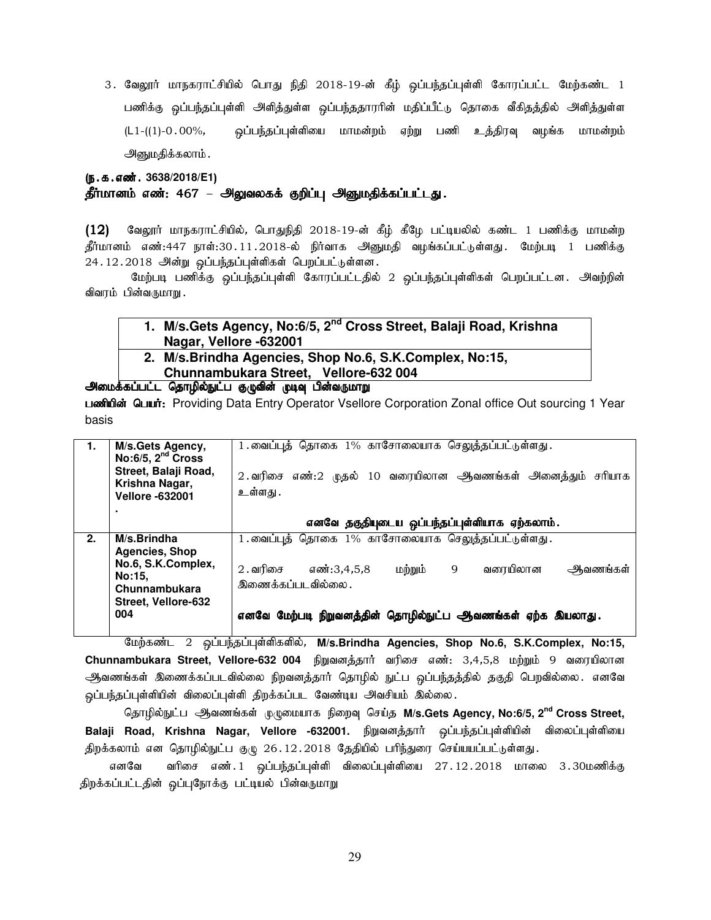3. வேலூர் மாநகராட்சியில் பொது நிதி 2018-19-ன் கீழ் ஒப்பந்தப்புள்ளி கோரப்பட்ட மேற்கண்ட 1 பணிக்கு ஒப்பந்தப்புள்ளி அளித்துள்ள ஒப்பந்ததாரரின் மதிப்பீட்டு தொகை வீகிதத்தில் அளித்துள்ள (L1-((1)-0.00%, ஒப்பந்தப்புள்ளியை மாமன்றம் ஏற்று பணி உத்திரவு வழங்க மாமன்றம் அனுமதிக்கலாம்.

**(ந.க.எண். 3638/2018/E1)**

**தீர்மானம் எண்: 467 – அலுவலகக் குறிப்பு அனுமதிக்கப்பட்டது.**

**(12)** வேலூர் மாநகராட்சியில், பொதுநிதி 2018-19-ன் கீழ் கீழே பட்டியலில் கண்ட 1 பணிக்கு மாமன்ற தீர்மானம் எண்:447 நாள்:30.11.2018-ல் நிர்வாக அனுமதி வழங்கப்பட்டுள்ளது. மேற்படி 1 பணிக்கு 24.12.2018 அன்று ஒப்பந்தப்புள்ளிகள் பெறப்பட்டுள்ளன.

மேற்படி பணிக்கு ஒப்பந்தப்புள்ளி கோரப்பட்டதில் 2 ஒப்பந்தப்புள்ளிகள் பெறப்பட்டன. அவற்றின் விவரம் பின்வருமாறு.

| |
|---|
| **1. M/s.Gets Agency, No:6/5, 2nd Cross Street, Balaji Road, Krishna Nagar, Vellore -632001** |
| **2. M/s.Brindha Agencies, Shop No.6, S.K.Complex, No:15, Chunnambukara Street, Vellore-632 004** |

**அமைக்கப்பட்ட தொழில்நுட்ப குழுவின் முடிவு பின்வருமாறு**

**பணியின் பெயர்:** Providing Data Entry Operator Vsellore Corporation Zonal office Out sourcing 1 Year basis

| | | |
|---|---|---|
| **1.** | **M/s.Gets Agency, No:6/5, 2nd Cross Street, Balaji Road, Krishna Nagar, Vellore -632001** | 1.வைப்புத் தொகை 1% காசோலையாக செலுத்தப்பட்டுள்ளது.<br>2.வரிசை எண்:2 முதல் 10 வரையிலான ஆவணங்கள் அனைத்தும் சரியாக உள்ளது.<br>**எனவே தகுதியுடைய ஒப்பந்தப்புள்ளியாக ஏற்கலாம்.** |
| **2.** | **M/s.Brindha Agencies, Shop No.6, S.K.Complex, No:15, Chunnambukara Street, Vellore-632 004** | 1.வைப்புத் தொகை 1% காசோலையாக செலுத்தப்பட்டுள்ளது.<br>2.வரிசை எண்:3,4,5,8 மற்றும் 9 வரையிலான ஆவணங்கள் இணைக்கப்படவில்லை.<br>**எனவே மேற்படி நிறுவனத்தின் தொழில்நுட்ப ஆவணங்கள் ஏற்க இயலாது.** |

மேற்கண்ட 2 ஒப்பந்தப்புள்ளிகளில், **M/s.Brindha Agencies, Shop No.6, S.K.Complex, No:15, Chunnambukara Street, Vellore-632 004** நிறுவனத்தார் வரிசை எண்: 3,4,5,8 மற்றும் 9 வரையிலான ஆவணங்கள் இணைக்கப்படவில்லை நிறவனத்தார் தொழில் நுட்ப ஒப்பந்தத்தில் தகுதி பெறவில்லை. எனவே ஒப்பந்தப்புள்ளியின் விலைப்புள்ளி திறக்கப்பட வேண்டிய அவசியம் இல்லை.

தொழில்நுட்ப ஆவணங்கள் முழுமையாக நிறைவு செய்த **M/s.Gets Agency, No:6/5, 2nd Cross Street, Balaji Road, Krishna Nagar, Vellore -632001.** நிறுவனத்தார் ஒப்பந்தப்புள்ளியின் விலைப்புள்ளியை திறக்கலாம் என தொழில்நுட்ப குழு 26.12.2018 தேதியில் பரிந்துரை செய்யயப்பட்டுள்ளது.

எனவே வரிசை எண்.1 ஒப்பந்தப்புள்ளி விலைப்புள்ளியை 27.12.2018 மாலை 3.30மணிக்கு திறக்கப்பட்டதின் ஒப்புநோக்கு பட்டியல் பின்வருமாறு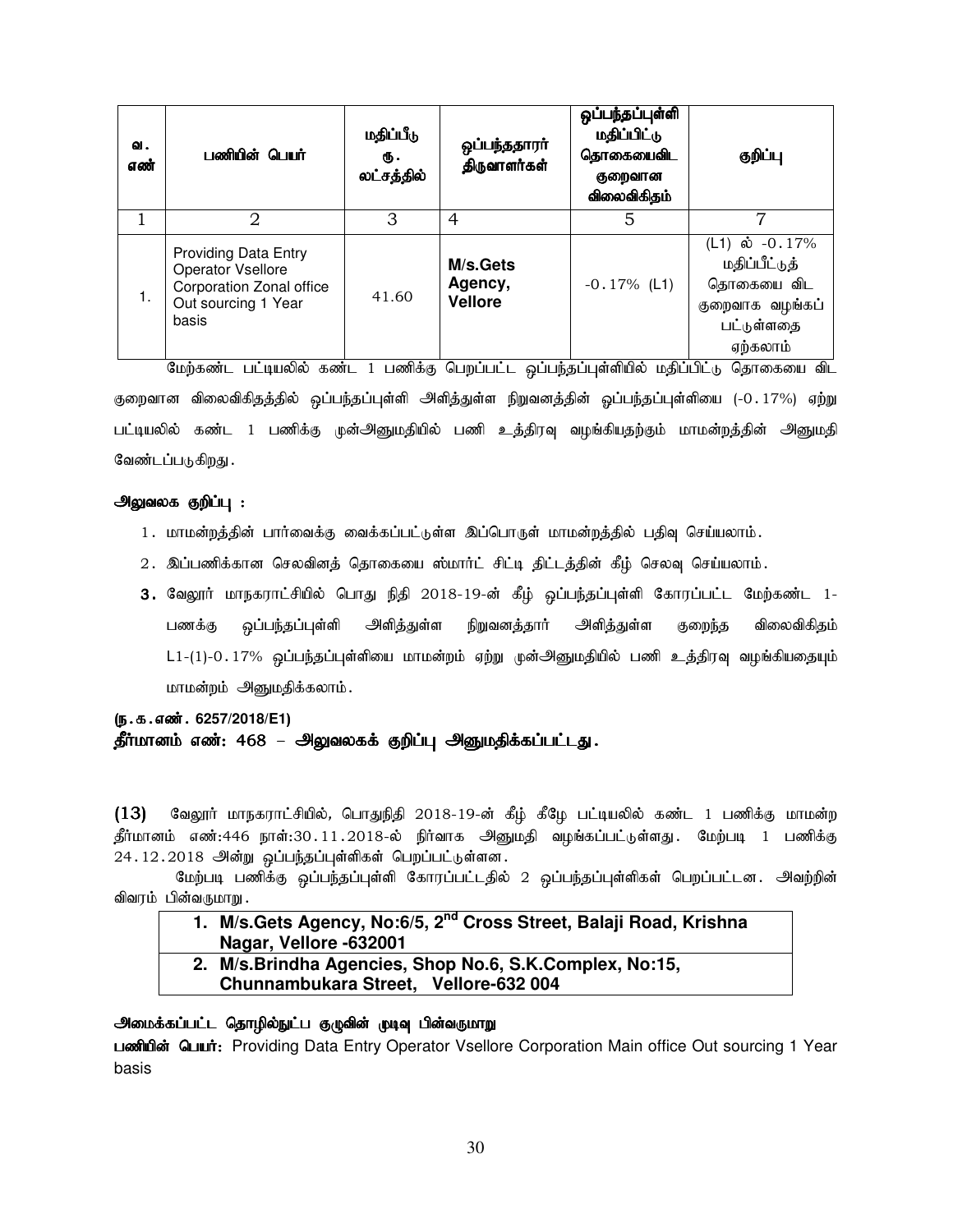| வ. எண் | பணியின் பெயர் | மதிப்பீடு ரூ. லட்சத்தில் | ஒப்பந்ததாரர் திருவாளர்கள் | ஒப்பந்தப்புள்ளி மதிப்பிட்டு தொகையைவிட குறைவான விலைவிகிதம் | குறிப்பு |
|---|---|---|---|---|---|
| 1 | 2 | 3 | 4 | 5 | 7 |
| 1. | Providing Data Entry Operator Vsellore Corporation Zonal office Out sourcing 1 Year basis | 41.60 | **M/s.Gets Agency, Vellore** | -0.17% (L1) | (L1) ல் -0.17% மதிப்பீட்டுத் தொகையை விட குறைவாக வழங்கப் பட்டுள்ளதை ஏற்கலாம் |

மேற்கண்ட பட்டியலில் கண்ட 1 பணிக்கு பெறப்பட்ட ஒப்பந்தப்புள்ளியில் மதிப்பிட்டு தொகையை விட குறைவான விலைவிகிதத்தில் ஒப்பந்தப்புள்ளி அளித்துள்ள நிறுவனத்தின் ஒப்பந்தப்புள்ளியை (-0.17%) ஏற்று பட்டியலில் கண்ட 1 பணிக்கு முன்அனுமதியில் பணி உத்திரவு வழங்கியதற்கும் மாமன்றத்தின் அனுமதி வேண்டப்படுகிறது.

**அலுவலக குறிப்பு :**

1. மாமன்றத்தின் பார்வைக்கு வைக்கப்பட்டுள்ள இப்பொருள் மாமன்றத்தில் பதிவு செய்யலாம்.
2. இப்பணிக்கான செலவினத் தொகையை ஸ்மார்ட் சிட்டி திட்டத்தின் கீழ் செலவு செய்யலாம்.
3. வேலூர் மாநகராட்சியில் பொது நிதி 2018-19-ன் கீழ் ஒப்பந்தப்புள்ளி கோரப்பட்ட மேற்கண்ட 1-பணக்கு ஒப்பந்தப்புள்ளி அளித்துள்ள நிறுவனத்தார் அளித்துள்ள குறைந்த விலைவிகிதம் L1-(1)-0.17% ஒப்பந்தப்புள்ளியை மாமன்றம் ஏற்று முன்அனுமதியில் பணி உத்திரவு வழங்கியதையும் மாமன்றம் அனுமதிக்கலாம்.

**(ந.க.எண். 6257/2018/E1)**

**தீர்மானம் எண்: 468 – அலுவலகக் குறிப்பு அனுமதிக்கப்பட்டது.**

**(13)** வேலூர் மாநகராட்சியில், பொதுநிதி 2018-19-ன் கீழ் கீழே பட்டியலில் கண்ட 1 பணிக்கு மாமன்ற தீர்மானம் எண்:446 நாள்:30.11.2018-ல் நிர்வாக அனுமதி வழங்கப்பட்டுள்ளது. மேற்படி 1 பணிக்கு 24.12.2018 அன்று ஒப்பந்தப்புள்ளிகள் பெறப்பட்டுள்ளன.

மேற்படி பணிக்கு ஒப்பந்தப்புள்ளி கோரப்பட்டதில் 2 ஒப்பந்தப்புள்ளிகள் பெறப்பட்டன. அவற்றின் விவரம் பின்வருமாறு.

| |
|---|
| **1. M/s.Gets Agency, No:6/5, 2nd Cross Street, Balaji Road, Krishna Nagar, Vellore -632001** |
| **2. M/s.Brindha Agencies, Shop No.6, S.K.Complex, No:15, Chunnambukara Street, Vellore-632 004** |

**அமைக்கப்பட்ட தொழில்நுட்ப குழுவின் முடிவு பின்வருமாறு**

**பணியின் பெயர்:** Providing Data Entry Operator Vsellore Corporation Main office Out sourcing 1 Year basis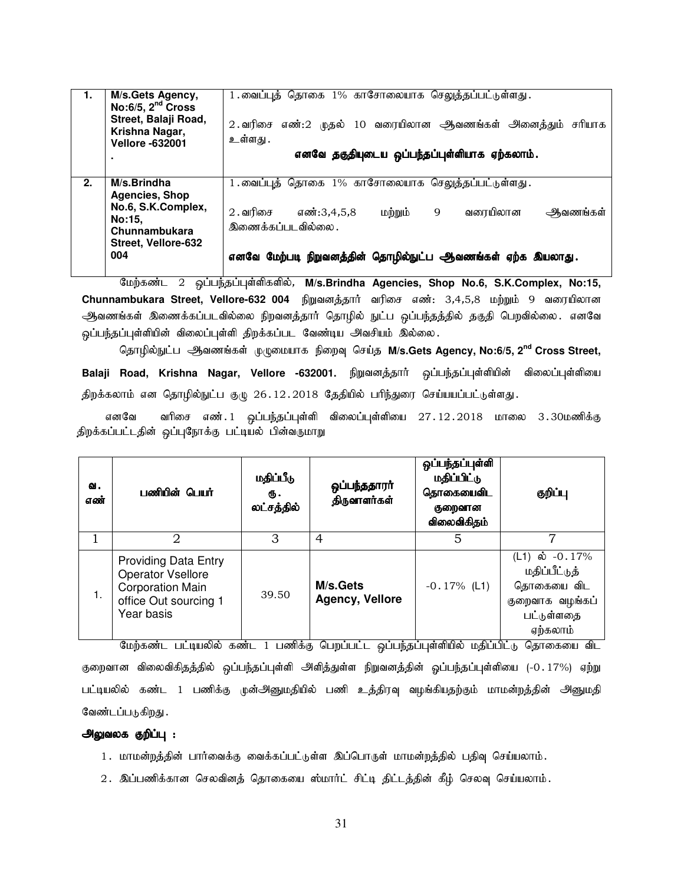| 1. | M/s.Gets Agency, No:6/5, 2nd Cross Street, Balaji Road, Krishna Nagar, Vellore -632001 . | 1.வைப்புத் தொகை 1% காசோலையாக செலுத்தப்பட்டுள்ளது. 2.வரிசை எண்:2 முதல் 10 வரையிலான ஆவணங்கள் அனைத்தும் சரியாக உள்ளது. **எனவே தகுதியுடைய ஒப்பந்தப்புள்ளியாக ஏற்கலாம்.** |
|---|---|---|
| 2. | M/s.Brindha Agencies, Shop No.6, S.K.Complex, No:15, Chunnambukara Street, Vellore-632 004 | 1.வைப்புத் தொகை 1% காசோலையாக செலுத்தப்பட்டுள்ளது. 2.வரிசை எண்:3,4,5,8 மற்றும் 9 வரையிலான ஆவணங்கள் இணைக்கப்படவில்லை. **எனவே மேற்படி நிறுவனத்தின் தொழில்நுட்ப ஆவணங்கள் ஏற்க இயலாது.** |

மேற்கண்ட 2 ஒப்பந்தப்புள்ளிகளில், **M/s.Brindha Agencies, Shop No.6, S.K.Complex, No:15, Chunnambukara Street, Vellore-632 004** நிறுவனத்தார் வரிசை எண்: 3,4,5,8 மற்றும் 9 வரையிலான ஆவணங்கள் இணைக்கப்படவில்லை நிறவனத்தார் தொழில் நுட்ப ஒப்பந்தத்தில் தகுதி பெறவில்லை. எனவே ஒப்பந்தப்புள்ளியின் விலைப்புள்ளி திறக்கப்பட வேண்டிய அவசியம் இல்லை.

தொழில்நுட்ப ஆவணங்கள் முழுமையாக நிறைவு செய்த **M/s.Gets Agency, No:6/5, 2nd Cross Street, Balaji Road, Krishna Nagar, Vellore -632001.** நிறுவனத்தார் ஒப்பந்தப்புள்ளியின் விலைப்புள்ளியை திறக்கலாம் என தொழில்நுட்ப குழு 26.12.2018 தேதியில் பரிந்துரை செய்யப்பட்டுள்ளது.

எனவே வரிசை எண்.1 ஒப்பந்தப்புள்ளி விலைப்புள்ளியை 27.12.2018 மாலை 3.30மணிக்கு திறக்கப்பட்டதின் ஒப்புநோக்கு பட்டியல் பின்வருமாறு

| வ. எண் | பணியின் பெயர் | மதிப்பீடு ரூ. லட்சத்தில் | ஒப்பந்ததாரர் திருவாளர்கள் | ஒப்பந்தப்புள்ளி மதிப்பிட்டு தொகையைவிட குறைவான விலைவிகிதம் | குறிப்பு |
|---|---|---|---|---|---|
| 1 | 2 | 3 | 4 | 5 | 7 |
| 1. | Providing Data Entry Operator Vsellore Corporation Main office Out sourcing 1 Year basis | 39.50 | M/s.Gets Agency, Vellore | -0.17% (L1) | (L1) ல் -0.17% மதிப்பீட்டுத் தொகையை விட குறைவாக வழங்கப் பட்டுள்ளதை ஏற்கலாம் |

மேற்கண்ட பட்டியலில் கண்ட 1 பணிக்கு பெறப்பட்ட ஒப்பந்தப்புள்ளியில் மதிப்பிட்டு தொகையை விட குறைவான விலைவிகிதத்தில் ஒப்பந்தப்புள்ளி அளித்துள்ள நிறுவனத்தின் ஓப்பந்தப்புள்ளியை (-0.17%) ஏற்று பட்டியலில் கண்ட 1 பணிக்கு முன்அனுமதியில் பணி உத்திரவு வழங்கியதற்கும் மாமன்றத்தின் அனுமதி வேண்டப்படுகிறது.

**அலுவலக குறிப்பு :**

1. மாமன்றத்தின் பார்வைக்கு வைக்கப்பட்டுள்ள இப்பொருள் மாமன்றத்தில் பதிவு செய்யலாம்.
2. இப்பணிக்கான செலவினத் தொகையை ஸ்மார்ட் சிட்டி திட்டத்தின் கீழ் செலவு செய்யலாம்.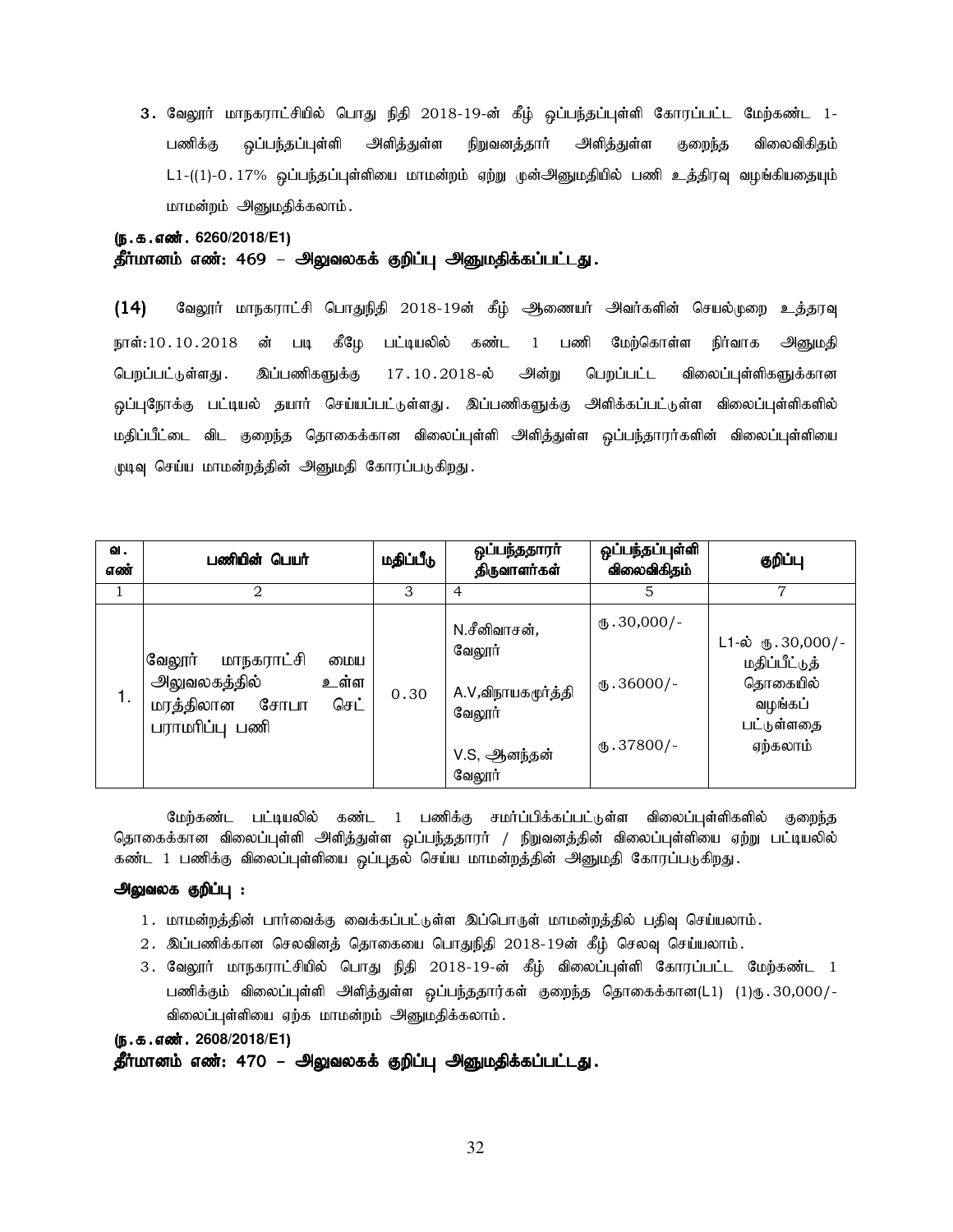3. வேலூர் மாநகராட்சியில் பொது நிதி 2018-19-ன் கீழ் ஒப்பந்தப்புள்ளி கோரப்பட்ட மேற்கண்ட 1-பணிக்கு ஒப்பந்தப்புள்ளி அளித்துள்ள நிறுவனத்தார் அளித்துள்ள குறைந்த விலைவிகிதம் L1-((1)-0.17% ஒப்பந்தப்புள்ளியை மாமன்றம் ஏற்று முன்அனுமதியில் பணி உத்திரவு வழங்கியதையும் மாமன்றம் அனுமதிக்கலாம்.

**(ந.க.எண். 6260/2018/E1)**

**தீர்மானம் எண்: 469 – அலுவலகக் குறிப்பு அனுமதிக்கப்பட்டது.**

**(14)** வேலூர் மாநகராட்சி பொதுநிதி 2018-19ன் கீழ் ஆணையர் அவர்களின் செயல்முறை உத்தரவு நாள்:10.10.2018 ன் படி கீழே பட்டியலில் கண்ட 1 பணி மேற்கொள்ள நிர்வாக அனுமதி பெறப்பட்டுள்ளது. இப்பணிகளுக்கு 17.10.2018-ல் அன்று பெறப்பட்ட விலைப்புள்ளிகளுக்கான ஒப்புநோக்கு பட்டியல் தயார் செய்யப்பட்டுள்ளது. இப்பணிகளுக்கு அளிக்கப்பட்டுள்ள விலைப்புள்ளிகளில் மதிப்பீட்டை விட குறைந்த தொகைக்கான விலைப்புள்ளி அளித்துள்ள ஒப்பந்தாரர்களின் விலைப்புள்ளியை முடிவு செய்ய மாமன்றத்தின் அனுமதி கோரப்படுகிறது.

| வ. எண் | பணியின் பெயர் | மதிப்பீடு | ஒப்பந்ததாரர் திருவாளர்கள் | ஒப்பந்தப்புள்ளி விலைவிகிதம் | குறிப்பு |
|---|---|---|---|---|---|
| 1 | 2 | 3 | 4 | 5 | 7 |
| 1. | வேலூர் மாநகராட்சி மைய அலுவலகத்தில் உள்ள மரத்திலான சோபா செட் பராமரிப்பு பணி | 0.30 | N.சீனிவாசன், வேலூர்<br>A.V,விநாயகமூர்த்தி வேலூர்<br>V.S, ஆனந்தன் வேலூர் | ரூ.30,000/-<br>ரூ.36000/-<br>ரூ.37800/- | L1-ல் ரூ.30,000/- மதிப்பீட்டுத் தொகையில் வழங்கப் பட்டுள்ளதை ஏற்கலாம் |

மேற்கண்ட பட்டியலில் கண்ட 1 பணிக்கு சமர்ப்பிக்கப்பட்டுள்ள விலைப்புள்ளிகளில் குறைந்த தொகைக்கான விலைப்புள்ளி அளித்துள்ள ஒப்பந்ததாரர் / நிறுவனத்தின் விலைப்புள்ளியை ஏற்று பட்டியலில் கண்ட 1 பணிக்கு விலைப்புள்ளியை ஒப்புதல் செய்ய மாமன்றத்தின் அனுமதி கோரப்படுகிறது.

**அலுவலக குறிப்பு :**

1. மாமன்றத்தின் பார்வைக்கு வைக்கப்பட்டுள்ள இப்பொருள் மாமன்றத்தில் பதிவு செய்யலாம்.
2. இப்பணிக்கான செலவினத் தொகையை பொதுநிதி 2018-19ன் கீழ் செலவு செய்யலாம்.
3. வேலூர் மாநகராட்சியில் பொது நிதி 2018-19-ன் கீழ் விலைப்புள்ளி கோரப்பட்ட மேற்கண்ட 1 பணிக்கும் விலைப்புள்ளி அளித்துள்ள ஒப்பந்ததார்கள் குறைந்த தொகைக்கான(L1) (1)ரூ.30,000/- விலைப்புள்ளியை ஏற்க மாமன்றம் அனுமதிக்கலாம்.

**(ந.க.எண். 2608/2018/E1)**

**தீர்மானம் எண்: 470 – அலுவலகக் குறிப்பு அனுமதிக்கப்பட்டது.**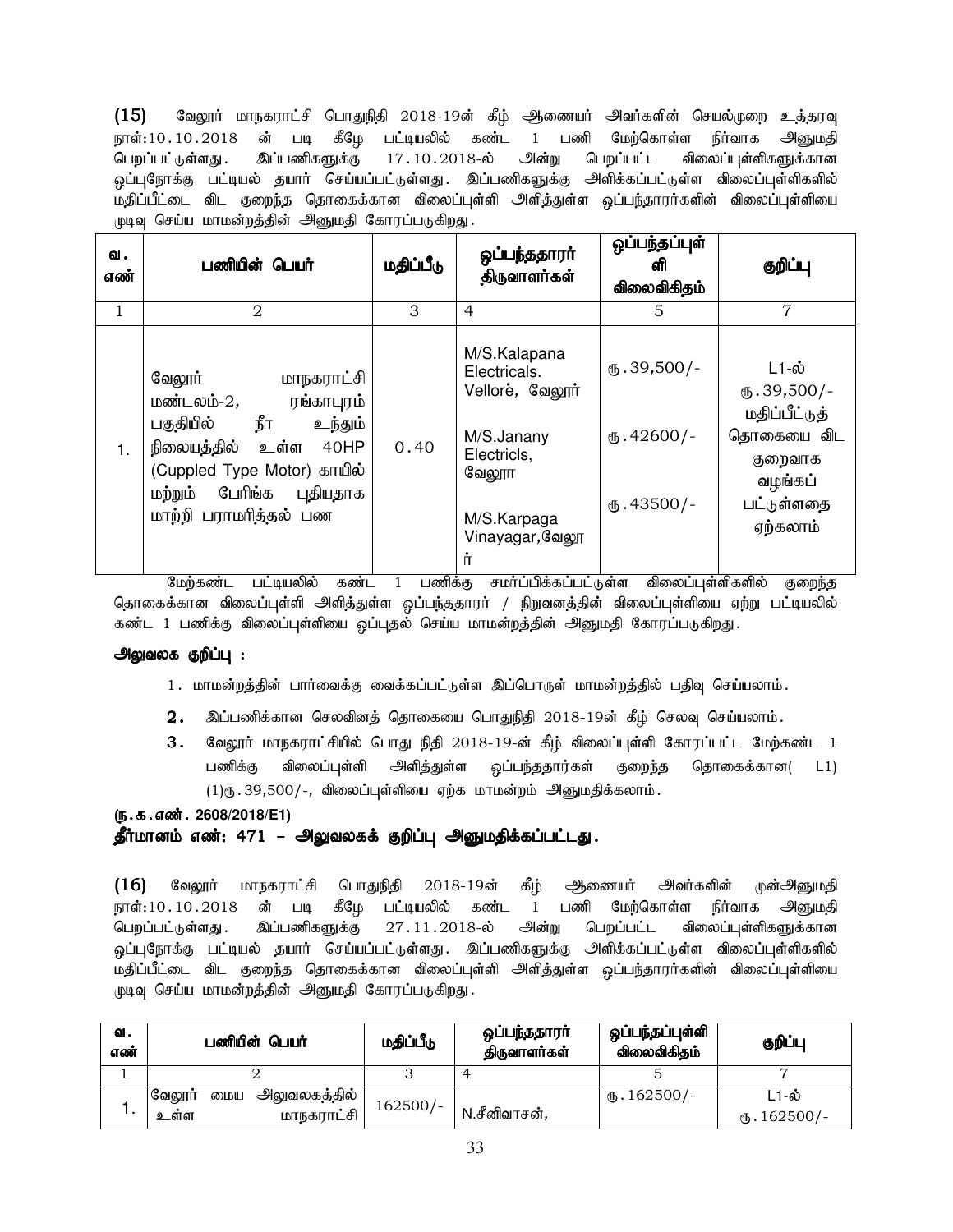**(15)** வேலூர் மாநகராட்சி பொதுநிதி 2018-19ன் கீழ் ஆணையர் அவர்களின் செயல்முறை உத்தரவு நாள்:10.10.2018 ன் படி கீழே பட்டியலில் கண்ட 1 பணி மேற்கொள்ள நிர்வாக அனுமதி பெறப்பட்டுள்ளது. இப்பணிகளுக்கு 17.10.2018-ல் அன்று பெறப்பட்ட விலைப்புள்ளிகளுக்கான ஒப்புநோக்கு பட்டியல் தயார் செய்யப்பட்டுள்ளது. இப்பணிகளுக்கு அளிக்கப்பட்டுள்ள விலைப்புள்ளிகளில் மதிப்பீட்டை விட குறைந்த தொகைக்கான விலைப்புள்ளி அளித்துள்ள ஒப்பந்தாரர்களின் விலைப்புள்ளியை முடிவு செய்ய மாமன்றத்தின் அனுமதி கோரப்படுகிறது.

| வ. எண் | பணியின் பெயர் | மதிப்பீடு | ஒப்பந்ததாரர் திருவாளர்கள் | ஒப்பந்தப்புள்ளி விலைவிகிதம் | குறிப்பு |
|---|---|---|---|---|---|
| 1 | 2 | 3 | 4 | 5 | 7 |
| 1. | வேலூர் மாநகராட்சி மண்டலம்-2, ரங்காபுரம் பகுதியில் நீர உந்தும் நிலையத்தில் உள்ள 40HP (Cuppled Type Motor) காயில் மற்றும் பேரிங்க புதியதாக மாற்றி பராமரித்தல் பண | 0.40 | M/S.Kalapana Electricals. Vellore, வேலூர்<br>M/S.Janany Electricls, வேலூா<br>M/S.Karpaga Vinayagar,வேலூா ர் | ரு.39,500/-<br>ரு.42600/-<br>ரு.43500/- | L1-ல் ரு.39,500/- மதிப்பீட்டுத் தொகையை விட குறைவாக வழங்கப் பட்டுள்ளதை ஏற்கலாம் |

மேற்கண்ட பட்டியலில் கண்ட 1 பணிக்கு சமர்ப்பிக்கப்பட்டுள்ள விலைப்புள்ளிகளில் குறைந்த தொகைக்கான விலைப்புள்ளி அளித்துள்ள ஒப்பந்ததாரர் / நிறுவனத்தின் விலைப்புள்ளியை ஏற்று பட்டியலில் கண்ட 1 பணிக்கு விலைப்புள்ளியை ஒப்புதல் செய்ய மாமன்றத்தின் அனுமதி கோரப்படுகிறது.

**அலுவலக குறிப்பு :**

1. மாமன்றத்தின் பார்வைக்கு வைக்கப்பட்டுள்ள இப்பொருள் மாமன்றத்தில் பதிவு செய்யலாம்.
2. இப்பணிக்கான செலவினத் தொகையை பொதுநிதி 2018-19ன் கீழ் செலவு செய்யலாம்.
3. வேலூர் மாநகராட்சியில் பொது நிதி 2018-19-ன் கீழ் விலைப்புள்ளி கோரப்பட்ட மேற்கண்ட 1 பணிக்கு விலைப்புள்ளி அளித்துள்ள ஒப்பந்ததாரர்கள் குறைந்த தொகைக்கான( L1) (1)ரு.39,500/-, விலைப்புள்ளியை ஏற்க மாமன்றம் அனுமதிக்கலாம்.

**(ந.க.எண். 2608/2018/E1)**

**தீர்மானம் எண்: 471 – அலுவலகக் குறிப்பு அனுமதிக்கப்பட்டது.**

**(16)** வேலூர் மாநகராட்சி பொதுநிதி 2018-19ன் கீழ் ஆணையர் அவர்களின் முன்அனுமதி நாள்:10.10.2018 ன் படி கீழே பட்டியலில் கண்ட 1 பணி மேற்கொள்ள நிர்வாக அனுமதி பெறப்பட்டுள்ளது. இப்பணிகளுக்கு 27.11.2018-ல் அன்று பெறப்பட்ட விலைப்புள்ளிகளுக்கான ஒப்புநோக்கு பட்டியல் தயார் செய்யப்பட்டுள்ளது. இப்பணிகளுக்கு அளிக்கப்பட்டுள்ள விலைப்புள்ளிகளில் மதிப்பீட்டை விட குறைந்த தொகைக்கான விலைப்புள்ளி அளித்துள்ள ஒப்பந்தாரர்களின் விலைப்புள்ளியை முடிவு செய்ய மாமன்றத்தின் அனுமதி கோரப்படுகிறது.

| வ. எண் | பணியின் பெயர் | மதிப்பீடு | ஒப்பந்ததாரர் திருவாளர்கள் | ஒப்பந்தப்புள்ளி விலைவிகிதம் | குறிப்பு |
|---|---|---|---|---|---|
| 1 | 2 | 3 | 4 | 5 | 7 |
| 1. | வேலூர் மைய அலுவலகத்தில் உள்ள மாநகராட்சி | 162500/- | N.சீனிவாசன், | ரு.162500/- | L1-ல் ரு.162500/- |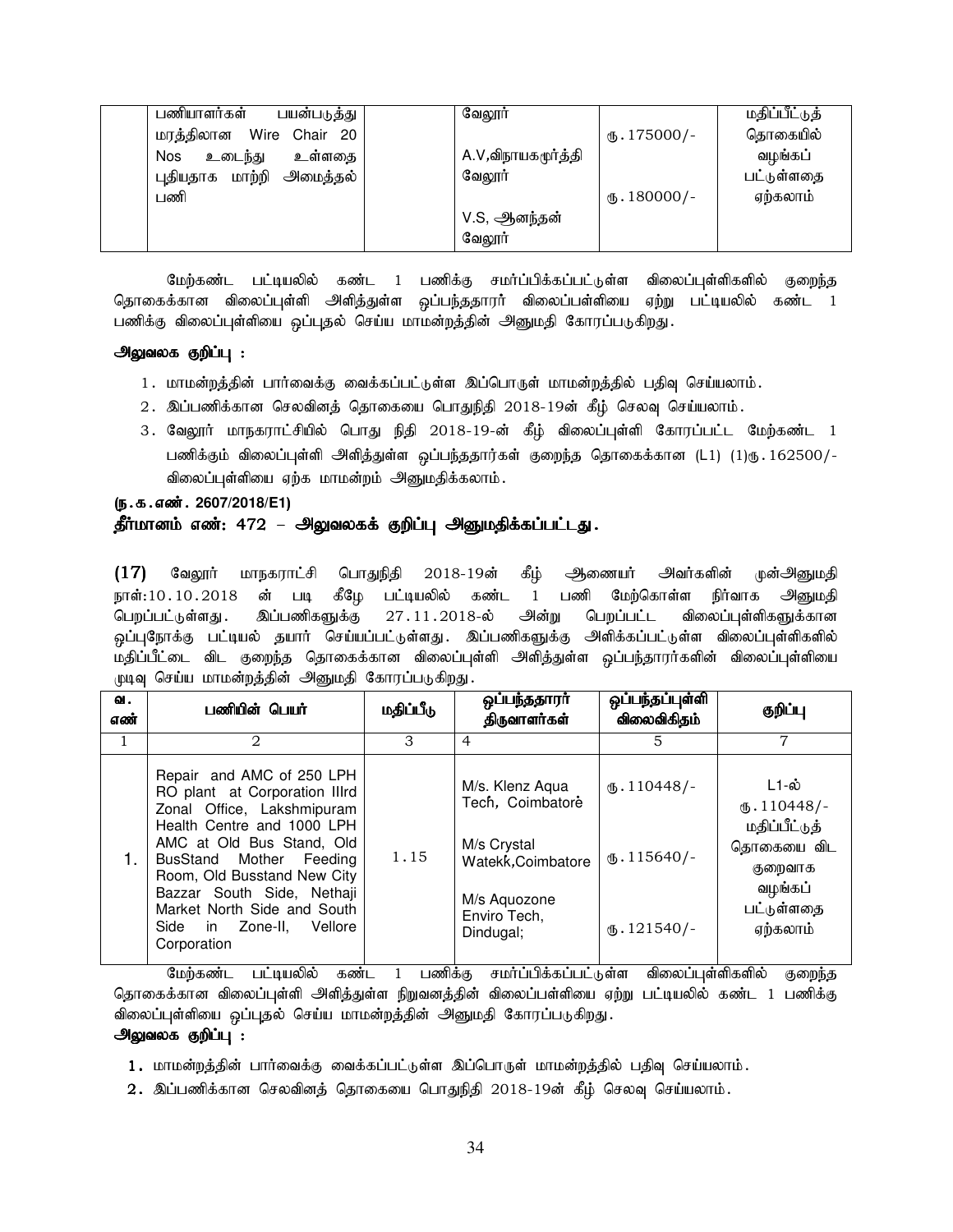|  | பணியாளர்கள் பயன்படுத்து மரத்திலான Wire Chair 20 Nos உடைந்து உள்ளதை புதியதாக மாற்றி அமைத்தல் பணி |  | வேலூர்<br>A.V,விநாயகமூர்த்தி வேலூர்<br>V.S, ஆனந்தன் வேலூர் | ரு.175000/-<br>ரு.180000/- | மதிப்பீட்டுத் தொகையில் வழங்கப் பட்டுள்ளதை ஏற்கலாம் |
|---|---|---|---|---|---|

மேற்கண்ட பட்டியலில் கண்ட 1 பணிக்கு சமர்ப்பிக்கப்பட்டுள்ள விலைப்புள்ளிகளில் குறைந்த தொகைக்கான விலைப்புள்ளி அளித்துள்ள ஒப்பந்ததாரர் விலைப்பள்ளியை ஏற்று பட்டியலில் கண்ட 1 பணிக்கு விலைப்புள்ளியை ஒப்புதல் செய்ய மாமன்றத்தின் அனுமதி கோரப்படுகிறது.

**அலுவலக குறிப்பு :**

1. மாமன்றத்தின் பார்வைக்கு வைக்கப்பட்டுள்ள இப்பொருள் மாமன்றத்தில் பதிவு செய்யலாம்.
2. இப்பணிக்கான செலவினத் தொகையை பொதுநிதி 2018-19ன் கீழ் செலவு செய்யலாம்.
3. வேலூர் மாநகராட்சியில் பொது நிதி 2018-19-ன் கீழ் விலைப்புள்ளி கோரப்பட்ட மேற்கண்ட 1 பணிக்கும் விலைப்புள்ளி அளித்துள்ள ஒப்பந்ததாரர்கள் குறைந்த தொகைக்கான (L1) (1)ரு.162500/- விலைப்புள்ளியை ஏற்க மாமன்றம் அனுமதிக்கலாம்.

**(ந.க.எண். 2607/2018/E1)**

**தீர்மானம் எண்: 472 – அலுவலகக் குறிப்பு அனுமதிக்கப்பட்டது.**

**(17)** வேலூர் மாநகராட்சி பொதுநிதி 2018-19ன் கீழ் ஆணையர் அவர்களின் முன்அனுமதி நாள்:10.10.2018 ன் படி கீழே பட்டியலில் கண்ட 1 பணி மேற்கொள்ள நிர்வாக அனுமதி பெறப்பட்டுள்ளது. இப்பணிகளுக்கு 27.11.2018-ல் அன்று பெறப்பட்ட விலைப்புள்ளிகளுக்கான ஒப்புநோக்கு பட்டியல் தயார் செய்யப்பட்டுள்ளது. இப்பணிகளுக்கு அளிக்கப்பட்டுள்ள விலைப்புள்ளிகளில் மதிப்பீட்டை விட குறைந்த தொகைக்கான விலைப்புள்ளி அளித்துள்ள ஒப்பந்தாரர்களின் விலைப்புள்ளியை முடிவு செய்ய மாமன்றத்தின் அனுமதி கோரப்படுகிறது.

| வ. எண் | பணியின் பெயர் | மதிப்பீடு | ஒப்பந்ததாரர் திருவாளர்கள் | ஒப்பந்தப்புள்ளி விலைவிகிதம் | குறிப்பு |
|---|---|---|---|---|---|
| 1 | 2 | 3 | 4 | 5 | 7 |
| 1. | Repair and AMC of 250 LPH RO plant at Corporation IIIrd Zonal Office, Lakshmipuram Health Centre and 1000 LPH AMC at Old Bus Stand, Old BusStand Mother Feeding Room, Old Busstand New City Bazzar South Side, Nethaji Market North Side and South Side in Zone-II, Vellore Corporation | 1.15 | M/s. Klenz Aqua Tech, Coimbatore<br>M/s Crystal Watekk,Coimbatore<br>M/s Aquozone Enviro Tech, Dindugal; | ரு.110448/-<br>ரு.115640/-<br>ரு.121540/- | L1-ல் ரு.110448/- மதிப்பீட்டுத் தொகையை விட குறைவாக வழங்கப் பட்டுள்ளதை ஏற்கலாம் |

மேற்கண்ட பட்டியலில் கண்ட 1 பணிக்கு சமர்ப்பிக்கப்பட்டுள்ள விலைப்புள்ளிகளில் குறைந்த தொகைக்கான விலைப்புள்ளி அளித்துள்ள நிறுவனத்தின் விலைப்பள்ளியை ஏற்று பட்டியலில் கண்ட 1 பணிக்கு விலைப்புள்ளியை ஒப்புதல் செய்ய மாமன்றத்தின் அனுமதி கோரப்படுகிறது.

**அலுவலக குறிப்பு :**

1. மாமன்றத்தின் பார்வைக்கு வைக்கப்பட்டுள்ள இப்பொருள் மாமன்றத்தில் பதிவு செய்யலாம்.
2. இப்பணிக்கான செலவினத் தொகையை பொதுநிதி 2018-19ன் கீழ் செலவு செய்யலாம்.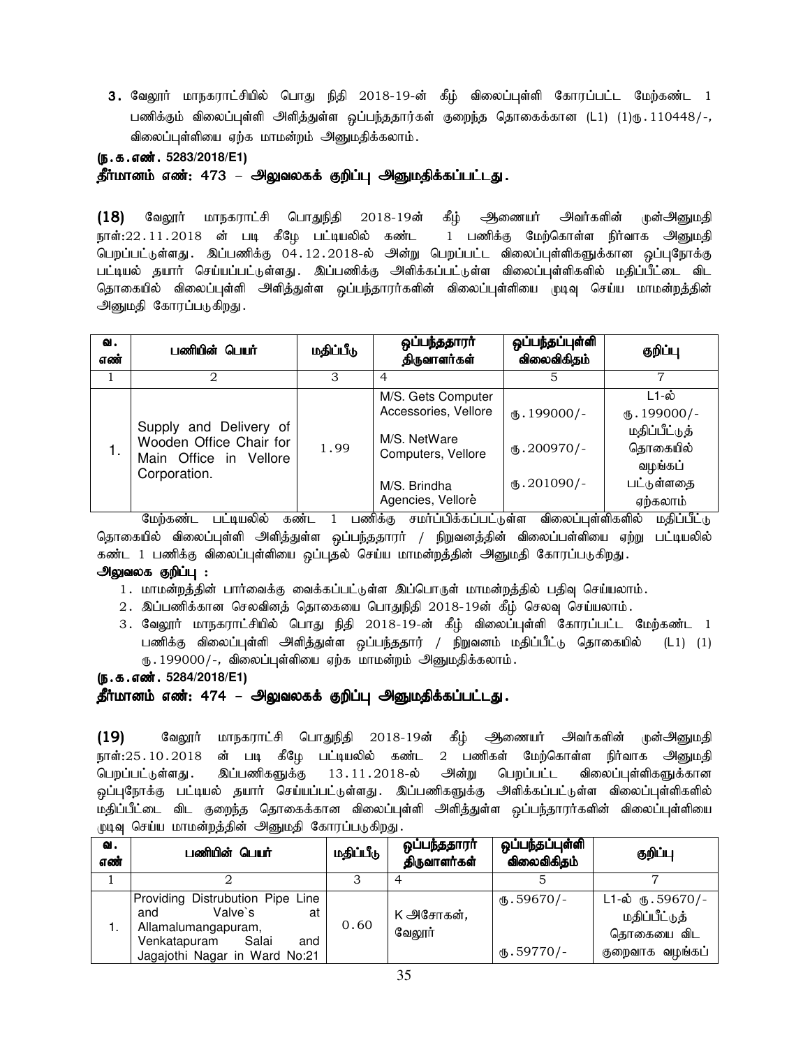3. வேலூர் மாநகராட்சியில் பொது நிதி 2018-19-ன் கீழ் விலைப்புள்ளி கோரப்பட்ட மேற்கண்ட 1 பணிக்கும் விலைப்புள்ளி அளித்துள்ள ஒப்பந்ததாரர்கள் குறைந்த தொகைக்கான (L1) (1)ரு.110448/-, விலைப்புள்ளியை ஏற்க மாமன்றம் அனுமதிக்கலாம்.

**(ந.க.எண். 5283/2018/E1)**

**தீர்மானம் எண்: 473 – அலுவலகக் குறிப்பு அனுமதிக்கப்பட்டது.**

**(18)** வேலூர் மாநகராட்சி பொதுநிதி 2018-19ன் கீழ் ஆணையர் அவர்களின் முன்அனுமதி நாள்:22.11.2018 ன் படி கீழே பட்டியலில் கண்ட 1 பணிக்கு மேற்கொள்ள நிர்வாக அனுமதி பெறப்பட்டுள்ளது. இப்பணிக்கு 04.12.2018-ல் அன்று பெறப்பட்ட விலைப்புள்ளிகளுக்கான ஒப்புநோக்கு பட்டியல் தயார் செய்யப்பட்டுள்ளது. இப்பணிக்கு அளிக்கப்பட்டுள்ள விலைப்புள்ளிகளில் மதிப்பீட்டை விட தொகையில் விலைப்புள்ளி அளித்துள்ள ஒப்பந்தாரர்களின் விலைப்புள்ளியை முடிவு செய்ய மாமன்றத்தின் அனுமதி கோரப்படுகிறது.

| வ. எண் | பணியின் பெயர் | மதிப்பீடு | ஒப்பந்ததாரர் திருவாளர்கள் | ஒப்பந்தப்புள்ளி விலைவிகிதம் | குறிப்பு |
|---|---|---|---|---|---|
| 1 | 2 | 3 | 4 | 5 | 7 |
| 1. | Supply and Delivery of Wooden Office Chair for Main Office in Vellore Corporation. | 1.99 | M/S. Gets Computer Accessories, Vellore<br>M/S. NetWare Computers, Vellore<br>M/S. Brindha Agencies, Vellore | ரு.199000/-<br>ரு.200970/-<br>ரு.201090/- | L1-ல் ரு.199000/- மதிப்பீட்டுத் தொகையில் வழங்கப் பட்டுள்ளதை ஏற்கலாம் |

மேற்கண்ட பட்டியலில் கண்ட 1 பணிக்கு சமர்ப்பிக்கப்பட்டுள்ள விலைப்புள்ளிகளில் மதிப்பீட்டு தொகையில் விலைப்புள்ளி அளித்துள்ள ஒப்பந்ததாரர் / நிறுவனத்தின் விலைப்பள்ளியை ஏற்று பட்டியலில் கண்ட 1 பணிக்கு விலைப்புள்ளியை ஒப்புதல் செய்ய மாமன்றத்தின் அனுமதி கோரப்படுகிறது.

**அலுவலக குறிப்பு :**

1. மாமன்றத்தின் பார்வைக்கு வைக்கப்பட்டுள்ள இப்பொருள் மாமன்றத்தில் பதிவு செய்யலாம்.
2. இப்பணிக்கான செலவினத் தொகையை பொதுநிதி 2018-19ன் கீழ் செலவு செய்யலாம்.
3. வேலூர் மாநகராட்சியில் பொது நிதி 2018-19-ன் கீழ் விலைப்புள்ளி கோரப்பட்ட மேற்கண்ட 1 பணிக்கு விலைப்புள்ளி அளித்துள்ள ஒப்பந்ததார் / நிறுவனம் மதிப்பீட்டு தொகையில் (L1) (1) ரு.199000/-, விலைப்புள்ளியை ஏற்க மாமன்றம் அனுமதிக்கலாம்.

**(ந.க.எண். 5284/2018/E1)**

**தீர்மானம் எண்: 474 – அலுவலகக் குறிப்பு அனுமதிக்கப்பட்டது.**

**(19)** வேலூர் மாநகராட்சி பொதுநிதி 2018-19ன் கீழ் ஆணையர் அவர்களின் முன்அனுமதி நாள்:25.10.2018 ன் படி கீழே பட்டியலில் கண்ட 2 பணிகள் மேற்கொள்ள நிர்வாக அனுமதி பெறப்பட்டுள்ளது. இப்பணிகளுக்கு 13.11.2018-ல் அன்று பெறப்பட்ட விலைப்புள்ளிகளுக்கான ஒப்புநோக்கு பட்டியல் தயார் செய்யப்பட்டுள்ளது. இப்பணிகளுக்கு அளிக்கப்பட்டுள்ள விலைப்புள்ளிகளில் மதிப்பீட்டை விட குறைந்த தொகைக்கான விலைப்புள்ளி அளித்துள்ள ஒப்பந்தாரர்களின் விலைப்புள்ளியை முடிவு செய்ய மாமன்றத்தின் அனுமதி கோரப்படுகிறது.

| வ. எண் | பணியின் பெயர் | மதிப்பீடு | ஒப்பந்ததாரர் திருவாளர்கள் | ஒப்பந்தப்புள்ளி விலைவிகிதம் | குறிப்பு |
|---|---|---|---|---|---|
| 1 | 2 | 3 | 4 | 5 | 7 |
| 1. | Providing Distrubution Pipe Line and Valve`s at Allamalumangapuram, Venkatapuram Salai and Jagajothi Nagar in Ward No:21 | 0.60 | K அசோகன், வேலூர் | ரு.59670/-<br>ரு.59770/- | L1-ல் ரு.59670/- மதிப்பீட்டுத் தொகையை விட குறைவாக வழங்கப் |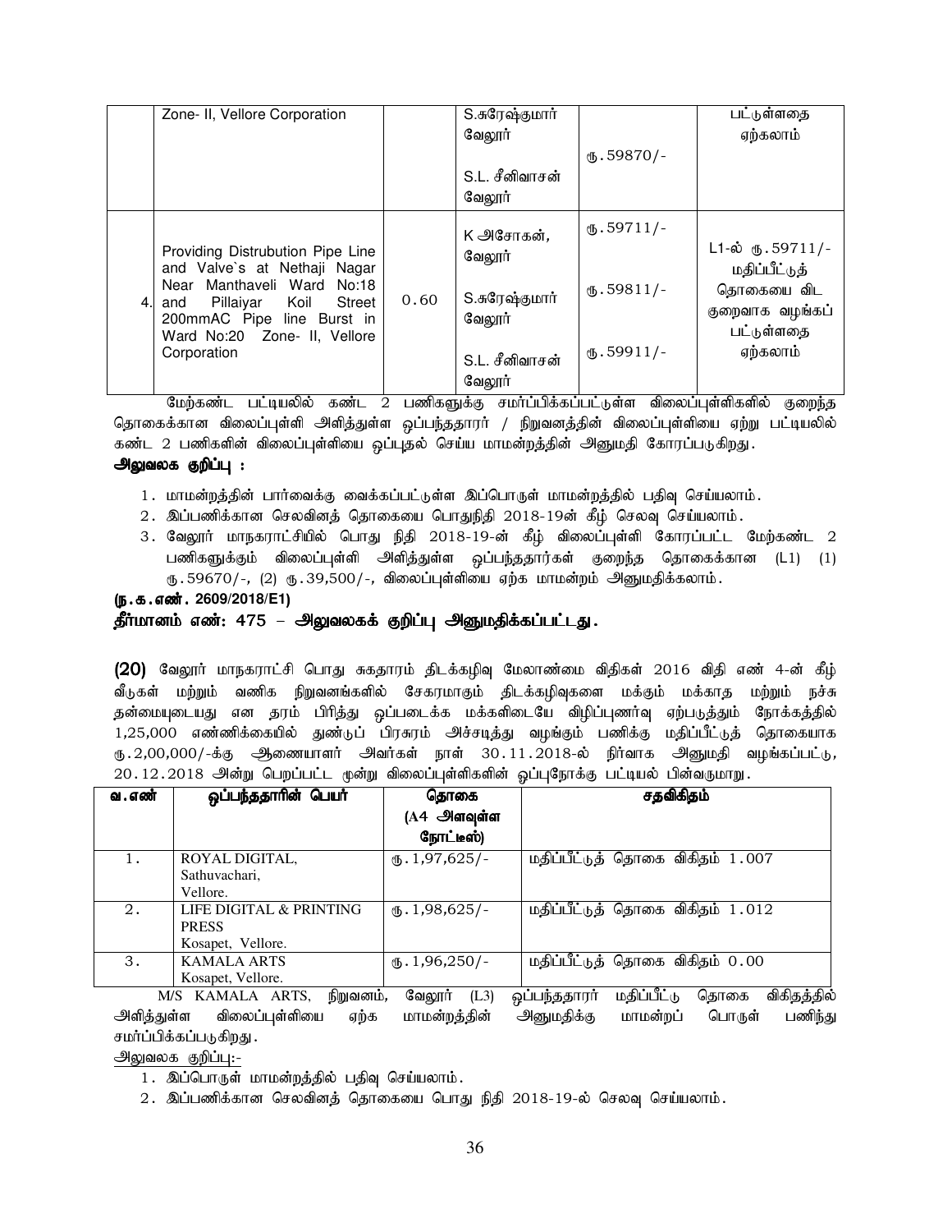|  | Zone- II, Vellore Corporation |  | S.சுரேஷ்குமார் வேலூர்<br><br>S.L. சீனிவாசன் வேலூர் | ரு.59870/- | பட்டுள்ளதை ஏற்கலாம் |
|---|---|---|---|---|---|
| 4. | Providing Distrubution Pipe Line and Valve`s at Nethaji Nagar Near Manthaveli Ward No:18 and Pillaiyar Koil Street 200mmAC Pipe line Burst in Ward No:20 Zone- II, Vellore Corporation | 0.60 | K அசோகன், வேலூர்<br><br>S.சுரேஷ்குமார் வேலூர்<br><br>S.L. சீனிவாசன் வேலூர் | ரு.59711/-<br><br>ரு.59811/-<br><br>ரு.59911/- | L1-ல் ரு.59711/- மதிப்பீட்டுத் தொகையை விட குறைவாக வழங்கப் பட்டுள்ளதை ஏற்கலாம் |

மேற்கண்ட பட்டியலில் கண்ட 2 பணிகளுக்கு சமர்ப்பிக்கப்பட்டுள்ள விலைப்புள்ளிகளில் குறைந்த தொகைக்கான விலைப்புள்ளி அளித்துள்ள ஒப்பந்ததாரர் / நிறுவனத்தின் விலைப்புள்ளியை ஏற்று பட்டியலில் கண்ட 2 பணிகளின் விலைப்புள்ளியை ஒப்புதல் செய்ய மாமன்றத்தின் அனுமதி கோரப்படுகிறது.

**அலுவலக குறிப்பு :**

1. மாமன்றத்தின் பார்வைக்கு வைக்கப்பட்டுள்ள இப்பொருள் மாமன்றத்தில் பதிவு செய்யலாம்.
2. இப்பணிக்கான செலவினத் தொகையை பொதுநிதி 2018-19ன் கீழ் செலவு செய்யலாம்.
3. வேலூர் மாநகராட்சியில் பொது நிதி 2018-19-ன் கீழ் விலைப்புள்ளி கோரப்பட்ட மேற்கண்ட 2 பணிகளுக்கும் விலைப்புள்ளி அளித்துள்ள ஒப்பந்ததார்கள் குறைந்த தொகைக்கான (L1) (1) ரு.59670/-, (2) ரு.39,500/-, விலைப்புள்ளியை ஏற்க மாமன்றம் அனுமதிக்கலாம்.

**(ந.க.எண். 2609/2018/E1)**

**தீர்மானம் எண்: 475 – அலுவலகக் குறிப்பு அனுமதிக்கப்பட்டது.**

**(20)** வேலூர் மாநகராட்சி பொது சுகாதாரம் திடக்கழிவு மேலாண்மை விதிகள் 2016 விதி எண் 4-ன் கீழ் வீடுகள் மற்றும் வணிக நிறுவனங்களில் சேகரமாகும் திடக்கழிவுகளை மக்கும் மக்காத மற்றும் நச்சு தன்மையுடையது என தரம் பிரித்து ஒப்படைக்க மக்களிடையே விழிப்புணர்வு ஏற்படுத்தும் நோக்கத்தில் 1,25,000 எண்ணிக்கையில் துண்டுப் பிரசுரம் அச்சடித்து வழங்கும் பணிக்கு மதிப்பீட்டுத் தொகையாக ரு.2,00,000/-க்கு ஆணையாளர் அவர்கள் நாள் 30.11.2018-ல் நிர்வாக அனுமதி வழங்கப்பட்டு, 20.12.2018 அன்று பெறப்பட்ட மூன்று விலைப்புள்ளிகளின் ஒப்புநோக்கு பட்டியல் பின்வருமாறு.

| வ.எண் | ஒப்பந்ததாரின் பெயர் | தொகை (A4 அளவுள்ள நோட்டீஸ்) | சதவிகிதம் |
|---|---|---|---|
| 1. | ROYAL DIGITAL, Sathuvachari, Vellore. | ரு.1,97,625/- | மதிப்பீட்டுத் தொகை விகிதம் 1.007 |
| 2. | LIFE DIGITAL & PRINTING PRESS Kosapet, Vellore. | ரு.1,98,625/- | மதிப்பீட்டுத் தொகை விகிதம் 1.012 |
| 3. | KAMALA ARTS Kosapet, Vellore. | ரு.1,96,250/- | மதிப்பீட்டுத் தொகை விகிதம் 0.00 |

M/S KAMALA ARTS, நிறுவனம், வேலூர் (L3) ஒப்பந்ததாரர் மதிப்பீட்டு தொகை விகிதத்தில் அளித்துள்ள விலைப்புள்ளியை ஏற்க மாமன்றத்தின் அனுமதிக்கு மாமன்றப் பொருள் பணிந்து சமர்ப்பிக்கப்படுகிறது.

அலுவலக குறிப்பு:-

1. இப்பொருள் மாமன்றத்தில் பதிவு செய்யலாம்.
2. இப்பணிக்கான செலவினத் தொகையை பொது நிதி 2018-19-ல் செலவு செய்யலாம்.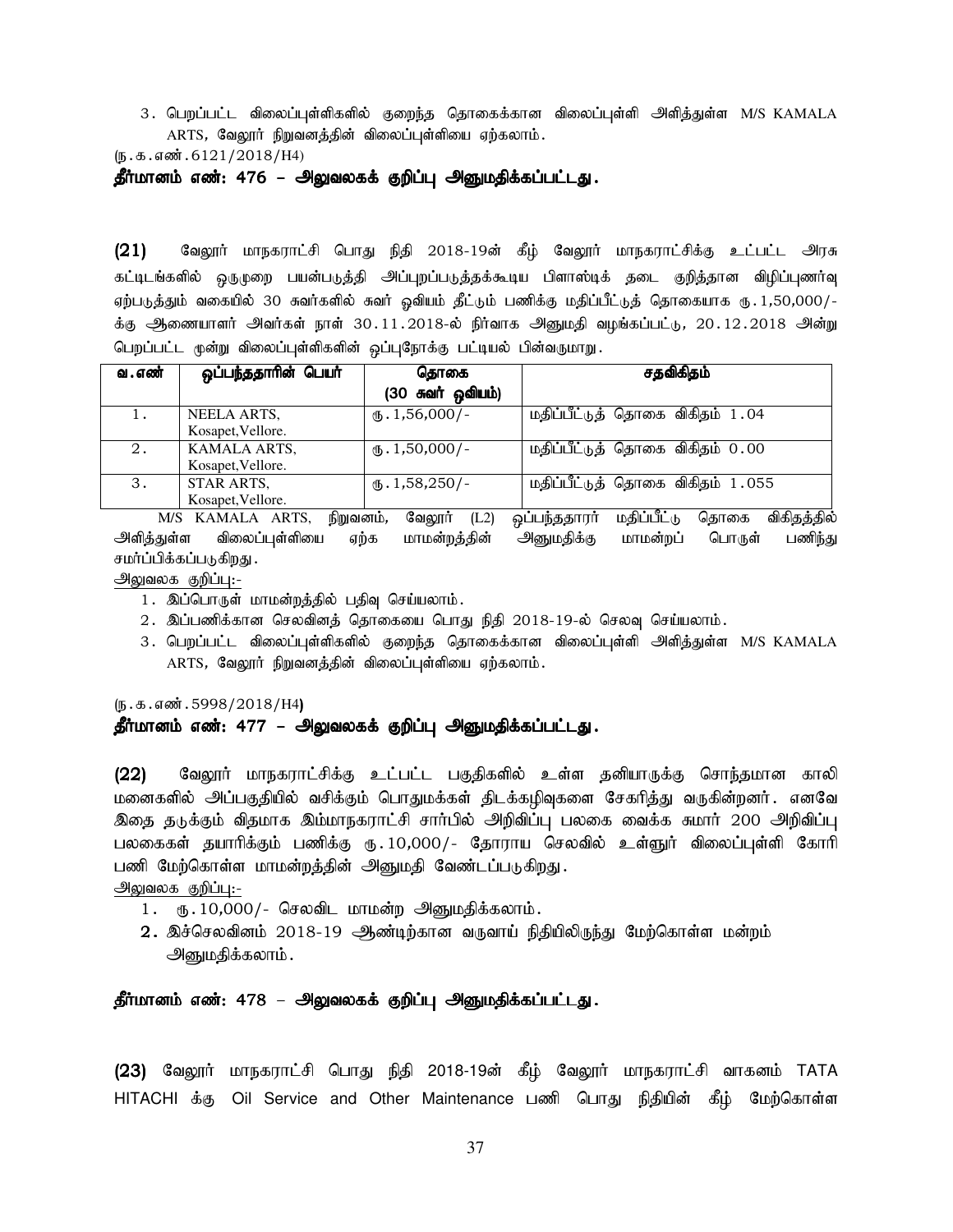3. பெறப்பட்ட விலைப்புள்ளிகளில் குறைந்த தொகைக்கான விலைப்புள்ளி அளித்துள்ள M/S KAMALA ARTS, வேலூர் நிறுவனத்தின் விலைப்புள்ளியை ஏற்கலாம்.

(ந.க.எண்.6121/2018/H4)

**தீர்மானம் எண்: 476 – அலுவலகக் குறிப்பு அனுமதிக்கப்பட்டது.**

**(21)** வேலூர் மாநகராட்சி பொது நிதி 2018-19ன் கீழ் வேலூர் மாநகராட்சிக்கு உட்பட்ட அரசு கட்டிடங்களில் ஒருமுறை பயன்படுத்தி அப்புறப்படுத்தக்கூடிய பிளாஸ்டிக் தடை குறித்தான விழிப்புணர்வு ஏற்படுத்தும் வகையில் 30 சுவர்களில் சுவர் ஓவியம் தீட்டும் பணிக்கு மதிப்பீட்டுத் தொகையாக ரு.1,50,000/-க்கு ஆணையாளர் அவர்கள் நாள் 30.11.2018-ல் நிர்வாக அனுமதி வழங்கப்பட்டு, 20.12.2018 அன்று பெறப்பட்ட மூன்று விலைப்புள்ளிகளின் ஒப்புநோக்கு பட்டியல் பின்வருமாறு.

| வ.எண் | ஒப்பந்ததாரின் பெயர் | தொகை (30 சுவர் ஓவியம்) | சதவிகிதம் |
|---|---|---|---|
| 1. | NEELA ARTS, Kosapet,Vellore. | ரு.1,56,000/- | மதிப்பீட்டுத் தொகை விகிதம் 1.04 |
| 2. | KAMALA ARTS, Kosapet,Vellore. | ரு.1,50,000/- | மதிப்பீட்டுத் தொகை விகிதம் 0.00 |
| 3. | STAR ARTS, Kosapet,Vellore. | ரு.1,58,250/- | மதிப்பீட்டுத் தொகை விகிதம் 1.055 |

M/S KAMALA ARTS, நிறுவனம், வேலூர் (L2) ஒப்பந்ததாரர் மதிப்பீட்டு தொகை விகிதத்தில் அளித்துள்ள விலைப்புள்ளியை ஏற்க மாமன்றத்தின் அனுமதிக்கு மாமன்றப் பொருள் பணிந்து சமர்ப்பிக்கப்படுகிறது.

அலுவலக குறிப்பு:-

1. இப்பொருள் மாமன்றத்தில் பதிவு செய்யலாம்.
2. இப்பணிக்கான செலவினத் தொகையை பொது நிதி 2018-19-ல் செலவு செய்யலாம்.
3. பெறப்பட்ட விலைப்புள்ளிகளில் குறைந்த தொகைக்கான விலைப்புள்ளி அளித்துள்ள M/S KAMALA ARTS, வேலூர் நிறுவனத்தின் விலைப்புள்ளியை ஏற்கலாம்.

(ந.க.எண்.5998/2018/H4)

**தீர்மானம் எண்: 477 – அலுவலகக் குறிப்பு அனுமதிக்கப்பட்டது.**

**(22)** வேலூர் மாநகராட்சிக்கு உட்பட்ட பகுதிகளில் உள்ள தனியாருக்கு சொந்தமான காலி மனைகளில் அப்பகுதியில் வசிக்கும் பொதுமக்கள் திடக்கழிவுகளை சேகரித்து வருகின்றனர். எனவே இதை தடுக்கும் விதமாக இம்மாநகராட்சி சார்பில் அறிவிப்பு பலகை வைக்க சுமார் 200 அறிவிப்பு பலகைகள் தயாரிக்கும் பணிக்கு ரு.10,000/- தோராய செலவில் உள்ளூர் விலைப்புள்ளி கோரி பணி மேற்கொள்ள மாமன்றத்தின் அனுமதி வேண்டப்படுகிறது.

அலுவலக குறிப்பு:-

1. ரு.10,000/- செலவிட மாமன்ற அனுமதிக்கலாம்.
2. இச்செலவினம் 2018-19 ஆண்டிற்கான வருவாய் நிதியிலிருந்து மேற்கொள்ள மன்றம் அனுமதிக்கலாம்.

**தீர்மானம் எண்: 478 – அலுவலகக் குறிப்பு அனுமதிக்கப்பட்டது.**

**(23)** வேலூர் மாநகராட்சி பொது நிதி 2018-19ன் கீழ் வேலூர் மாநகராட்சி வாகனம் TATA HITACHI க்கு Oil Service and Other Maintenance பணி பொது நிதியின் கீழ் மேற்கொள்ள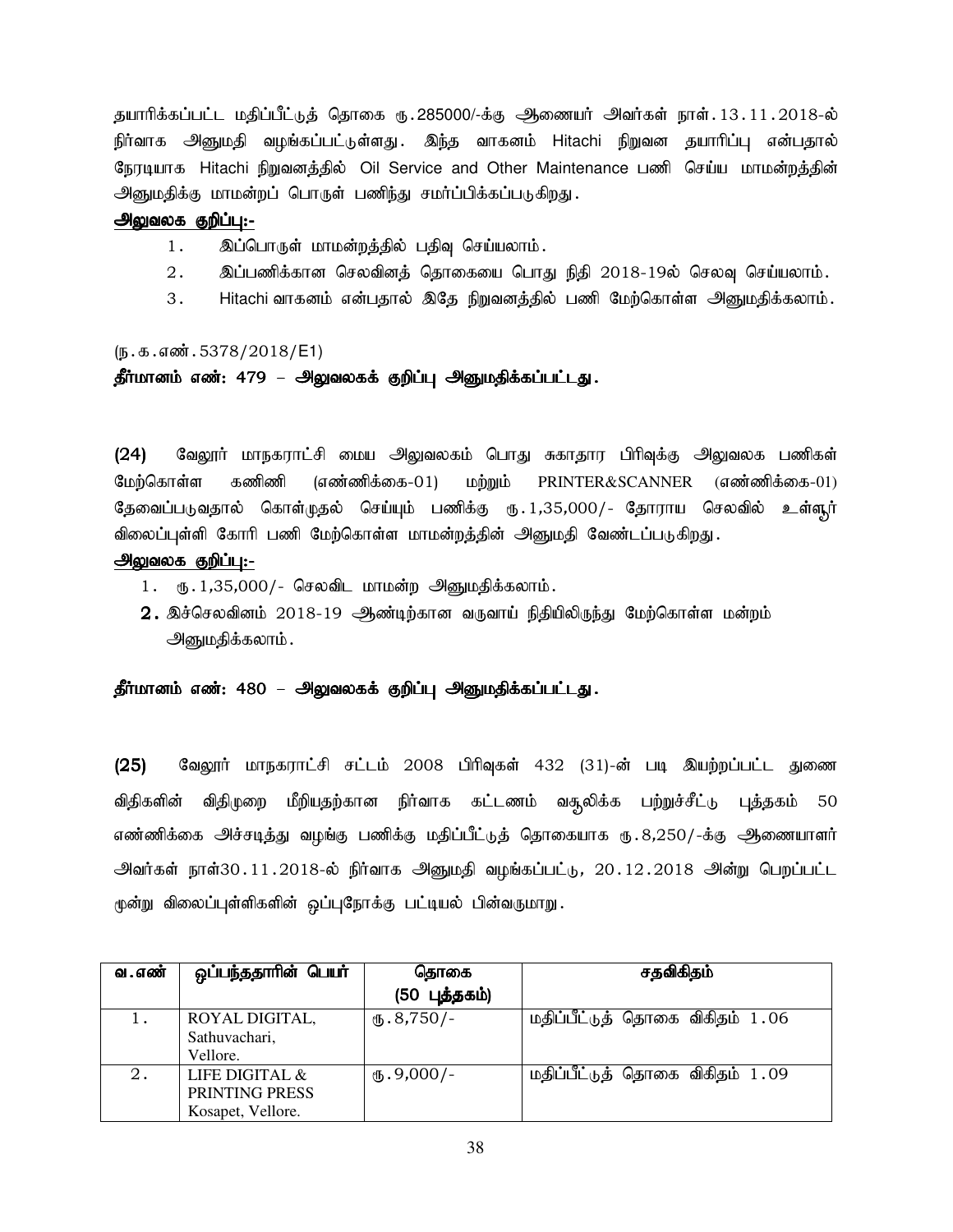தயாரிக்கப்பட்ட மதிப்பீட்டுத் தொகை ரு.285000/-க்கு ஆணையர் அவர்கள் நாள்.13.11.2018-ல் நிர்வாக அனுமதி வழங்கப்பட்டுள்ளது. இந்த வாகனம் Hitachi நிறுவன தயாரிப்பு என்பதால் நேரடியாக Hitachi நிறுவனத்தில் Oil Service and Other Maintenance பணி செய்ய மாமன்றத்தின் அனுமதிக்கு மாமன்றப் பொருள் பணிந்து சமர்ப்பிக்கப்படுகிறது.

**<u>அலுவலக குறிப்பு:-</u>**

1. இப்பொருள் மாமன்றத்தில் பதிவு செய்யலாம்.
2. இப்பணிக்கான செலவினத் தொகையை பொது நிதி 2018-19ல் செலவு செய்யலாம்.
3. Hitachi வாகனம் என்பதால் இதே நிறுவனத்தில் பணி மேற்கொள்ள அனுமதிக்கலாம்.

(ந.க.எண்.5378/2018/E1)

**தீர்மானம் எண்: 479 – அலுவலகக் குறிப்பு அனுமதிக்கப்பட்டது.**

**(24)** வேலூர் மாநகராட்சி மைய அலுவலகம் பொது சுகாதார பிரிவுக்கு அலுவலக பணிகள் மேற்கொள்ள கணிணி (எண்ணிக்கை-01) மற்றும் PRINTER&SCANNER (எண்ணிக்கை-01) தேவைப்படுவதால் கொள்முதல் செய்யும் பணிக்கு ரு.1,35,000/- தோராய செலவில் உள்ளூர் விலைப்புள்ளி கோரி பணி மேற்கொள்ள மாமன்றத்தின் அனுமதி வேண்டப்படுகிறது.

**<u>அலுவலக குறிப்பு:-</u>**

1. ரு.1,35,000/- செலவிட மாமன்ற அனுமதிக்கலாம்.
2. இச்செலவினம் 2018-19 ஆண்டிற்கான வருவாய் நிதியிலிருந்து மேற்கொள்ள மன்றம் அனுமதிக்கலாம்.

**தீர்மானம் எண்: 480 – அலுவலகக் குறிப்பு அனுமதிக்கப்பட்டது.**

**(25)** வேலூர் மாநகராட்சி சட்டம் 2008 பிரிவுகள் 432 (31)-ன் படி இயற்றப்பட்ட துணை விதிகளின் விதிமுறை மீறியதற்கான நிர்வாக கட்டணம் வசூலிக்க பற்றுச்சீட்டு புத்தகம் 50 எண்ணிக்கை அச்சடித்து வழங்கு பணிக்கு மதிப்பீட்டுத் தொகையாக ரு.8,250/-க்கு ஆணையாளர் அவர்கள் நாள்30.11.2018-ல் நிர்வாக அனுமதி வழங்கப்பட்டு, 20.12.2018 அன்று பெறப்பட்ட மூன்று விலைப்புள்ளிகளின் ஒப்புநோக்கு பட்டியல் பின்வருமாறு.

| வ.எண் | ஒப்பந்ததாரின் பெயர் | தொகை (50 புத்தகம்) | சதவிகிதம் |
|---|---|---|---|
| 1. | ROYAL DIGITAL, Sathuvachari, Vellore. | ரு.8,750/- | மதிப்பீட்டுத் தொகை விகிதம் 1.06 |
| 2. | LIFE DIGITAL & PRINTING PRESS Kosapet, Vellore. | ரு.9,000/- | மதிப்பீட்டுத் தொகை விகிதம் 1.09 |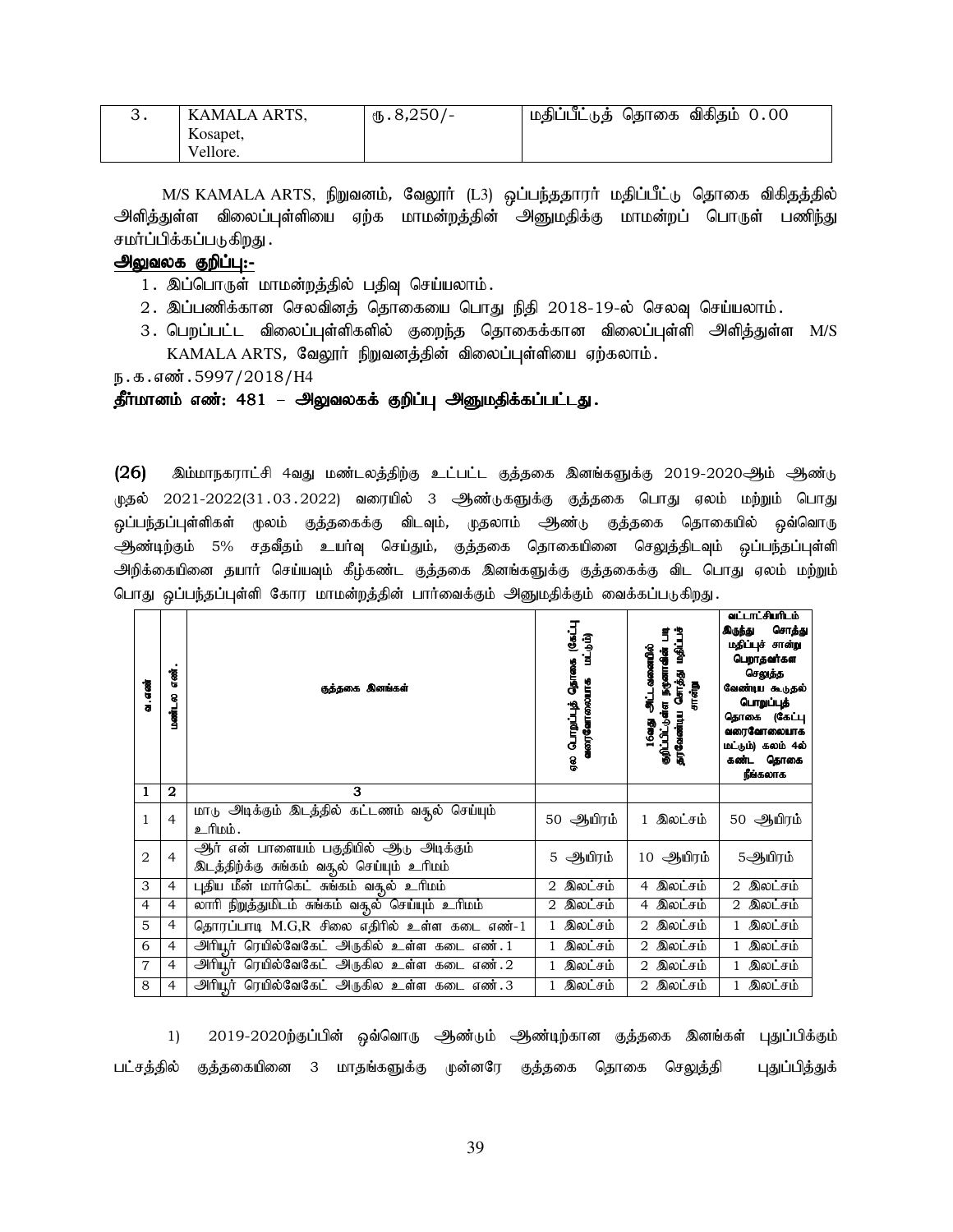| 3. | KAMALA ARTS, Kosapet, Vellore. | ரு.8,250/- | மதிப்பீட்டுத் தொகை விகிதம் 0.00 |
|---|---|---|---|

M/S KAMALA ARTS, நிறுவனம், வேலூர் (L3) ஒப்பந்ததாரர் மதிப்பீட்டு தொகை விகிதத்தில் அளித்துள்ள விலைப்புள்ளியை ஏற்க மாமன்றத்தின் அனுமதிக்கு மாமன்றப் பொருள் பணிந்து சமர்ப்பிக்கப்படுகிறது.

**அலுவலக குறிப்பு:-**

1. இப்பொருள் மாமன்றத்தில் பதிவு செய்யலாம்.
2. இப்பணிக்கான செலவினத் தொகையை பொது நிதி 2018-19-ல் செலவு செய்யலாம்.
3. பெறப்பட்ட விலைப்புள்ளிகளில் குறைந்த தொகைக்கான விலைப்புள்ளி அளித்துள்ள M/S KAMALA ARTS, வேலூர் நிறுவனத்தின் விலைப்புள்ளியை ஏற்கலாம்.

ந.க.எண்.5997/2018/H4

**தீர்மானம் எண்: 481 – அலுவலகக் குறிப்பு அனுமதிக்கப்பட்டது.**

**(26)** இம்மாநகராட்சி 4வது மண்டலத்திற்கு உட்பட்ட குத்தகை இனங்களுக்கு 2019-2020ஆம் ஆண்டு முதல் 2021-2022(31.03.2022) வரையில் 3 ஆண்டுகளுக்கு குத்தகை பொது ஏலம் மற்றும் பொது ஒப்பந்தப்புள்ளிகள் மூலம் குத்தகைக்கு விடவும், முதலாம் ஆண்டு குத்தகை தொகையில் ஒவ்வொரு ஆண்டிற்கும் 5% சதவீதம் உயர்வு செய்தும், குத்தகை தொகையினை செலுத்திடவும் ஒப்பந்தப்புள்ளி அறிக்கையினை தயார் செய்யவும் கீழ்கண்ட குத்தகை இனங்களுக்கு குத்தகைக்கு விட பொது ஏலம் மற்றும் பொது ஒப்பந்தப்புள்ளி கோர மாமன்றத்தின் பார்வைக்கும் அனுமதிக்கும் வைக்கப்படுகிறது.

| வ.எண் | மண்டல எண். | குத்தகை இனங்கள் | ஏல பொறுப்புத் தொகை (கேட்பு வரைவோலையாக மட்டும்) | 16வது அட்டவணையில் குறிப்பிட்டுள்ள நகுனாவின் படி தரவேண்டிய சொத்து மதிப்புச் சான்று | வட்டாட்சியரிடம் இருந்து சொத்து மதிப்புச் சான்று பெறாதவர்கள செலுத்த வேண்டிய கூடுதல் பொறுப்புத் தொகை (கேட்பு வரைவோலையாக மட்டும்) கலம் 4ல் கண்ட தொகை நீங்கலாக |
|---|---|---|---|---|---|
| 1 | 2 | 3 | | | |
| 1 | 4 | மாடு அடிக்கும் இடத்தில் கட்டணம் வசூல் செய்யும் உரிமம். | 50 ஆயிரம் | 1 இலட்சம் | 50 ஆயிரம் |
| 2 | 4 | ஆர் என் பாளையம் பகுதியில் ஆடு அடிக்கும் இடத்திற்கு சுங்கம் வசூல் செய்யும் உரிமம் | 5 ஆயிரம் | 10 ஆயிரம் | 5ஆயிரம் |
| 3 | 4 | புதிய மீன் மார்கெட் சுங்கம் வசூல் உரிமம் | 2 இலட்சம் | 4 இலட்சம் | 2 இலட்சம் |
| 4 | 4 | லாரி நிறுத்துமிடம் சுங்கம் வசூல் செய்யும் உரிமம் | 2 இலட்சம் | 4 இலட்சம் | 2 இலட்சம் |
| 5 | 4 | தொரப்பாடி M.G,R சிலை எதிரில் உள்ள கடை எண்-1 | 1 இலட்சம் | 2 இலட்சம் | 1 இலட்சம் |
| 6 | 4 | அரியூர் ரெயில்வேகேட் அருகில் உள்ள கடை எண்.1 | 1 இலட்சம் | 2 இலட்சம் | 1 இலட்சம் |
| 7 | 4 | அரியூர் ரெயில்வேகேட் அருகில உள்ள கடை எண்.2 | 1 இலட்சம் | 2 இலட்சம் | 1 இலட்சம் |
| 8 | 4 | அரியூர் ரெயில்வேகேட் அருகில உள்ள கடை எண்.3 | 1 இலட்சம் | 2 இலட்சம் | 1 இலட்சம் |

1) 2019-2020ற்குப்பின் ஒவ்வொரு ஆண்டும் ஆண்டிற்கான குத்தகை இனங்கள் புதுப்பிக்கும் பட்சத்தில் குத்தகையினை 3 மாதங்களுக்கு முன்னரே குத்தகை தொகை செலுத்தி புதுப்பித்துக்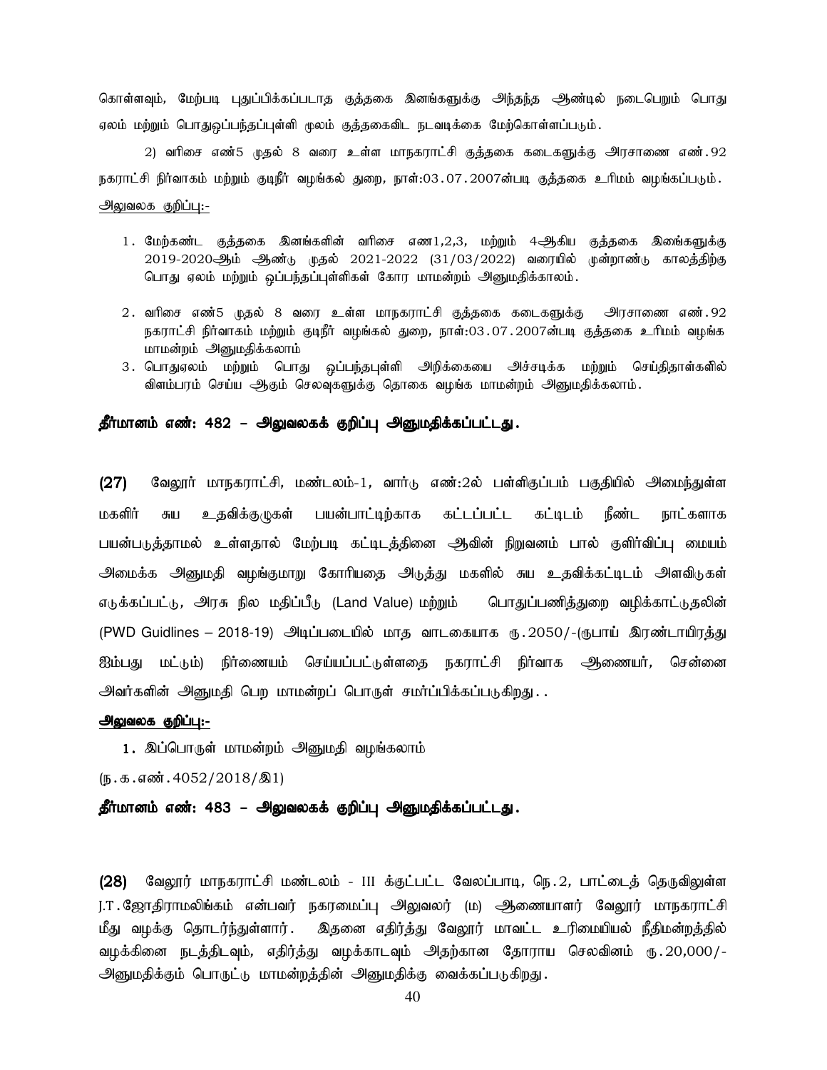கொள்ளவும், மேற்படி புதுப்பிக்கப்படாத குத்தகை இனங்களுக்கு அந்தந்த ஆண்டில் நடைபெறும் பொது ஏலம் மற்றும் பொதுஒப்பந்தப்புள்ளி மூலம் குத்தகைவிட நடவடிக்கை மேற்கொள்ளப்படும்.

2) வரிசை எண்5 முதல் 8 வரை உள்ள மாநகராட்சி குத்தகை கடைகளுக்கு அரசாணை எண்.92 நகராட்சி நிர்வாகம் மற்றும் குடிநீர் வழங்கல் துறை, நாள்:03.07.2007ன்படி குத்தகை உரிமம் வழங்கப்படும்.

அலுவலக குறிப்பு:-

1. மேற்கண்ட குத்தகை இனங்களின் வரிசை எண1,2,3, மற்றும் 4ஆகிய குத்தகை இனங்களுக்கு 2019-2020ஆம் ஆண்டு முதல் 2021-2022 (31/03/2022) வரையில் மூன்றாண்டு காலத்திற்கு பொது ஏலம் மற்றும் ஒப்பந்தப்புள்ளிகள் கோர மாமன்றம் அனுமதிக்காலம்.
2. வரிசை எண்5 முதல் 8 வரை உள்ள மாநகராட்சி குத்தகை கடைகளுக்கு அரசாணை எண்.92 நகராட்சி நிர்வாகம் மற்றும் குடிநீர் வழங்கல் துறை, நாள்:03.07.2007ன்படி குத்தகை உரிமம் வழங்க மாமன்றம் அனுமதிக்கலாம்
3. பொதுஏலம் மற்றும் பொது ஒப்பந்தபுள்ளி அறிக்கையை அச்சடிக்க மற்றும் செய்திதாள்களில் விளம்பரம் செய்ய ஆகும் செலவுகளுக்கு தொகை வழங்க மாமன்றம் அனுமதிக்கலாம்.

**தீர்மானம் எண்: 482 – அலுவலகக் குறிப்பு அனுமதிக்கப்பட்டது.**

**(27)** வேலூர் மாநகராட்சி, மண்டலம்-1, வார்டு எண்:2ல் பள்ளிகுப்பம் பகுதியில் அமைந்துள்ள மகளிர் சுய உதவிக்குழுகள் பயன்பாட்டிற்காக கட்டப்பட்ட கட்டிடம் நீண்ட நாட்களாக பயன்படுத்தாமல் உள்ளதால் மேற்படி கட்டிடத்தினை ஆவின் நிறுவனம் பால் குளிர்விப்பு மையம் அமைக்க அனுமதி வழங்குமாறு கோரியதை அடுத்து மகளில் சுய உதவிக்கட்டிடம் அளவிடுகள் எடுக்கப்பட்டு, அரசு நில மதிப்பீடு (Land Value) மற்றும் பொதுப்பணித்துறை வழிக்காட்டுதலின் (PWD Guidlines – 2018-19) அடிப்படையில் மாத வாடகையாக ரூ.2050/-(ரூபாய் இரண்டாயிரத்து ஐம்பது மட்டும்) நிர்ணையம் செய்யப்பட்டுள்ளதை நகராட்சி நிர்வாக ஆணையர், சென்னை அவர்களின் அனுமதி பெற மாமன்றப் பொருள் சமர்ப்பிக்கப்படுகிறது..

**அலுவலக குறிப்பு:-**

1. இப்பொருள் மாமன்றம் அனுமதி வழங்கலாம்

(ந.க.எண்.4052/2018/இ1)

**தீர்மானம் எண்: 483 – அலுவலகக் குறிப்பு அனுமதிக்கப்பட்டது.**

**(28)** வேலூர் மாநகராட்சி மண்டலம் - III க்குட்பட்ட வேலப்பாடி, நெ.2, பாட்டைத் தெருவிலுள்ள J.T.ஜோதிராமலிங்கம் என்பவர் நகரமைப்பு அலுவலர் (ம) ஆணையாளர் வேலூர் மாநகராட்சி மீது வழக்கு தொடர்ந்துள்ளார். இதனை எதிர்த்து வேலூர் மாவட்ட உரிமையியல் நீதிமன்றத்தில் வழக்கினை நடத்திடவும், எதிர்த்து வழக்காடவும் அதற்கான தோராய செலவினம் ரூ.20,000/- அனுமதிக்கும் பொருட்டு மாமன்றத்தின் அனுமதிக்கு வைக்கப்படுகிறது.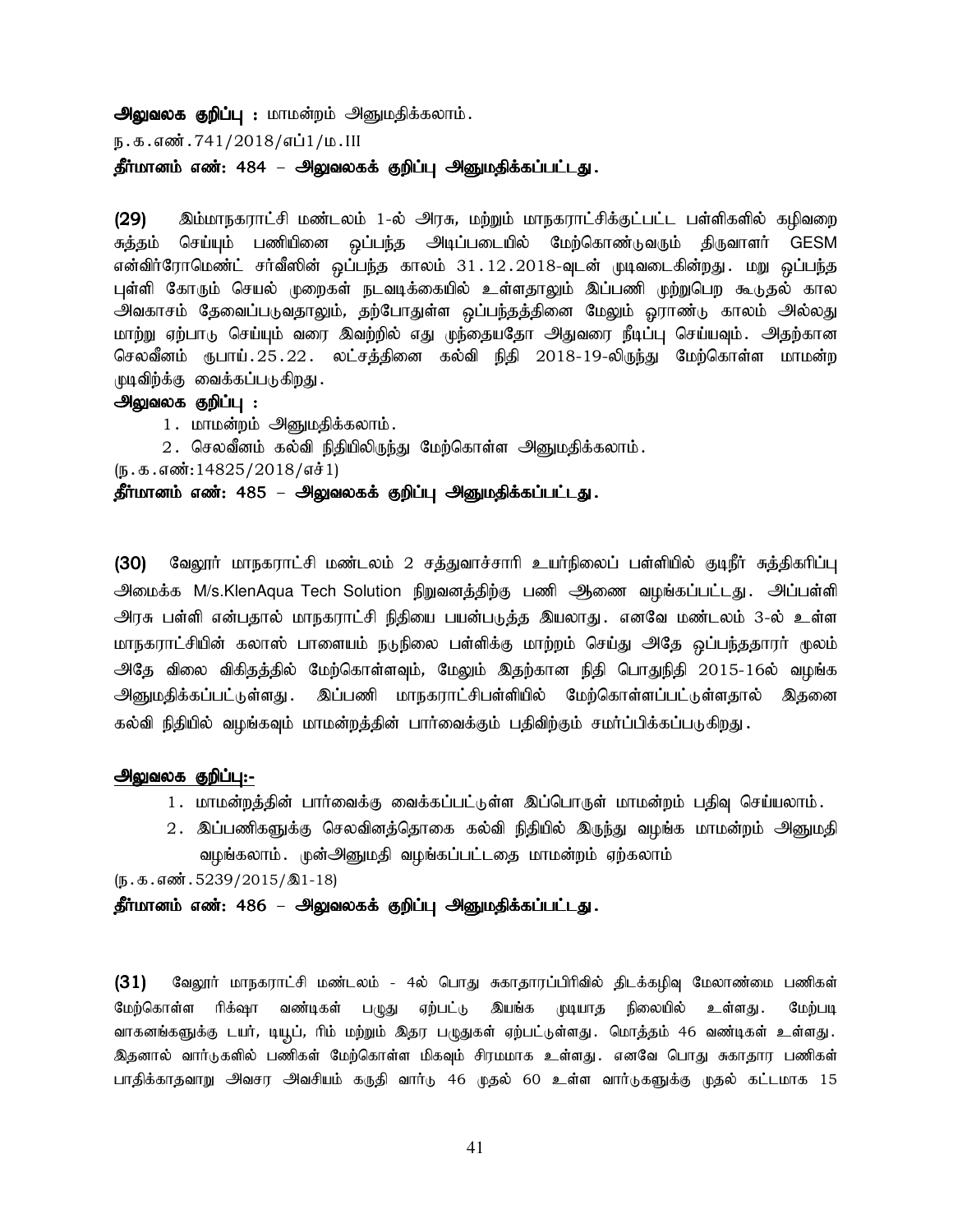**அலுவலக குறிப்பு :** மாமன்றம் அனுமதிக்கலாம்.

ந.க.எண்.741/2018/எப்1/ம.III

**தீர்மானம் எண்: 484 – அலுவலகக் குறிப்பு அனுமதிக்கப்பட்டது.**

**(29)** இம்மாநகராட்சி மண்டலம் 1-ல் அரசு, மற்றும் மாநகராட்சிக்குட்பட்ட பள்ளிகளில் கழிவறை சுத்தம் செய்யும் பணியினை ஒப்பந்த அடிப்படையில் மேற்கொண்டுவரும் திருவாளர் GESM என்விர்ரோமெண்ட் சர்வீஸின் ஒப்பந்த காலம் 31.12.2018-வுடன் முடிவடைகின்றது. மறு ஒப்பந்த புள்ளி கோரும் செயல் முறைகள் நடவடிக்கையில் உள்ளதாலும் இப்பணி முற்றுபெற கூடுதல் கால அவகாசம் தேவைப்படுவதாலும், தற்போதுள்ள ஒப்பந்தத்தினை மேலும் ஓராண்டு காலம் அல்லது மாற்று ஏற்பாடு செய்யும் வரை இவற்றில் எது முந்தையதோ அதுவரை நீடிப்பு செய்யவும். அதற்கான செலவீனம் ருபாய்.25.22. லட்சத்தினை கல்வி நிதி 2018-19-லிருந்து மேற்கொள்ள மாமன்ற முடிவிற்க்கு வைக்கப்படுகிறது.

**அலுவலக குறிப்பு :**

1. மாமன்றம் அனுமதிக்கலாம்.
2. செலவீனம் கல்வி நிதியிலிருந்து மேற்கொள்ள அனுமதிக்கலாம்.

(ந.க.எண்:14825/2018/எச்1)

**தீர்மானம் எண்: 485 – அலுவலகக் குறிப்பு அனுமதிக்கப்பட்டது.**

**(30)** வேலூர் மாநகராட்சி மண்டலம் 2 சத்துவாச்சாரி உயர்நிலைப் பள்ளியில் குடிநீர் சுத்திகரிப்பு அமைக்க M/s.KlenAqua Tech Solution நிறுவனத்திற்கு பணி ஆணை வழங்கப்பட்டது. அப்பள்ளி அரசு பள்ளி என்பதால் மாநகராட்சி நிதியை பயன்படுத்த இயலாது. எனவே மண்டலம் 3-ல் உள்ள மாநகராட்சியின் கலாஸ் பாளையம் நடுநிலை பள்ளிக்கு மாற்றம் செய்து அதே ஒப்பந்ததாரர் மூலம் அதே விலை விகிதத்தில் மேற்கொள்ளவும், மேலும் இதற்கான நிதி பொதுநிதி 2015-16ல் வழங்க அனுமதிக்கப்பட்டுள்ளது. இப்பணி மாநகராட்சிபள்ளியில் மேற்கொள்ளப்பட்டுள்ளதால் இதனை கல்வி நிதியில் வழங்கவும் மாமன்றத்தின் பார்வைக்கும் பதிவிற்கும் சமர்ப்பிக்கப்படுகிறது.

**அலுவலக குறிப்பு:-**

1. மாமன்றத்தின் பார்வைக்கு வைக்கப்பட்டுள்ள இப்பொருள் மாமன்றம் பதிவு செய்யலாம்.
2. இப்பணிகளுக்கு செலவினத்தொகை கல்வி நிதியில் இருந்து வழங்க மாமன்றம் அனுமதி வழங்கலாம். முன்அனுமதி வழங்கப்பட்டதை மாமன்றம் ஏற்கலாம்

(ந.க.எண்.5239/2015/இ1-18)

**தீர்மானம் எண்: 486 – அலுவலகக் குறிப்பு அனுமதிக்கப்பட்டது.**

**(31)** வேலூர் மாநகராட்சி மண்டலம் - 4ல் பொது சுகாதாரப்பிரிவில் திடக்கழிவு மேலாண்மை பணிகள் மேற்கொள்ள ரிக்ஷா வண்டிகள் பழுது ஏற்பட்டு இயங்க முடியாத நிலையில் உள்ளது. மேற்படி வாகனங்களுக்கு டயர், டியூப், ரிம் மற்றும் இதர பழுதுகள் ஏற்பட்டுள்ளது. மொத்தம் 46 வண்டிகள் உள்ளது. இதனால் வார்டுகளில் பணிகள் மேற்கொள்ள மிகவும் சிரமமாக உள்ளது. எனவே பொது சுகாதார பணிகள் பாதிக்காதவாறு அவசர அவசியம் கருதி வார்டு 46 முதல் 60 உள்ள வார்டுகளுக்கு முதல் கட்டமாக 15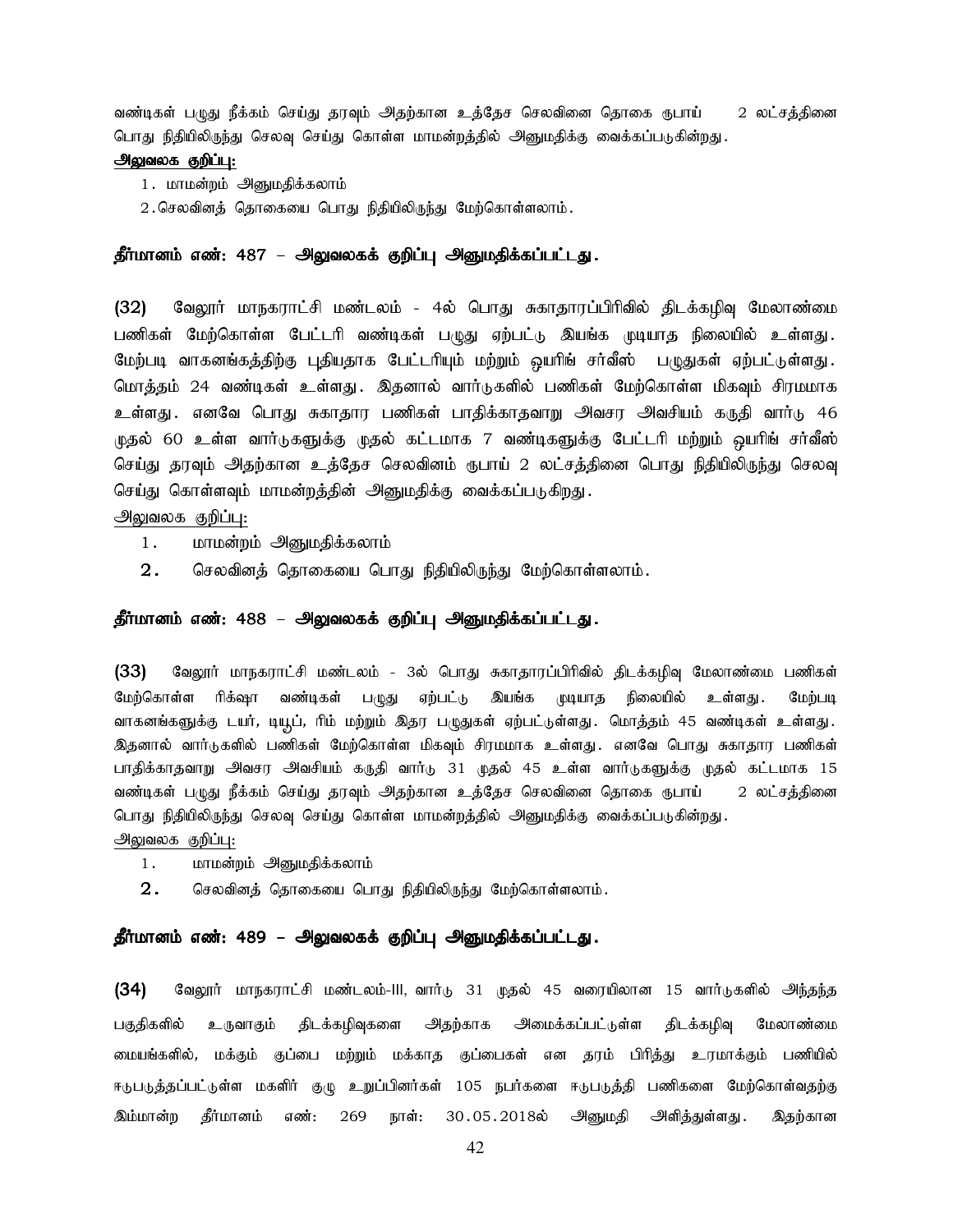வண்டிகள் பழுது நீக்கம் செய்து தரவும் அதற்கான உத்தேச செலவினை தொகை ரூபாய் 2 லட்சத்தினை பொது நிதியிலிருந்து செலவு செய்து கொள்ள மாமன்றத்தில் அனுமதிக்கு வைக்கப்படுகின்றது.

**அலுவலக குறிப்பு:**

1. மாமன்றம் அனுமதிக்கலாம்
2. செலவினத் தொகையை பொது நிதியிலிருந்து மேற்கொள்ளலாம்.

**தீர்மானம் எண்: 487 – அலுவலகக் குறிப்பு அனுமதிக்கப்பட்டது.**

**(32)** வேலூர் மாநகராட்சி மண்டலம் - 4ல் பொது சுகாதாரப்பிரிவில் திடக்கழிவு மேலாண்மை பணிகள் மேற்கொள்ள பேட்டரி வண்டிகள் பழுது ஏற்பட்டு இயங்க முடியாத நிலையில் உள்ளது. மேற்படி வாகனங்கத்திற்கு புதியதாக பேட்டரியும் மற்றும் ஒயரிங் சர்வீஸ் பழுதுகள் ஏற்பட்டுள்ளது. மொத்தம் 24 வண்டிகள் உள்ளது. இதனால் வார்டுகளில் பணிகள் மேற்கொள்ள மிகவும் சிரமமாக உள்ளது. எனவே பொது சுகாதார பணிகள் பாதிக்காதவாறு அவசர அவசியம் கருதி வார்டு 46 முதல் 60 உள்ள வார்டுகளுக்கு முதல் கட்டமாக 7 வண்டிகளுக்கு பேட்டரி மற்றும் ஒயரிங் சர்வீஸ் செய்து தரவும் அதற்கான உத்தேச செலவினம் ரூபாய் 2 லட்சத்தினை பொது நிதியிலிருந்து செலவு செய்து கொள்ளவும் மாமன்றத்தின் அனுமதிக்கு வைக்கப்படுகிறது.

அலுவலக குறிப்பு:

1. மாமன்றம் அனுமதிக்கலாம்
2. செலவினத் தொகையை பொது நிதியிலிருந்து மேற்கொள்ளலாம்.

**தீர்மானம் எண்: 488 – அலுவலகக் குறிப்பு அனுமதிக்கப்பட்டது.**

**(33)** வேலூர் மாநகராட்சி மண்டலம் - 3ல் பொது சுகாதாரப்பிரிவில் திடக்கழிவு மேலாண்மை பணிகள் மேற்கொள்ள ரிக்ஷா வண்டிகள் பழுது ஏற்பட்டு இயங்க முடியாத நிலையில் உள்ளது. மேற்படி வாகனங்களுக்கு டயர், டியூப், ரிம் மற்றும் இதர பழுதுகள் ஏற்பட்டுள்ளது. மொத்தம் 45 வண்டிகள் உள்ளது. இதனால் வார்டுகளில் பணிகள் மேற்கொள்ள மிகவும் சிரமமாக உள்ளது. எனவே பொது சுகாதார பணிகள் பாதிக்காதவாறு அவசர அவசியம் கருதி வார்டு 31 முதல் 45 உள்ள வார்டுகளுக்கு முதல் கட்டமாக 15 வண்டிகள் பழுது நீக்கம் செய்து தரவும் அதற்கான உத்தேச செலவினை தொகை ரூபாய் 2 லட்சத்தினை பொது நிதியிலிருந்து செலவு செய்து கொள்ள மாமன்றத்தில் அனுமதிக்கு வைக்கப்படுகின்றது.

அலுவலக குறிப்பு:

1. மாமன்றம் அனுமதிக்கலாம்
2. செலவினத் தொகையை பொது நிதியிலிருந்து மேற்கொள்ளலாம்.

**தீர்மானம் எண்: 489 – அலுவலகக் குறிப்பு அனுமதிக்கப்பட்டது.**

**(34)** வேலூர் மாநகராட்சி மண்டலம்-III, வார்டு 31 முதல் 45 வரையிலான 15 வார்டுகளில் அந்தந்த பகுதிகளில் உருவாகும் திடக்கழிவுகளை அதற்காக அமைக்கப்பட்டுள்ள திடக்கழிவு மேலாண்மை மையங்களில், மக்கும் குப்பை மற்றும் மக்காத குப்பைகள் என தரம் பிரித்து உரமாக்கும் பணியில் ஈடுபடுத்தப்பட்டுள்ள மகளிர் குழு உறுப்பினர்கள் 105 நபர்களை ஈடுபடுத்தி பணிகளை மேற்கொள்வதற்கு இம்மான்ற தீர்மானம் எண்: 269 நாள்: 30.05.2018ல் அனுமதி அளித்துள்ளது. இதற்கான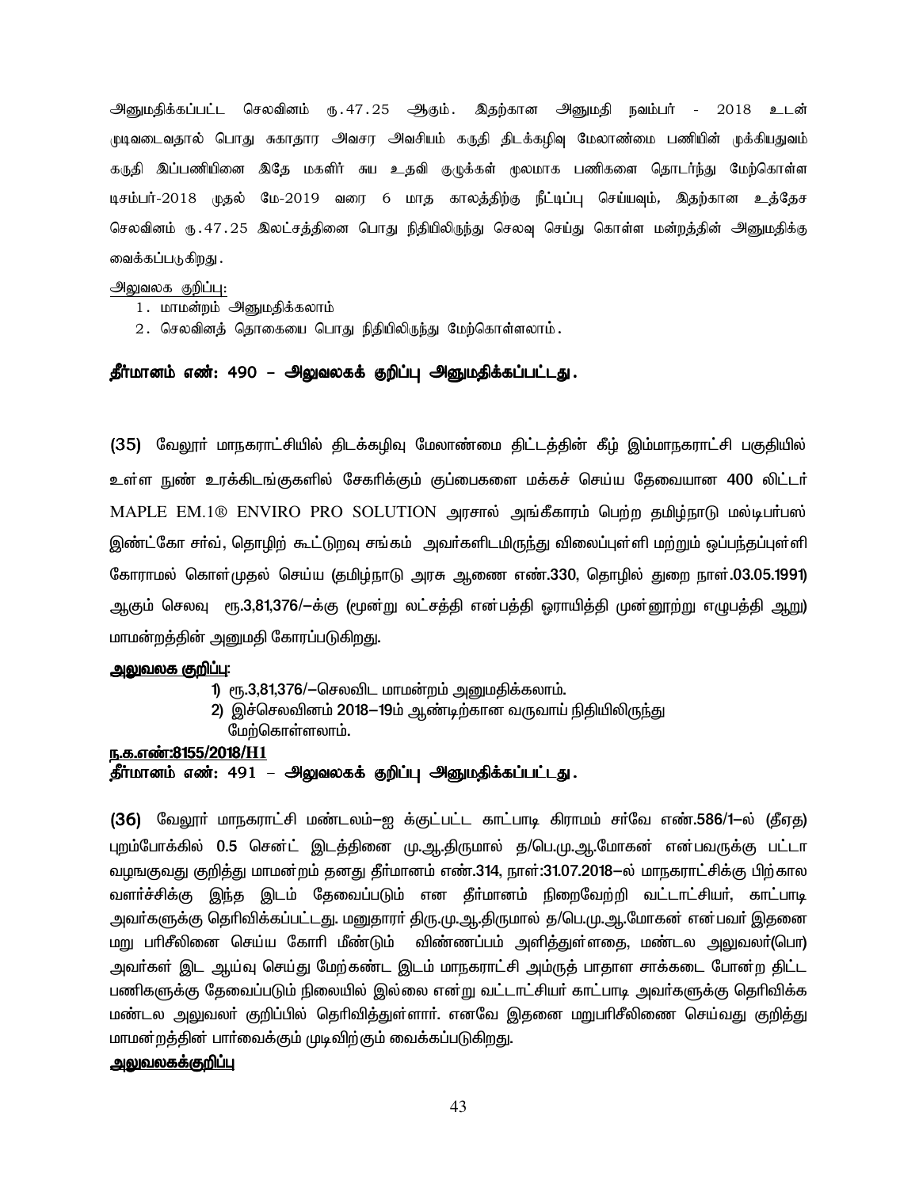அனுமதிக்கப்பட்ட செலவினம் ரூ.47.25 ஆகும். இதற்கான அனுமதி நவம்பர் - 2018 உடன் முடிவடைவதால் பொது சுகாதார அவசர அவசியம் கருதி திடக்கழிவு மேலாண்மை பணியின் முக்கியதுவம் கருதி இப்பணியினை இதே மகளிர் சுய உதவி குழுக்கள் மூலமாக பணிகளை தொடர்ந்து மேற்கொள்ள டிசம்பர்-2018 முதல் மே-2019 வரை 6 மாத காலத்திற்கு நீட்டிப்பு செய்யவும், இதற்கான உத்தேச செலவினம் ரூ.47.25 இலட்சத்தினை பொது நிதியிலிருந்து செலவு செய்து கொள்ள மன்றத்தின் அனுமதிக்கு வைக்கப்படுகிறது.

அலுவலக குறிப்பு:

1. மாமன்றம் அனுமதிக்கலாம்
2. செலவினத் தொகையை பொது நிதியிலிருந்து மேற்கொள்ளலாம்.

**தீர்மானம் எண்: 490 – அலுவலகக் குறிப்பு அனுமதிக்கப்பட்டது.**

**(35)** வேலூர் மாநகராட்சியில் திடக்கழிவு மேலாண்மை திட்டத்தின் கீழ் இம்மாநகராட்சி பகுதியில் உள்ள நுண் உரக்கிடங்குகளில் சேகரிக்கும் குப்பைகளை மக்கச் செய்ய தேவையான 400 லிட்டர் MAPLE EM.1® ENVIRO PRO SOLUTION அரசால் அங்கீகாரம் பெற்ற தமிழ்நாடு மல்டிபர்பஸ் இண்ட்கோ சர்வ், தொழிற் கூட்டுறவு சங்கம் அவர்களிடமிருந்து விலைப்புள்ளி மற்றும் ஒப்பந்தப்புள்ளி கோராமல் கொள்முதல் செய்ய **(தமிழ்நாடு அரசு ஆணை எண்.330, தொழில் துறை நாள்.03.05.1991)** ஆகும் செலவு ரூ.3,81,376/–க்கு (மூன்று லட்சத்தி என்பத்தி ஓராயித்தி முன்னூற்று எழுபத்தி ஆறு) மாமன்றத்தின் அனுமதி கோரப்படுகிறது.

**அலுவலக குறிப்பு:**

1) ரூ.3,81,376/–செலவிட மாமன்றம் அனுமதிக்கலாம்.
2) இச்செலவினம் 2018–19ம் ஆண்டிற்கான வருவாய் நிதியிலிருந்து மேற்கொள்ளலாம்.

**ந.க.எண்:8155/2018/H1**

**தீர்மானம் எண்: 491 – அலுவலகக் குறிப்பு அனுமதிக்கப்பட்டது.**

**(36)** வேலூர் மாநகராட்சி மண்டலம்–ஐ க்குட்பட்ட காட்பாடி கிராமம் சர்வே எண்.586/1–ல் (தீஏத) புறம்போக்கில் 0.5 சென்ட் இடத்தினை மு.ஆ.திருமால் த/பெ.மு.ஆ.மோகன் என்பவருக்கு பட்டா வழங்குவது குறித்து மாமன்றம் தனது தீர்மானம் எண்.314, நாள்:31.07.2018–ல் மாநகராட்சிக்கு பிற்கால வளர்ச்சிக்கு இந்த இடம் தேவைப்படும் என தீர்மானம் நிறைவேற்றி வட்டாட்சியர், காட்பாடி அவர்களுக்கு தெரிவிக்கப்பட்டது. மனுதாரர் திரு.மு.ஆ.திருமால் த/பெ.மு.ஆ.மோகன் என்பவர் இதனை மறு பரிசீலினை செய்ய கோரி மீண்டும் விண்ணப்பம் அளித்துள்ளதை, மண்டல அலுவலர்(பொ) அவர்கள் இட ஆய்வு செய்து மேற்கண்ட இடம் மாநகராட்சி அம்ருத் பாதாள சாக்கடை போன்ற திட்ட பணிகளுக்கு தேவைப்படும் நிலையில் இல்லை என்று வட்டாட்சியர் காட்பாடி அவர்களுக்கு தெரிவிக்க மண்டல அலுவலர் குறிப்பில் தெரிவித்துள்ளார். எனவே இதனை மறுபரிசீலிணை செய்வது குறித்து மாமன்றத்தின் பார்வைக்கும் முடிவிற்கும் வைக்கப்படுகிறது.

**அலுவலகக்குறிப்பு**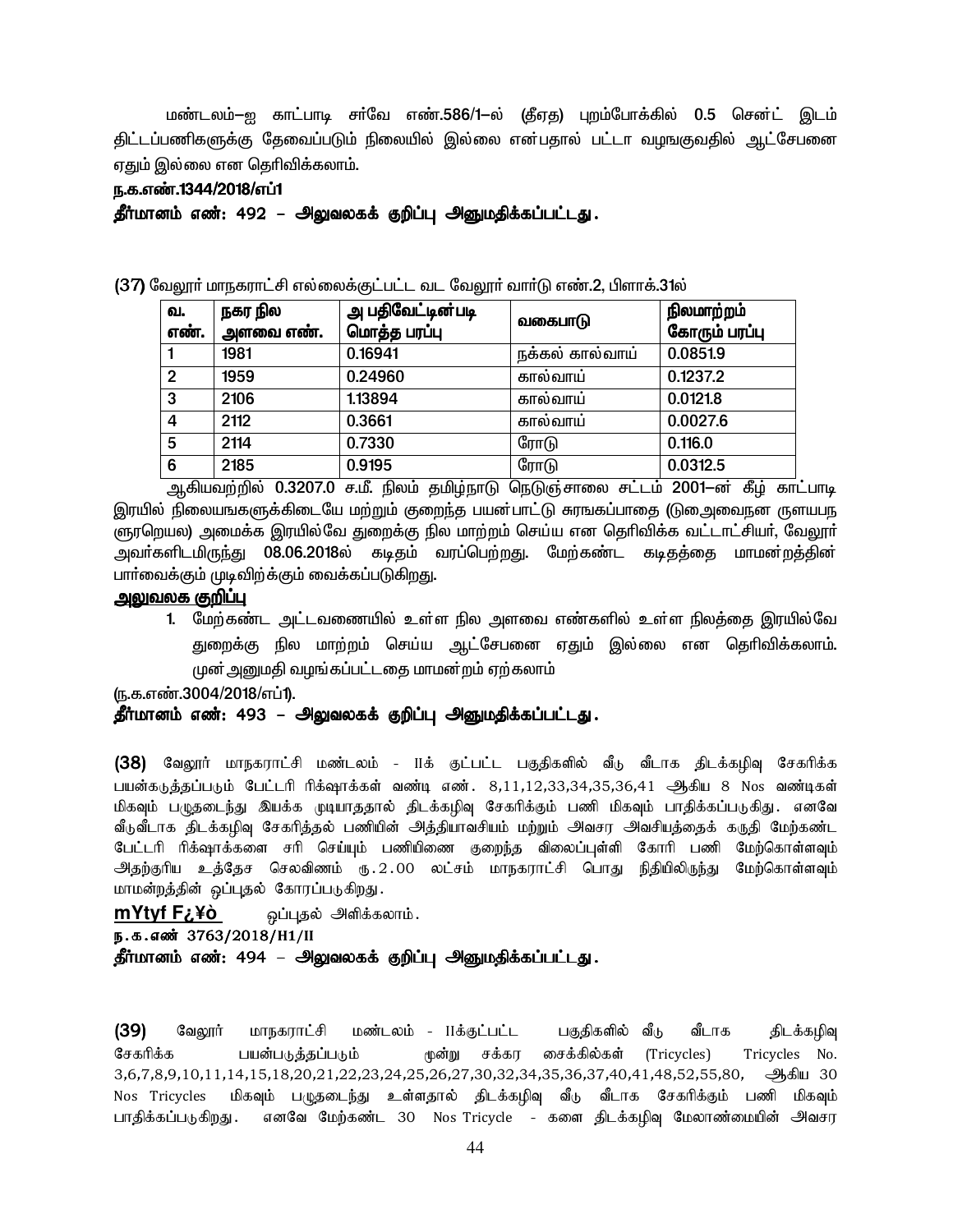மண்டலம்–ஐ காட்பாடி சர்வே எண்.586/1–ல் (தீஏத) புறம்போக்கில் 0.5 சென்ட் இடம் திட்டப்பணிகளுக்கு தேவைப்படும் நிலையில் இல்லை என்பதால் பட்டா வழஙகுவதில் ஆட்சேபனை ஏதும் இல்லை என தெரிவிக்கலாம்.

**ந.க.எண்.1344/2018/எப்1**

**தீர்மானம் எண்: 492 – அலுவலகக் குறிப்பு அனுமதிக்கப்பட்டது.**

(37) வேலூர் மாநகராட்சி எல்லைக்குட்பட்ட வட வேலூர் வார்டு எண்.2, பிளாக்.31ல்

| வ. எண். | நகர நில அளவை எண். | அ பதிவேட்டின்படி மொத்த பரப்பு | வகைபாடு | நிலமாற்றம் கோரும் பரப்பு |
|---|---|---|---|---|
| 1 | 1981 | 0.16941 | நக்கல் கால்வாய் | 0.0851.9 |
| 2 | 1959 | 0.24960 | கால்வாய் | 0.1237.2 |
| 3 | 2106 | 1.13894 | கால்வாய் | 0.0121.8 |
| 4 | 2112 | 0.3661 | கால்வாய் | 0.0027.6 |
| 5 | 2114 | 0.7330 | ரோடு | 0.116.0 |
| 6 | 2185 | 0.9195 | ரோடு | 0.0312.5 |

ஆகியவற்றில் 0.3207.0 ச.மீ. நிலம் தமிழ்நாடு நெடுஞ்சாலை சட்டம் 2001–ன் கீழ் காட்பாடி இரயில் நிலையஙகளுக்கிடையே மற்றும் குறைந்த பயன்பாட்டு சுரஙகப்பாதை (டுஅைவைநன ருளயபந ளுரநெயல) அமைக்க இரயில்வே துறைக்கு நில மாற்றம் செய்ய என தெரிவிக்க வட்டாட்சியர், வேலூர் அவர்களிடமிருந்து 08.06.2018ல் கடிதம் வரப்பெற்றது. மேற்கண்ட கடிதத்தை மாமன்றத்தின் பார்வைக்கும் முடிவிற்க்கும் வைக்கப்படுகிறது.

**அலுவலக குறிப்பு**

1. மேற்கண்ட அட்டவணையில் உள்ள நில அளவை எண்களில் உள்ள நிலத்தை இரயில்வே துறைக்கு நில மாற்றம் செய்ய ஆட்சேபனை ஏதும் இல்லை என தெரிவிக்கலாம். முன்அனுமதி வழங்கப்பட்டதை மாமன்றம் ஏற்கலாம்

(ந.க.எண்.3004/2018/எப்1).

**தீர்மானம் எண்: 493 – அலுவலகக் குறிப்பு அனுமதிக்கப்பட்டது.**

**(38)** வேலூர் மாநகராட்சி மண்டலம் - IIக் குட்பட்ட பகுதிகளில் வீடு வீடாக திடக்கழிவு சேகரிக்க பயன்கடுத்தப்படும் பேட்டரி ரிக்ஷாக்கள் வண்டி எண். 8,11,12,33,34,35,36,41 ஆகிய 8 Nos வண்டிகள் மிகவும் பழுதடைந்து இயக்க முடியாததால் திடக்கழிவு சேகரிக்கும் பணி மிகவும் பாதிக்கப்படுகிது. எனவே வீடுவீடாக திடக்கழிவு சேகரித்தல் பணியின் அத்தியாவசியம் மற்றும் அவசர அவசியத்தைக் கருதி மேற்கண்ட பேட்டரி ரிக்ஷாக்களை சரி செய்யும் பணியினை குறைந்த விலைப்புள்ளி கோரி பணி மேற்கொள்ளவும் அதற்குரிய உத்தேச செலவினம் ரு.2.00 லட்சம் மாநகராட்சி பொது நிதியிலிருந்து மேற்கொள்ளவும் மாமன்றத்தின் ஒப்புதல் கோரப்படுகிறது.

**mYtyf F¿¥ò** ஒப்புதல் அளிக்கலாம்.

**ந.க.எண் 3763/2018/H1/II**

**தீர்மானம் எண்: 494 – அலுவலகக் குறிப்பு அனுமதிக்கப்பட்டது.**

**(39)** வேலூர் மாநகராட்சி மண்டலம் - IIக்குட்பட்ட பகுதிகளில் வீடு வீடாக திடக்கழிவு சேகரிக்க பயன்படுத்தப்படும் மூன்று சக்கர சைக்கில்கள் (Tricycles) Tricycles No. 3,6,7,8,9,10,11,14,15,18,20,21,22,23,24,25,26,27,30,32,34,35,36,37,40,41,48,52,55,80, ஆகிய 30 Nos Tricycles மிகவும் பழுதடைந்து உள்ளதால் திடக்கழிவு வீடு வீடாக சேகரிக்கும் பணி மிகவும் பாதிக்கப்படுகிறது. எனவே மேற்கண்ட 30 Nos Tricycle - களை திடக்கழிவு மேலாண்மையின் அவசர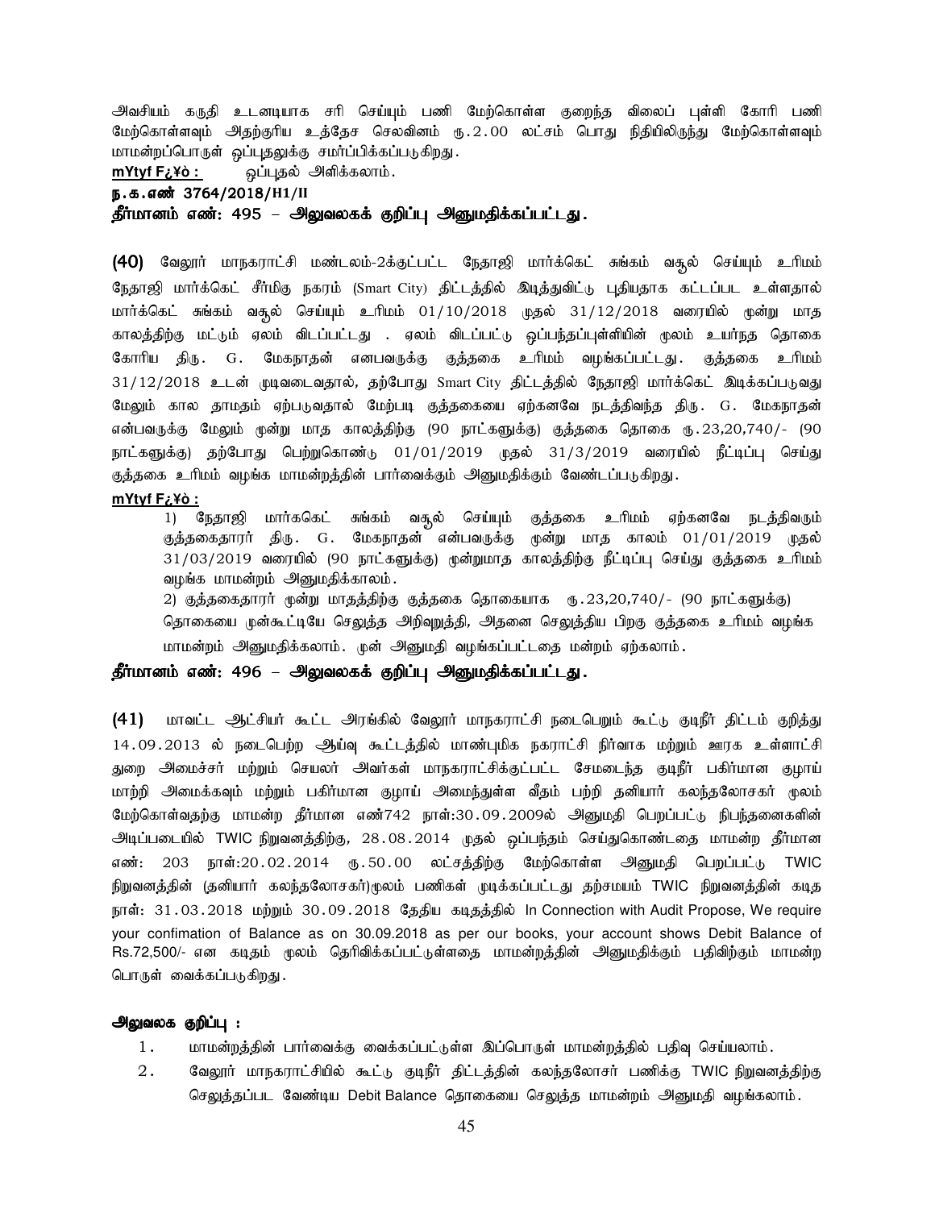அவசியம் கருதி உடனடியாக சரி செய்யும் பணி மேற்கொள்ள குறைந்த விலைப் புள்ளி கோரி பணி மேற்கொள்ளவும் அதற்குரிய உத்தேச செலவினம் ரு.2.00 லட்சம் பொது நிதியிலிருந்து மேற்கொள்ளவும் மாமன்றப்பொருள் ஒப்புதலுக்கு சமர்ப்பிக்கப்படுகிறது.

**mYtyf F¿¥ò :** ஒப்புதல் அளிக்கலாம்.

**ந.க.எண் 3764/2018/H1/II**

**தீர்மானம் எண்: 495 – அலுவலகக் குறிப்பு அனுமதிக்கப்பட்டது.**

**(40)** வேலூர் மாநகராட்சி மண்டலம்-2க்குட்பட்ட நேதாஜி மார்க்கெட் சுங்கம் வசூல் செய்யும் உரிமம் நேதாஜி மார்க்கெட் சீர்மிகு நகரம் (Smart City) திட்டத்தில் இடித்துவிட்டு புதியதாக கட்டப்பட உள்ளதால் மார்க்கெட் சுங்கம் வசூல் செய்யும் உரிமம் 01/10/2018 முதல் 31/12/2018 வரையில் மூன்று மாத காலத்திற்கு மட்டும் ஏலம் விடப்பட்டது . ஏலம் விடப்பட்டு ஒப்பந்தப்புள்ளியின் மூலம் உயர்ந்த தொகை கோரிய திரு. G. மேகநாதன் எனபவருக்கு குத்தகை உரிமம் வழங்கப்பட்டது. குத்தகை உரிமம் 31/12/2018 உடன் முடிவடைவதால், தற்போது Smart City திட்டத்தில் நேதாஜி மார்க்கெட் இடிக்கப்படுவது மேலும் கால தாமதம் ஏற்படுவதால் மேற்படி குத்தகையை ஏற்கனவே நடத்திவந்த திரு. G. மேகநாதன் என்பவருக்கு மேலும் மூன்று மாத காலத்திற்கு (90 நாட்களுக்கு) குத்தகை தொகை ரு.23,20,740/- (90 நாட்களுக்கு) தற்போது பெற்றுகொண்டு 01/01/2019 முதல் 31/3/2019 வரையில் நீட்டிப்பு செய்து குத்தகை உரிமம் வழங்க மாமன்றத்தின் பார்வைக்கும் அனுமதிக்கும் வேண்டப்படுகிறது.

**mYtyf F¿¥ò :**

1) நேதாஜி மார்ககெட் சுங்கம் வசூல் செய்யும் குத்தகை உரிமம் ஏற்கனவே நடத்திவரும் குத்தகைதாரர் திரு. G. மேகநாதன் என்பவருக்கு மூன்று மாத காலம் 01/01/2019 முதல் 31/03/2019 வரையில் (90 நாட்களுக்கு) மூன்றுமாத காலத்திற்கு நீட்டிப்பு செய்து குத்தகை உரிமம் வழங்க மாமன்றம் அனுமதிக்காலம்.

2) குத்தகைதாரர் மூன்று மாதத்திற்கு குத்தகை தொகையாக ரு.23,20,740/- (90 நாட்களுக்கு) தொகையை முன்கூட்டியே செலுத்த அறிவுறுத்தி, அதனை செலுத்திய பிறகு குத்தகை உரிமம் வழங்க மாமன்றம் அனுமதிக்கலாம். முன் அனுமதி வழங்கப்பட்டதை மன்றம் ஏற்கலாம்.

**தீர்மானம் எண்: 496 – அலுவலகக் குறிப்பு அனுமதிக்கப்பட்டது.**

**(41)** மாவட்ட ஆட்சியர் கூட்ட அரங்கில் வேலூர் மாநகராட்சி நடைபெறும் கூட்டு குடிநீர் திட்டம் குறித்து 14.09.2013 ல் நடைபெற்ற ஆய்வு கூட்டத்தில் மாண்புமிக நகராட்சி நிர்வாக மற்றும் ஊரக உள்ளாட்சி துறை அமைச்சர் மற்றும் செயலர் அவர்கள் மாநகராட்சிக்குட்பட்ட சேமடைந்த குடிநீர் பகிர்மான குழாய் மாற்றி அமைக்கவும் மற்றும் பகிர்மான குழாய் அமைந்துள்ள வீதம் பற்றி தனியார் கலந்தலோசகர் மூலம் மேற்கொள்வதற்கு மாமன்ற தீர்மான எண்742 நாள்:30.09.2009ல் அனுமதி பெறப்பட்டு நிபந்தனைகளின் அடிப்படையில் TWIC நிறுவனத்திற்கு, 28.08.2014 முதல் ஒப்பந்தம் செய்துகொண்டதை மாமன்ற தீர்மான எண்: 203 நாள்:20.02.2014 ரு.50.00 லட்சத்திற்கு மேற்கொள்ள அனுமதி பெறப்பட்டு TWIC நிறுவனத்தின் (தனியார் கலந்தலோசகர்)மூலம் பணிகள் முடிக்கப்பட்டது தற்சமயம் TWIC நிறுவனத்தின் கடித நாள்: 31.03.2018 மற்றும் 30.09.2018 தேதிய கடிதத்தில் In Connection with Audit Propose, We require your confimation of Balance as on 30.09.2018 as per our books, your account shows Debit Balance of Rs.72,500/- என கடிதம் மூலம் தெரிவிக்கப்பட்டுள்ளதை மாமன்றத்தின் அனுமதிக்கும் பதிவிற்கும் மாமன்ற பொருள் வைக்கப்படுகிறது.

**அலுவலக குறிப்பு :**

1. மாமன்றத்தின் பார்வைக்கு வைக்கப்பட்டுள்ள இப்பொருள் மாமன்றத்தில் பதிவு செய்யலாம்.
2. வேலூர் மாநகராட்சியில் கூட்டு குடிநீர் திட்டத்தின் கலந்தலோசர் பணிக்கு TWIC நிறுவனத்திற்கு செலுத்தப்பட வேண்டிய Debit Balance தொகையை செலுத்த மாமன்றம் அனுமதி வழங்கலாம்.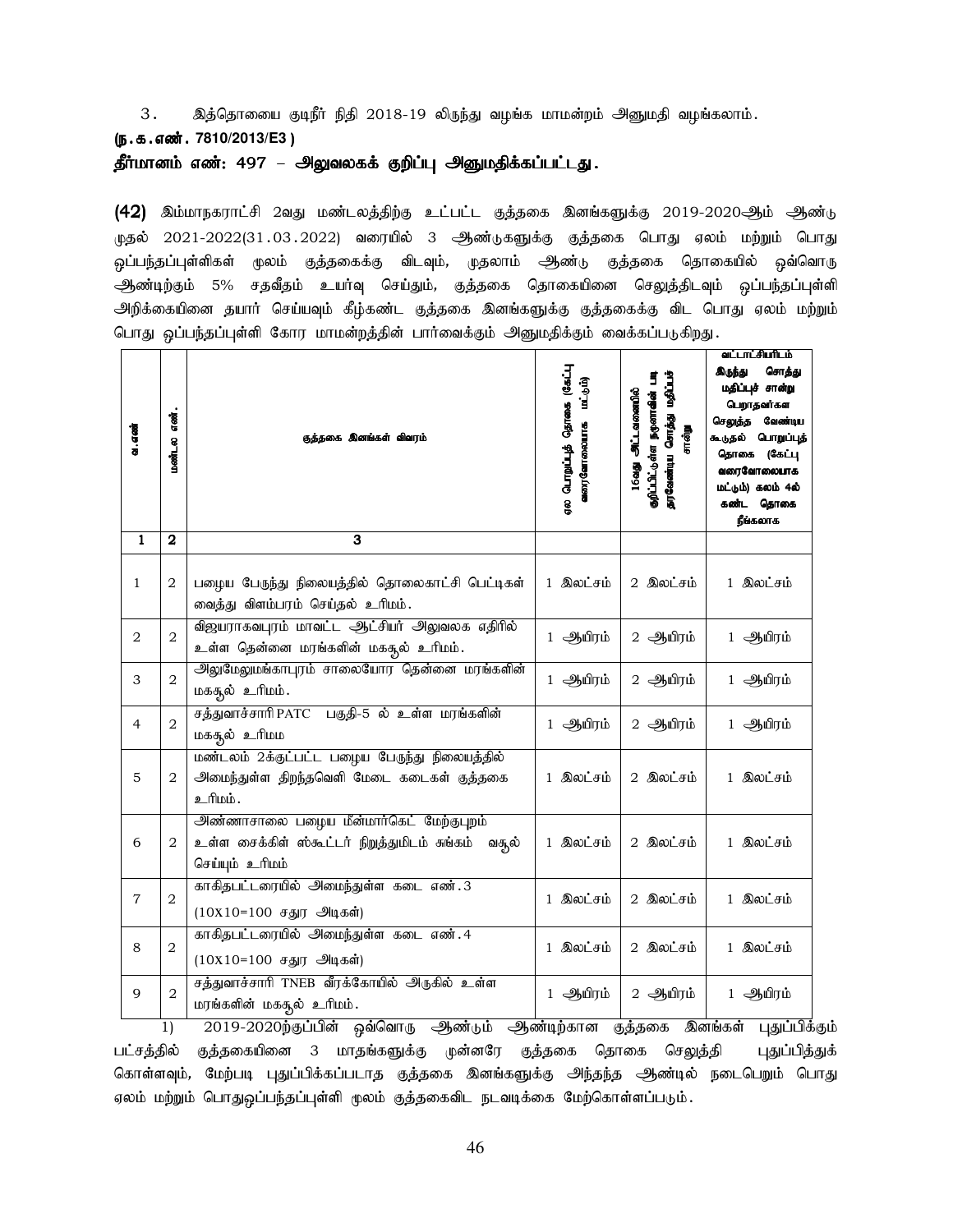3. இத்தொகை குடிநீர் நிதி 2018-19 லிருந்து வழங்க மாமன்றம் அனுமதி வழங்கலாம்.

**(ந.க.எண். 7810/2013/E3 )**

**தீர்மானம் எண்: 497 – அலுவலகக் குறிப்பு அனுமதிக்கப்பட்டது.**

**(42)** இம்மாநகராட்சி 2வது மண்டலத்திற்கு உட்பட்ட குத்தகை இனங்களுக்கு 2019-2020ஆம் ஆண்டு முதல் 2021-2022(31.03.2022) வரையில் 3 ஆண்டுகளுக்கு குத்தகை பொது ஏலம் மற்றும் பொது ஒப்பந்தப்புள்ளிகள் மூலம் குத்தகைக்கு விடவும், முதலாம் ஆண்டு குத்தகை தொகையில் ஒவ்வொரு ஆண்டிற்கும் 5% சதவீதம் உயர்வு செய்தும், குத்தகை தொகையினை செலுத்திடவும் ஒப்பந்தப்புள்ளி அறிக்கையினை தயார் செய்யவும் கீழ்கண்ட குத்தகை இனங்களுக்கு குத்தகைக்கு விட பொது ஏலம் மற்றும் பொது ஒப்பந்தப்புள்ளி கோர மாமன்றத்தின் பார்வைக்கும் அனுமதிக்கும் வைக்கப்படுகிறது.

| வ.எண் | மண்டல எண். | குத்தகை இனங்கள் விவரம் | ஏல பொறுப்புத் தொகை (கேட்பு வரைவோலையாக மட்டும்) | 16வது அட்டவணையில் குறிப்பிட்டுள்ள நகராவின் படி தரவேண்டிய சொத்து மதிப்புச் சான்று | வட்டாட்சியரிடம் இருந்து சொத்து மதிப்புச் சான்று பெறாதவர்கள செலுத்த வேண்டிய கூடுதல் பொறுப்புத் தொகை (கேட்பு வரைவோலையாக மட்டும்) கலம் 4ல் கண்ட தொகை நீங்கலாக |
|---|---|---|---|---|---|
| 1 | 2 | 3 | | | |
| 1 | 2 | பழைய பேருந்து நிலையத்தில் தொலைகாட்சி பெட்டிகள் வைத்து விளம்பரம் செய்தல் உரிமம். | 1 இலட்சம் | 2 இலட்சம் | 1 இலட்சம் |
| 2 | 2 | விஜயராகவபுரம் மாவட்ட ஆட்சியர் அலுவலக எதிரில் உள்ள தென்னை மரங்களின் மகசூல் உரிமம். | 1 ஆயிரம் | 2 ஆயிரம் | 1 ஆயிரம் |
| 3 | 2 | அலுமேலுமங்காபுரம் சாலையோர தென்னை மரங்களின் மகசூல் உரிமம். | 1 ஆயிரம் | 2 ஆயிரம் | 1 ஆயிரம் |
| 4 | 2 | சத்துவாச்சாரி PATC பகுதி-5 ல் உள்ள மரங்களின் மகசூல் உரிமம | 1 ஆயிரம் | 2 ஆயிரம் | 1 ஆயிரம் |
| 5 | 2 | மண்டலம் 2க்குட்பட்ட பழைய பேருந்து நிலையத்தில் அமைந்துள்ள திறந்தவெளி மேடை கடைகள் குத்தகை உரிமம். | 1 இலட்சம் | 2 இலட்சம் | 1 இலட்சம் |
| 6 | 2 | அண்ணாசாலை பழைய மீன்மார்கெட் மேற்குபுறம் உள்ள சைக்கிள் ஸ்கூட்டர் நிறுத்துமிடம் சுங்கம் வசூல் செய்யும் உரிமம் | 1 இலட்சம் | 2 இலட்சம் | 1 இலட்சம் |
| 7 | 2 | காகிதபட்டரையில் அமைந்துள்ள கடை எண்.3 (10X10=100 சதுர அடிகள்) | 1 இலட்சம் | 2 இலட்சம் | 1 இலட்சம் |
| 8 | 2 | காகிதபட்டரையில் அமைந்துள்ள கடை எண்.4 (10X10=100 சதுர அடிகள்) | 1 இலட்சம் | 2 இலட்சம் | 1 இலட்சம் |
| 9 | 2 | சத்துவாச்சாரி TNEB வீரக்கோயில் அருகில் உள்ள மரங்களின் மகசூல் உரிமம். | 1 ஆயிரம் | 2 ஆயிரம் | 1 ஆயிரம் |

1) 2019-2020ற்குப்பின் ஒவ்வொரு ஆண்டும் ஆண்டிற்கான குத்தகை இனங்கள் புதுப்பிக்கும் பட்சத்தில் குத்தகையினை 3 மாதங்களுக்கு முன்னரே குத்தகை தொகை செலுத்தி புதுப்பித்துக் கொள்ளவும், மேற்படி புதுப்பிக்கப்படாத குத்தகை இனங்களுக்கு அந்தந்த ஆண்டில் நடைபெறும் பொது ஏலம் மற்றும் பொதுஒப்பந்தப்புள்ளி மூலம் குத்தகைவிட நடவடிக்கை மேற்கொள்ளப்படும்.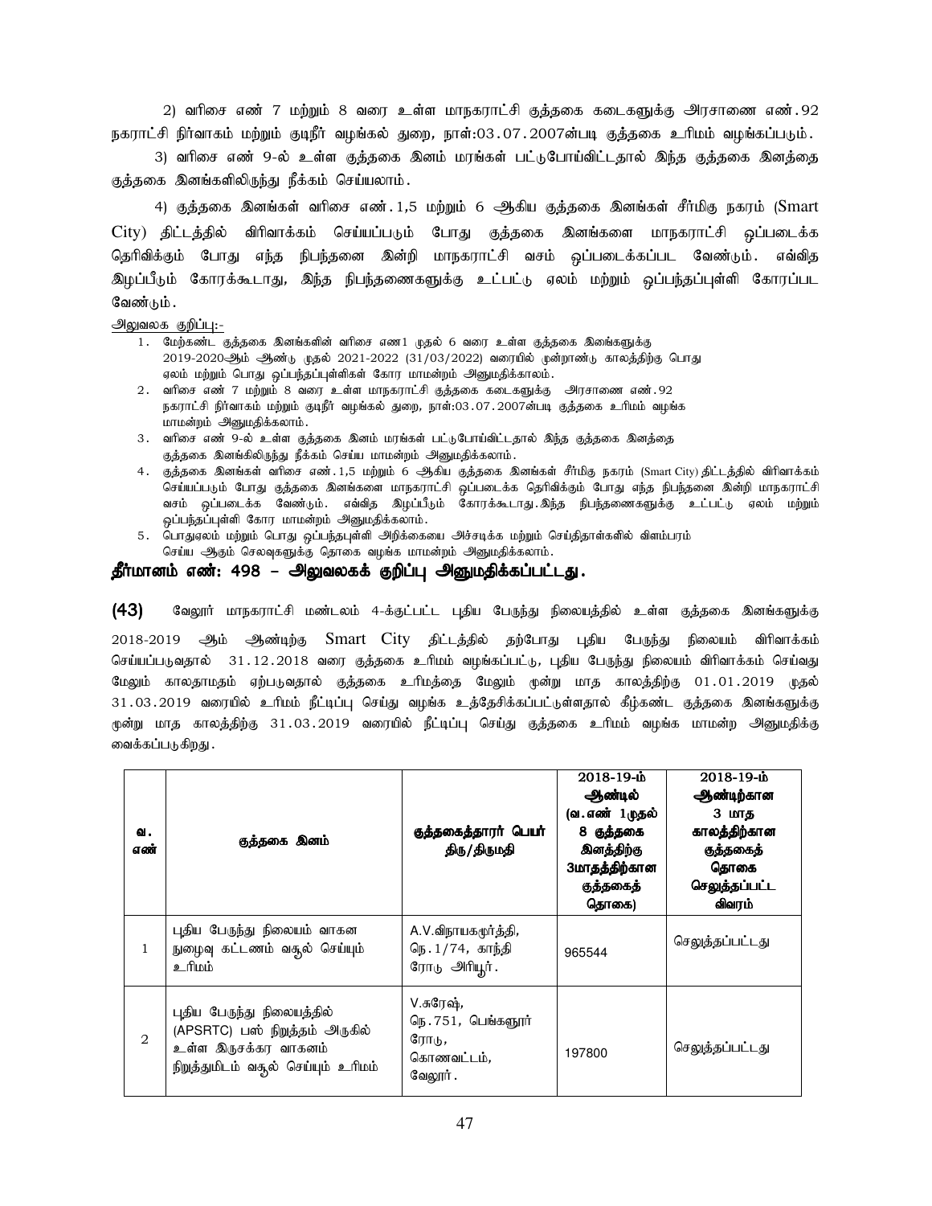2) வரிசை எண் 7 மற்றும் 8 வரை உள்ள மாநகராட்சி குத்தகை கடைகளுக்கு அரசாணை எண்.92 நகராட்சி நிர்வாகம் மற்றும் குடிநீர் வழங்கல் துறை, நாள்:03.07.2007ன்படி குத்தகை உரிமம் வழங்கப்படும்.

3) வரிசை எண் 9-ல் உள்ள குத்தகை இனம் மரங்கள் பட்டுபோய்விட்டதால் இந்த குத்தகை இனத்தை குத்தகை இனங்களிலிருந்து நீக்கம் செய்யலாம்.

4) குத்தகை இனங்கள் வரிசை எண்.1,5 மற்றும் 6 ஆகிய குத்தகை இனங்கள் சீர்மிகு நகரம் (Smart City) திட்டத்தில் விரிவாக்கம் செய்யப்படும் போது குத்தகை இனங்களை மாநகராட்சி ஒப்படைக்க தெரிவிக்கும் போது எந்த நிபந்தனை இன்றி மாநகராட்சி வசம் ஒப்படைக்கப்பட வேண்டும். எவ்வித இழப்பீடும் கோரக்கூடாது, இந்த நிபந்தணைகளுக்கு உட்பட்டு ஏலம் மற்றும் ஒப்பந்தப்புள்ளி கோரப்பட வேண்டும்.

அலுவலக குறிப்பு:-

1. மேற்கண்ட குத்தகை இனங்களின் வரிசை எண1 முதல் 6 வரை உள்ள குத்தகை இனங்களுக்கு 2019-2020ஆம் ஆண்டு முதல் 2021-2022 (31/03/2022) வரையில் மூன்றாண்டு காலத்திற்கு பொது ஏலம் மற்றும் பொது ஒப்பந்தப்புள்ளிகள் கோர மாமன்றம் அனுமதிக்காலம்.
2. வரிசை எண் 7 மற்றும் 8 வரை உள்ள மாநகராட்சி குத்தகை கடைகளுக்கு அரசாணை எண்.92 நகராட்சி நிர்வாகம் மற்றும் குடிநீர் வழங்கல் துறை, நாள்:03.07.2007ன்படி குத்தகை உரிமம் வழங்க மாமன்றம் அனுமதிக்கலாம்.
3. வரிசை எண் 9-ல் உள்ள குத்தகை இனம் மரங்கள் பட்டுபோய்விட்டதால் இந்த குத்தகை இனத்தை குத்தகை இனங்கிலிருந்து நீக்கம் செய்ய மாமன்றம் அனுமதிக்கலாம்.
4. குத்தகை இனங்கள் வரிசை எண்.1,5 மற்றும் 6 ஆகிய குத்தகை இனங்கள் சீர்மிகு நகரம் (Smart City) திட்டத்தில் விரிவாக்கம் செய்யப்படும் போது குத்தகை இனங்களை மாநகராட்சி ஒப்படைக்க தெரிவிக்கும் போது எந்த நிபந்தனை இன்றி மாநகராட்சி வசம் ஒப்படைக்க வேண்டும். எவ்வித இழப்பீடும் கோரக்கூடாது.இந்த நிபந்தணைகளுக்கு உட்பட்டு ஏலம் மற்றும் ஒப்பந்தப்புள்ளி கோர மாமன்றம் அனுமதிக்கலாம்.
5. பொதுஏலம் மற்றும் பொது ஒப்பந்தபுள்ளி அறிக்கையை அச்சடிக்க மற்றும் செய்திதாள்களில் விளம்பரம் செய்ய ஆகும் செலவுகளுக்கு தொகை வழங்க மாமன்றம் அனுமதிக்கலாம்.

**தீர்மானம் எண்: 498 – அலுவலகக் குறிப்பு அனுமதிக்கப்பட்டது.**

**(43)** வேலூர் மாநகராட்சி மண்டலம் 4-க்குட்பட்ட புதிய பேருந்து நிலையத்தில் உள்ள குத்தகை இனங்களுக்கு 2018-2019 ஆம் ஆண்டிற்கு Smart City திட்டத்தில் தற்போது புதிய பேருந்து நிலையம் விரிவாக்கம் செய்யப்படுவதால் 31.12.2018 வரை குத்தகை உரிமம் வழங்கப்பட்டு, புதிய பேருந்து நிலையம் விரிவாக்கம் செய்வது மேலும் காலதாமதம் ஏற்படுவதால் குத்தகை உரிமத்தை மேலும் மூன்று மாத காலத்திற்கு 01.01.2019 முதல் 31.03.2019 வரையில் உரிமம் நீட்டிப்பு செய்து வழங்க உத்தேசிக்கப்பட்டுள்ளதால் கீழ்கண்ட குத்தகை இனங்களுக்கு மூன்று மாத காலத்திற்கு 31.03.2019 வரையில் நீட்டிப்பு செய்து குத்தகை உரிமம் வழங்க மாமன்ற அனுமதிக்கு வைக்கப்படுகிறது.

| வ. எண் | குத்தகை இனம் | குத்தகைத்தாரர் பெயர் திரு/திருமதி | 2018-19-ம் ஆண்டில் (வ.எண் 1முதல் 8 குத்தகை இனத்திற்கு 3மாதத்திற்கான குத்தகைத் தொகை) | 2018-19-ம் ஆண்டிற்கான 3 மாத காலத்திற்கான குத்தகைத் தொகை செலுத்தப்பட்ட விவரம் |
|---|---|---|---|---|
| 1 | புதிய பேருந்து நிலையம் வாகன நுழைவு கட்டணம் வசூல் செய்யும் உரிமம் | A.V.விநாயகமூர்த்தி, நெ.1/74, காந்தி ரோடு அரியூர். | 965544 | செலுத்தப்பட்டது |
| 2 | புதிய பேருந்து நிலையத்தில் (APSRTC) பஸ் நிறுத்தம் அருகில் உள்ள இருசக்கர வாகனம் நிறுத்துமிடம் வசூல் செய்யும் உரிமம் | V.சுரேஷ், நெ.751, பெங்களூர் ரோடு, கொணவட்டம், வேலூர். | 197800 | செலுத்தப்பட்டது |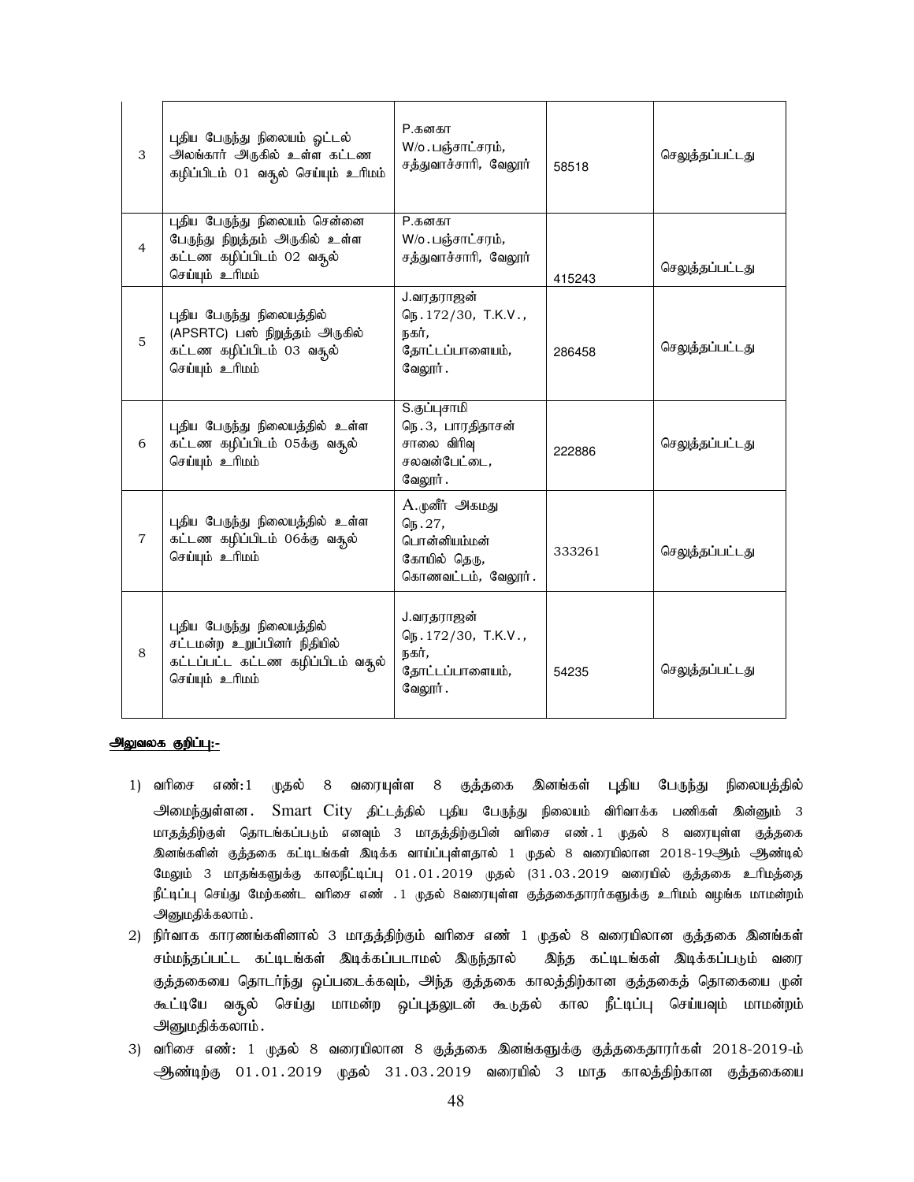| | | | | |
|---|---|---|---|---|
| 3 | புதிய பேருந்து நிலையம் ஓட்டல் அலங்கார் அருகில் உள்ள கட்டண கழிப்பிடம் 01 வசூல் செய்யும் உரிமம் | P.கனகா W/o.பஞ்சாட்சரம், சத்துவாச்சாரி, வேலூர் | 58518 | செலுத்தப்பட்டது |
| 4 | புதிய பேருந்து நிலையம் சென்னை பேருந்து நிறுத்தம் அருகில் உள்ள கட்டண கழிப்பிடம் 02 வசூல் செய்யும் உரிமம் | P.கனகா W/o.பஞ்சாட்சரம், சத்துவாச்சாரி, வேலூர் | 415243 | செலுத்தப்பட்டது |
| 5 | புதிய பேருந்து நிலையத்தில் (APSRTC) பஸ் நிறுத்தம் அருகில் கட்டண கழிப்பிடம் 03 வசூல் செய்யும் உரிமம் | J.வரதராஜன் நெ.172/30, T.K.V., நகர், தோட்டப்பாளையம், வேலூர். | 286458 | செலுத்தப்பட்டது |
| 6 | புதிய பேருந்து நிலையத்தில் உள்ள கட்டண கழிப்பிடம் 05க்கு வசூல் செய்யும் உரிமம் | S.குப்புசாமி நெ.3, பாரதிதாசன் சாலை விரிவு சலவன்பேட்டை, வேலூர். | 222886 | செலுத்தப்பட்டது |
| 7 | புதிய பேருந்து நிலையத்தில் உள்ள கட்டண கழிப்பிடம் 06க்கு வசூல் செய்யும் உரிமம் | A.முனீர் அகமது நெ.27, பொன்னியம்மன் கோயில் தெரு, கொணவட்டம், வேலூர். | 333261 | செலுத்தப்பட்டது |
| 8 | புதிய பேருந்து நிலையத்தில் சட்டமன்ற உறுப்பினர் நிதியில் கட்டப்பட்ட கட்டண கழிப்பிடம் வசூல் செய்யும் உரிமம் | J.வரதராஜன் நெ.172/30, T.K.V., நகர், தோட்டப்பாளையம், வேலூர். | 54235 | செலுத்தப்பட்டது |

**அலுவலக குறிப்பு:-**

1) வரிசை எண்:1 முதல் 8 வரையுள்ள 8 குத்தகை இனங்கள் புதிய பேருந்து நிலையத்தில் அமைந்துள்ளன. Smart City திட்டத்தில் புதிய பேருந்து நிலையம் விரிவாக்க பணிகள் இன்னும் 3 மாதத்திற்குள் தொடங்கப்படும் எனவும் 3 மாதத்திற்குபின் வரிசை எண்.1 முதல் 8 வரையுள்ள குத்தகை இனங்களின் குத்தகை கட்டிடங்கள் இடிக்க வாய்ப்புள்ளதால் 1 முதல் 8 வரையிலான 2018-19ஆம் ஆண்டில் மேலும் 3 மாதங்களுக்கு காலநீட்டிப்பு 01.01.2019 முதல் (31.03.2019 வரையில் குத்தகை உரிமத்தை நீட்டிப்பு செய்து மேற்கண்ட வரிசை எண் .1 முதல் 8வரையுள்ள குத்தகைதாரர்களுக்கு உரிமம் வழங்க மாமன்றம் அனுமதிக்கலாம்.
2) நிர்வாக காரணங்களினால் 3 மாதத்திற்கும் வரிசை எண் 1 முதல் 8 வரையிலான குத்தகை இனங்கள் சம்மந்தப்பட்ட கட்டிடங்கள் இடிக்கப்படாமல் இருந்தால் இந்த கட்டிடங்கள் இடிக்கப்படும் வரை குத்தகையை தொடர்ந்து ஒப்படைக்கவும், அந்த குத்தகை காலத்திற்கான குத்தகைத் தொகையை முன் கூட்டியே வசூல் செய்து மாமன்ற ஒப்புதலுடன் கூடுதல் கால நீட்டிப்பு செய்யவும் மாமன்றம் அனுமதிக்கலாம்.
3) வரிசை எண்: 1 முதல் 8 வரையிலான 8 குத்தகை இனங்களுக்கு குத்தகைதாரர்கள் 2018-2019-ம் ஆண்டிற்கு 01.01.2019 முதல் 31.03.2019 வரையில் 3 மாத காலத்திற்கான குத்தகையை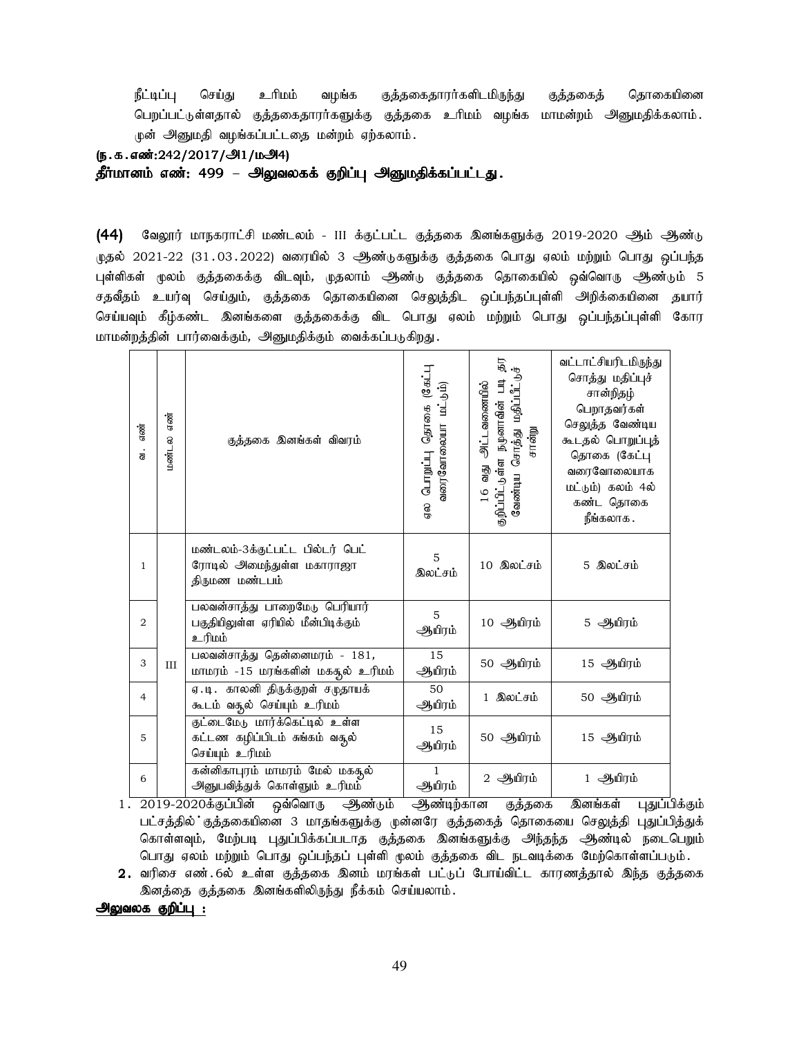நீட்டிப்பு செய்து உரிமம் வழங்க குத்தகைதாரர்களிடமிருந்து குத்தகைத் தொகையினை பெறப்பட்டுள்ளதால் குத்தகைதாரர்களுக்கு குத்தகை உரிமம் வழங்க மாமன்றம் அனுமதிக்கலாம். முன் அனுமதி வழங்கப்பட்டதை மன்றம் ஏற்கலாம்.

**(ந.க.எண்:242/2017/அ1/மஅ4)**

**தீர்மானம் எண்: 499 – அலுவலகக் குறிப்பு அனுமதிக்கப்பட்டது.**

**(44)** வேலூர் மாநகராட்சி மண்டலம் - III க்குட்பட்ட குத்தகை இனங்களுக்கு 2019-2020 ஆம் ஆண்டு முதல் 2021-22 (31.03.2022) வரையில் 3 ஆண்டுகளுக்கு குத்தகை பொது ஏலம் மற்றும் பொது ஒப்பந்த புள்ளிகள் மூலம் குத்தகைக்கு விடவும், முதலாம் ஆண்டு குத்தகை தொகையில் ஒவ்வொரு ஆண்டும் 5 சதவீதம் உயர்வு செய்தும், குத்தகை தொகையினை செலுத்திட ஒப்பந்தப்புள்ளி அறிக்கையினை தயார் செய்யவும் கீழ்கண்ட இனங்களை குத்தகைக்கு விட பொது ஏலம் மற்றும் பொது ஒப்பந்தப்புள்ளி கோர மாமன்றத்தின் பார்வைக்கும், அனுமதிக்கும் வைக்கப்படுகிறது.

| வ. எண் | மண்டல எண் | குத்தகை இனங்கள் விவரம் | ஏல பொறுப்பு தொகை (கேட்பு வரைவோலையா மட்டும்) | 16 வது அட்டவணையில் குறிப்பிட்டுள்ள நமூனாவின் படி தா வேண்டிய சொத்து மதிப்பீட்டுச் சான்று | வட்டாட்சியரிடமிருந்து சொத்து மதிப்புச் சான்றிதழ் பெறாதவர்கள் செலுத்த வேண்டிய கூடுதல் பொறுப்புத் தொகை (கேட்பு வரைவோலையாக மட்டும்) கலம் 4ல் கண்ட தொகை நீங்கலாக. |
|---|---|---|---|---|---|
| 1 | III | மண்டலம்-3க்குட்பட்ட பில்டர் பெட் ரோடில் அமைந்துள்ள மகாராஜா திருமண மண்டபம் | 5 இலட்சம் | 10 இலட்சம் | 5 இலட்சம் |
| 2 | | பலவன்சாத்து பாறைமேடு பெரியார் பகுதியிலுள்ள ஏரியில் மீன்பிடிக்கும் உரிமம் | 5 ஆயிரம் | 10 ஆயிரம் | 5 ஆயிரம் |
| 3 | | பலவன்சாத்து தென்னைமரம் - 181, மாமரம் -15 மரங்களின் மகசூல் உரிமம் | 15 ஆயிரம் | 50 ஆயிரம் | 15 ஆயிரம் |
| 4 | | ஏ.டி. காலனி திருக்குறள் சமுதாயக் கூடம் வசூல் செய்யும் உரிமம் | 50 ஆயிரம் | 1 இலட்சம் | 50 ஆயிரம் |
| 5 | | குட்டைமேடு மார்க்கெட்டில் உள்ள கட்டண கழிப்பிடம் சுங்கம் வசூல் செய்யும் உரிமம் | 15 ஆயிரம் | 50 ஆயிரம் | 15 ஆயிரம் |
| 6 | | கன்னிகாபுரம் மாமரம் மேல் மகசூல் அனுபவித்துக் கொள்ளும் உரிமம் | 1 ஆயிரம் | 2 ஆயிரம் | 1 ஆயிரம் |

1. 2019-2020க்குப்பின் ஒவ்வொரு ஆண்டும் ஆண்டிற்கான குத்தகை இனங்கள் புதுப்பிக்கும் பட்சத்தில் குத்தகையினை 3 மாதங்களுக்கு முன்னரே குத்தகைத் தொகையை செலுத்தி புதுப்பித்துக் கொள்ளவும், மேற்படி புதுப்பிக்கப்படாத குத்தகை இனங்களுக்கு அந்தந்த ஆண்டில் நடைபெறும் பொது ஏலம் மற்றும் பொது ஒப்பந்தப் புள்ளி மூலம் குத்தகை விட நடவடிக்கை மேற்கொள்ளப்படும்.
2. வரிசை எண்.6ல் உள்ள குத்தகை இனம் மரங்கள் பட்டுப் போய்விட்ட காரணத்தால் இந்த குத்தகை இனத்தை குத்தகை இனங்களிலிருந்து நீக்கம் செய்யலாம்.

**<u>அலுவலக குறிப்பு :</u>**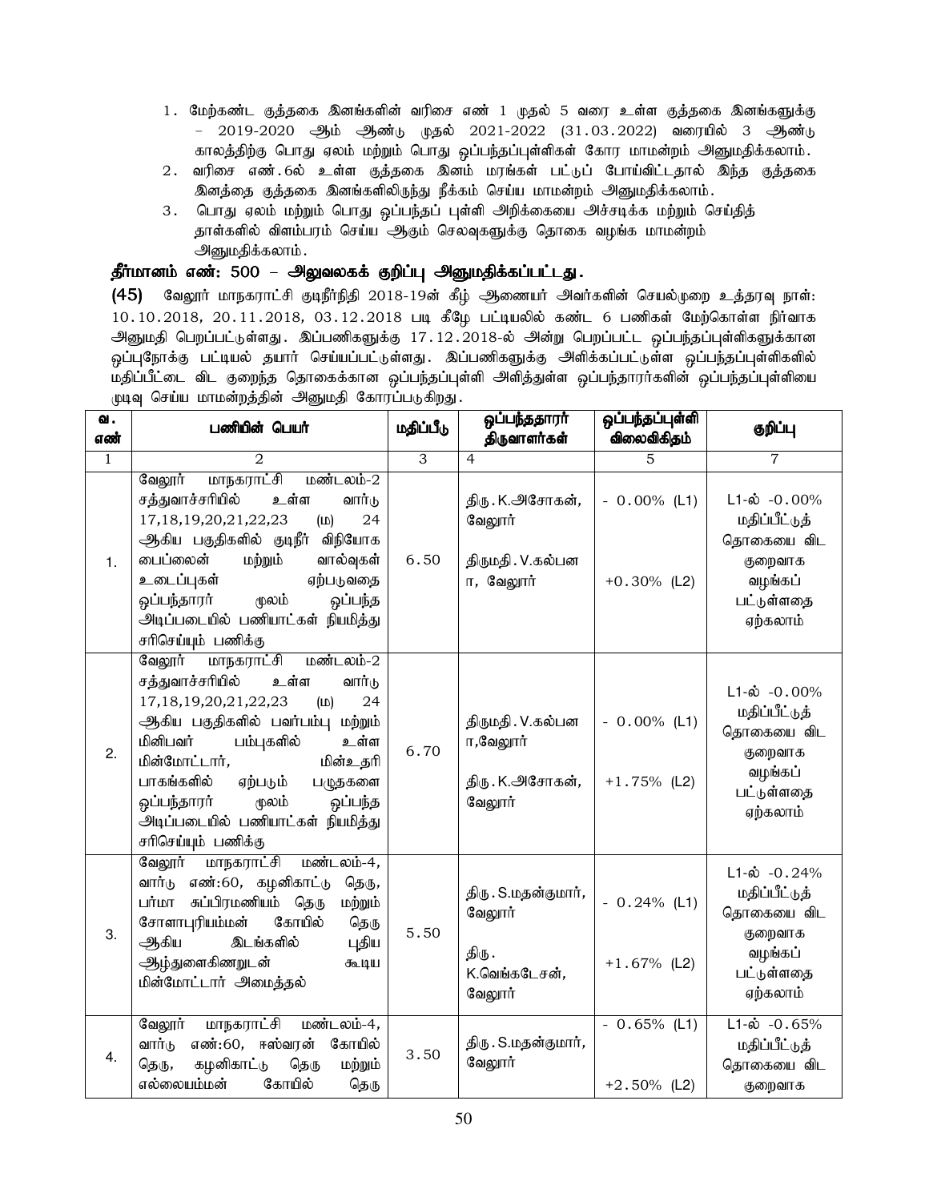1. மேற்கண்ட குத்தகை இனங்களின் வரிசை எண் 1 முதல் 5 வரை உள்ள குத்தகை இனங்களுக்கு – 2019-2020 ஆம் ஆண்டு முதல் 2021-2022 (31.03.2022) வரையில் 3 ஆண்டு காலத்திற்கு பொது ஏலம் மற்றும் பொது ஒப்பந்தப்புள்ளிகள் கோர மாமன்றம் அனுமதிக்கலாம்.
2. வரிசை எண்.6ல் உள்ள குத்தகை இனம் மரங்கள் பட்டுப் போய்விட்டதால் இந்த குத்தகை இனத்தை குத்தகை இனங்களிலிருந்து நீக்கம் செய்ய மாமன்றம் அனுமதிக்கலாம்.
3. பொது ஏலம் மற்றும் பொது ஒப்பந்தப் புள்ளி அறிக்கையை அச்சடிக்க மற்றும் செய்தித் தாள்களில் விளம்பரம் செய்ய ஆகும் செலவுகளுக்கு தொகை வழங்க மாமன்றம் அனுமதிக்கலாம்.

**தீர்மானம் எண்: 500 – அலுவலகக் குறிப்பு அனுமதிக்கப்பட்டது.**

**(45)** வேலூர் மாநகராட்சி குடிநீர்நிதி 2018-19ன் கீழ் ஆணையர் அவர்களின் செயல்முறை உத்தரவு நாள்: 10.10.2018, 20.11.2018, 03.12.2018 படி கீழே பட்டியலில் கண்ட 6 பணிகள் மேற்கொள்ள நிர்வாக அனுமதி பெறப்பட்டுள்ளது. இப்பணிகளுக்கு 17.12.2018-ல் அன்று பெறப்பட்ட ஒப்பந்தப்புள்ளிகளுக்கான ஒப்புநோக்கு பட்டியல் தயார் செய்யப்பட்டுள்ளது. இப்பணிகளுக்கு அளிக்கப்பட்டுள்ள ஒப்பந்தப்புள்ளிகளில் மதிப்பீட்டை விட குறைந்த தொகைக்கான ஒப்பந்தப்புள்ளி அளித்துள்ள ஒப்பந்தாரர்களின் ஒப்பந்தப்புள்ளியை முடிவு செய்ய மாமன்றத்தின் அனுமதி கோரப்படுகிறது.

| வ. எண் | பணியின் பெயர் | மதிப்பீடு | ஒப்பந்ததாரர் திருவாளர்கள் | ஒப்பந்தப்புள்ளி விலைவிகிதம் | குறிப்பு |
|---|---|---|---|---|---|
| 1 | 2 | 3 | 4 | 5 | 7 |
| 1. | வேலூர் மாநகராட்சி மண்டலம்-2 சத்துவாச்சாரியில் உள்ள வார்டு 17,18,19,20,21,22,23 (ம) 24 ஆகிய பகுதிகளில் குடிநீர் விநியோக பைப்லைன் மற்றும் வால்வுகள் உடைப்புகள் ஏற்படுவதை ஒப்பந்தாரர் மூலம் ஒப்பந்த அடிப்படையில் பணியாட்கள் நியமித்து சரிசெய்யும் பணிக்கு | 6.50 | திரு.K.அசோகன், வேலூர்<br>திருமதி.V.கல்பனா, வேலூர் | - 0.00% (L1)<br>+0.30% (L2) | L1-ல் -0.00% மதிப்பீட்டுத் தொகையை விட குறைவாக வழங்கப் பட்டுள்ளதை ஏற்கலாம் |
| 2. | வேலூர் மாநகராட்சி மண்டலம்-2 சத்துவாச்சாரியில் உள்ள வார்டு 17,18,19,20,21,22,23 (ம) 24 ஆகிய பகுதிகளில் பவர்பம்பு மற்றும் மினிபவர் பம்புகளில் உள்ள மின்மோட்டார், மின்உதரி பாகங்களில் ஏற்படும் பழுதகளை ஒப்பந்தாரர் மூலம் ஒப்பந்த அடிப்படையில் பணியாட்கள் நியமித்து சரிசெய்யும் பணிக்கு | 6.70 | திருமதி.V.கல்பனா,வேலூர்<br>திரு.K.அசோகன், வேலூர் | - 0.00% (L1)<br>+1.75% (L2) | L1-ல் -0.00% மதிப்பீட்டுத் தொகையை விட குறைவாக வழங்கப் பட்டுள்ளதை ஏற்கலாம் |
| 3. | வேலூர் மாநகராட்சி மண்டலம்-4, வார்டு எண்:60, கழனிகாட்டு தெரு, பர்மா சுப்பிரமணியம் தெரு மற்றும் சோளாபுரியம்மன் கோயில் தெரு ஆகிய இடங்களில் புதிய ஆழ்துளைகிணறுடன் கூடிய மின்மோட்டார் அமைத்தல் | 5.50 | திரு.S.மதன்குமார், வேலூர்<br>திரு. K.வெங்கடேசன், வேலூர் | - 0.24% (L1)<br>+1.67% (L2) | L1-ல் -0.24% மதிப்பீட்டுத் தொகையை விட குறைவாக வழங்கப் பட்டுள்ளதை ஏற்கலாம் |
| 4. | வேலூர் மாநகராட்சி மண்டலம்-4, வார்டு எண்:60, ஈஸ்வரன் கோயில் தெரு, கழனிகாட்டு தெரு மற்றும் எல்லையம்மன் கோயில் தெரு | 3.50 | திரு.S.மதன்குமார், வேலூர் | - 0.65% (L1)<br>+2.50% (L2) | L1-ல் -0.65% மதிப்பீட்டுத் தொகையை விட குறைவாக |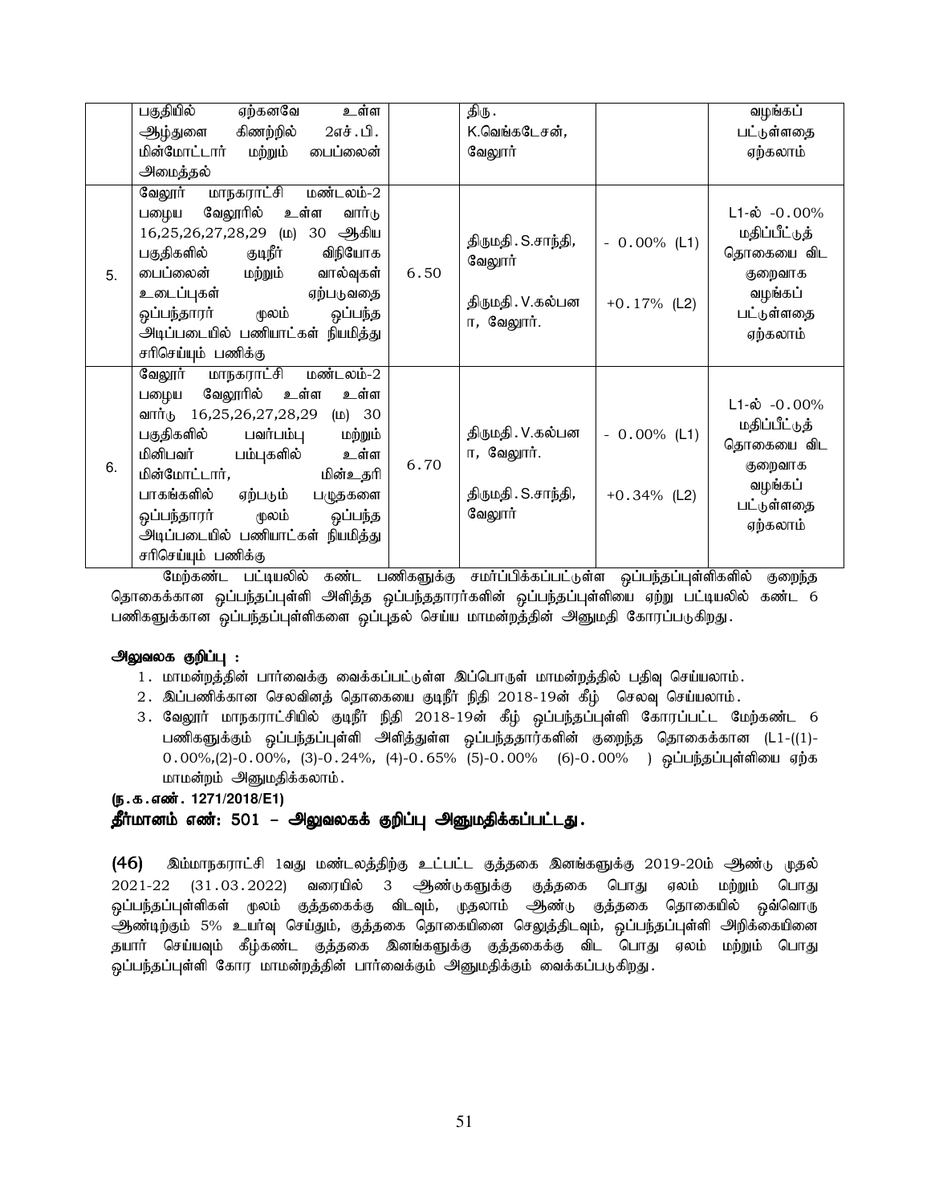| | | | | | |
|---|---|---|---|---|---|
| | பகுதியில் ஏற்கனவே உள்ள ஆழ்துளை கிணற்றில் 2எச்.பி. மின்மோட்டார் மற்றும் பைப்லைன் அமைத்தல் | | திரு. K.வெங்கடேசன், வேலூர் | | வழங்கப் பட்டுள்ளதை ஏற்கலாம் |
| 5. | வேலூர் மாநகராட்சி மண்டலம்-2 பழைய வேலூரில் உள்ள வார்டு 16,25,26,27,28,29 (ம) 30 ஆகிய பகுதிகளில் குடிநீர் விநியோக பைப்லைன் மற்றும் வால்வுகள் உடைப்புகள் ஏற்படுவதை ஒப்பந்தாரர் மூலம் ஒப்பந்த அடிப்படையில் பணியாட்கள் நியமித்து சரிசெய்யும் பணிக்கு | 6.50 | திருமதி.S.சாந்தி, வேலூர்<br><br>திருமதி.V.கல்பனா, வேலூர். | - 0.00% (L1)<br><br>+0.17% (L2) | L1-ல் -0.00% மதிப்பீட்டுத் தொகையை விட குறைவாக வழங்கப் பட்டுள்ளதை ஏற்கலாம் |
| 6. | வேலூர் மாநகராட்சி மண்டலம்-2 பழைய வேலூரில் உள்ள உள்ள வார்டு 16,25,26,27,28,29 (ம) 30 பகுதிகளில் பவர்பம்பு மற்றும் மினிபவர் பம்புகளில் உள்ள மின்மோட்டார், மின்உதரி பாகங்களில் ஏற்படும் பழுதகளை ஒப்பந்தாரர் மூலம் ஒப்பந்த அடிப்படையில் பணியாட்கள் நியமித்து சரிசெய்யும் பணிக்கு | 6.70 | திருமதி.V.கல்பனா, வேலூர்.<br><br>திருமதி.S.சாந்தி, வேலூர் | - 0.00% (L1)<br><br>+0.34% (L2) | L1-ல் -0.00% மதிப்பீட்டுத் தொகையை விட குறைவாக வழங்கப் பட்டுள்ளதை ஏற்கலாம் |

மேற்கண்ட பட்டியலில் கண்ட பணிகளுக்கு சமர்ப்பிக்கப்பட்டுள்ள ஒப்பந்தப்புள்ளிகளில் குறைந்த தொகைக்கான ஒப்பந்தப்புள்ளி அளித்த ஒப்பந்ததாரர்களின் ஒப்பந்தப்புள்ளியை ஏற்று பட்டியலில் கண்ட 6 பணிகளுக்கான ஒப்பந்தப்புள்ளிகளை ஒப்புதல் செய்ய மாமன்றத்தின் அனுமதி கோரப்படுகிறது.

**அலுவலக குறிப்பு :**

1. மாமன்றத்தின் பார்வைக்கு வைக்கப்பட்டுள்ள இப்பொருள் மாமன்றத்தில் பதிவு செய்யலாம்.
2. இப்பணிக்கான செலவினத் தொகையை குடிநீர் நிதி 2018-19ன் கீழ் செலவு செய்யலாம்.
3. வேலூர் மாநகராட்சியில் குடிநீர் நிதி 2018-19ன் கீழ் ஒப்பந்தப்புள்ளி கோரப்பட்ட மேற்கண்ட 6 பணிகளுக்கும் ஒப்பந்தப்புள்ளி அளித்துள்ள ஒப்பந்ததார்களின் குறைந்த தொகைக்கான (L1-((1)-0.00%,(2)-0.00%, (3)-0.24%, (4)-0.65% (5)-0.00% (6)-0.00% ) ஒப்பந்தப்புள்ளியை ஏற்க மாமன்றம் அனுமதிக்கலாம்.

**(ந.க.எண். 1271/2018/E1)**

**தீர்மானம் எண்: 501 – அலுவலகக் குறிப்பு அனுமதிக்கப்பட்டது.**

**(46)** இம்மாநகராட்சி 1வது மண்டலத்திற்கு உட்பட்ட குத்தகை இனங்களுக்கு 2019-20ம் ஆண்டு முதல் 2021-22 (31.03.2022) வரையில் 3 ஆண்டுகளுக்கு குத்தகை பொது ஏலம் மற்றும் பொது ஒப்பந்தப்புள்ளிகள் மூலம் குத்தகைக்கு விடவும், முதலாம் ஆண்டு குத்தகை தொகையில் ஒவ்வொரு ஆண்டிற்கும் 5% உயர்வு செய்தும், குத்தகை தொகையினை செலுத்திடவும், ஒப்பந்தப்புள்ளி அறிக்கையினை தயார் செய்யவும் கீழ்கண்ட குத்தகை இனங்களுக்கு குத்தகைக்கு விட பொது ஏலம் மற்றும் பொது ஒப்பந்தப்புள்ளி கோர மாமன்றத்தின் பார்வைக்கும் அனுமதிக்கும் வைக்கப்படுகிறது.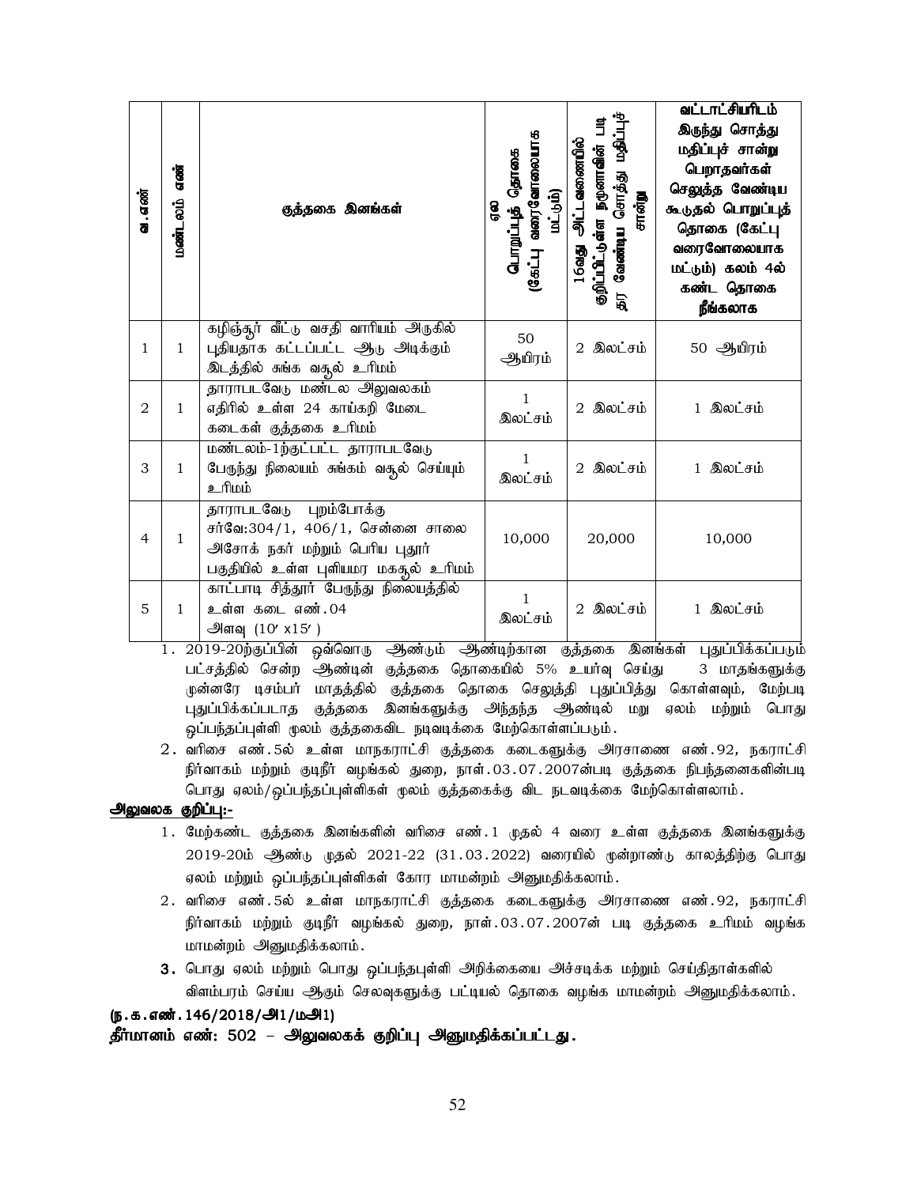| வ.எண் | மண்டலம் எண் | குத்தகை இனங்கள் | ஏல பொறுப்புத் தொகை (கேட்பு வரைவோலையாக மட்டும்) | 16வது அட்டவணையில் குறிப்பிட்டுள்ள நகுனாவின் படி தர வேண்டிய சொத்து மதிப்புச் சான்று | வட்டாட்சியரிடம் இருந்து சொத்து மதிப்புச் சான்று பெறாதவர்கள் செலுத்த வேண்டிய கூடுதல் பொறுப்புத் தொகை (கேட்பு வரைவோலையாக மட்டும்) கலம் 4ல் கண்ட தொகை நீங்கலாக |
|---|---|---|---|---|---|
| 1 | 1 | கழிஞ்சூர் வீட்டு வசதி வாரியம் அருகில் புதியதாக கட்டப்பட்ட ஆடு அடிக்கும் இடத்தில் சுங்க வசூல் உரிமம் | 50 ஆயிரம் | 2 இலட்சம் | 50 ஆயிரம் |
| 2 | 1 | தாராபடவேடு மண்டல அலுவலகம் எதிரில் உள்ள 24 காய்கறி மேடை கடைகள் குத்தகை உரிமம் | 1 இலட்சம் | 2 இலட்சம் | 1 இலட்சம் |
| 3 | 1 | மண்டலம்-1ற்குட்பட்ட தாராபடவேடு பேருந்து நிலையம் சுங்கம் வசூல் செய்யும் உரிமம் | 1 இலட்சம் | 2 இலட்சம் | 1 இலட்சம் |
| 4 | 1 | தாராபடவேடு புறம்போக்கு சர்வே:304/1, 406/1, சென்னை சாலை அசோக் நகர் மற்றும் பெரிய புதூர் பகுதியில் உள்ள புளியமர மகசூல் உரிமம் | 10,000 | 20,000 | 10,000 |
| 5 | 1 | காட்பாடி சித்தூர் பேருந்து நிலையத்தில் உள்ள கடை எண்.04 அளவு (10′ x15′ ) | 1 இலட்சம் | 2 இலட்சம் | 1 இலட்சம் |

1. 2019-20ற்குப்பின் ஒவ்வொரு ஆண்டும் ஆண்டிற்கான குத்தகை இனங்கள் புதுப்பிக்கப்படும் பட்சத்தில் சென்ற ஆண்டின் குத்தகை தொகையில் 5% உயர்வு செய்து 3 மாதங்களுக்கு முன்னரே டிசம்பர் மாதத்தில் குத்தகை தொகை செலுத்தி புதுப்பித்து கொள்ளவும், மேற்படி புதுப்பிக்கப்படாத குத்தகை இனங்களுக்கு அந்தந்த ஆண்டில் மறு ஏலம் மற்றும் பொது ஒப்பந்தப்புள்ளி மூலம் குத்தகைவிட நடவடிக்கை மேற்கொள்ளப்படும்.
2. வரிசை எண்.5ல் உள்ள மாநகராட்சி குத்தகை கடைகளுக்கு அரசாணை எண்.92, நகராட்சி நிர்வாகம் மற்றும் குடிநீர் வழங்கல் துறை, நாள்.03.07.2007ன்படி குத்தகை நிபந்தனைகளின்படி பொது ஏலம்/ஒப்பந்தப்புள்ளிகள் மூலம் குத்தகைக்கு விட நடவடிக்கை மேற்கொள்ளலாம்.

**அலுவலக குறிப்பு:-**

1. மேற்கண்ட குத்தகை இனங்களின் வரிசை எண்.1 முதல் 4 வரை உள்ள குத்தகை இனங்களுக்கு 2019-20ம் ஆண்டு முதல் 2021-22 (31.03.2022) வரையில் மூன்றாண்டு காலத்திற்கு பொது ஏலம் மற்றும் ஒப்பந்தப்புள்ளிகள் கோர மாமன்றம் அனுமதிக்கலாம்.
2. வரிசை எண்.5ல் உள்ள மாநகராட்சி குத்தகை கடைகளுக்கு அரசாணை எண்.92, நகராட்சி நிர்வாகம் மற்றும் குடிநீர் வழங்கல் துறை, நாள்.03.07.2007ன் படி குத்தகை உரிமம் வழங்க மாமன்றம் அனுமதிக்கலாம்.
3. பொது ஏலம் மற்றும் பொது ஒப்பந்தபுள்ளி அறிக்கையை அச்சடிக்க மற்றும் செய்தித்தாள்களில் விளம்பரம் செய்ய ஆகும் செலவுகளுக்கு பட்டியல் தொகை வழங்க மாமன்றம் அனுமதிக்கலாம்.

**(ந.க.எண்.146/2018/அ1/மஅ1)**

**தீர்மானம் எண்: 502 – அலுவலகக் குறிப்பு அனுமதிக்கப்பட்டது.**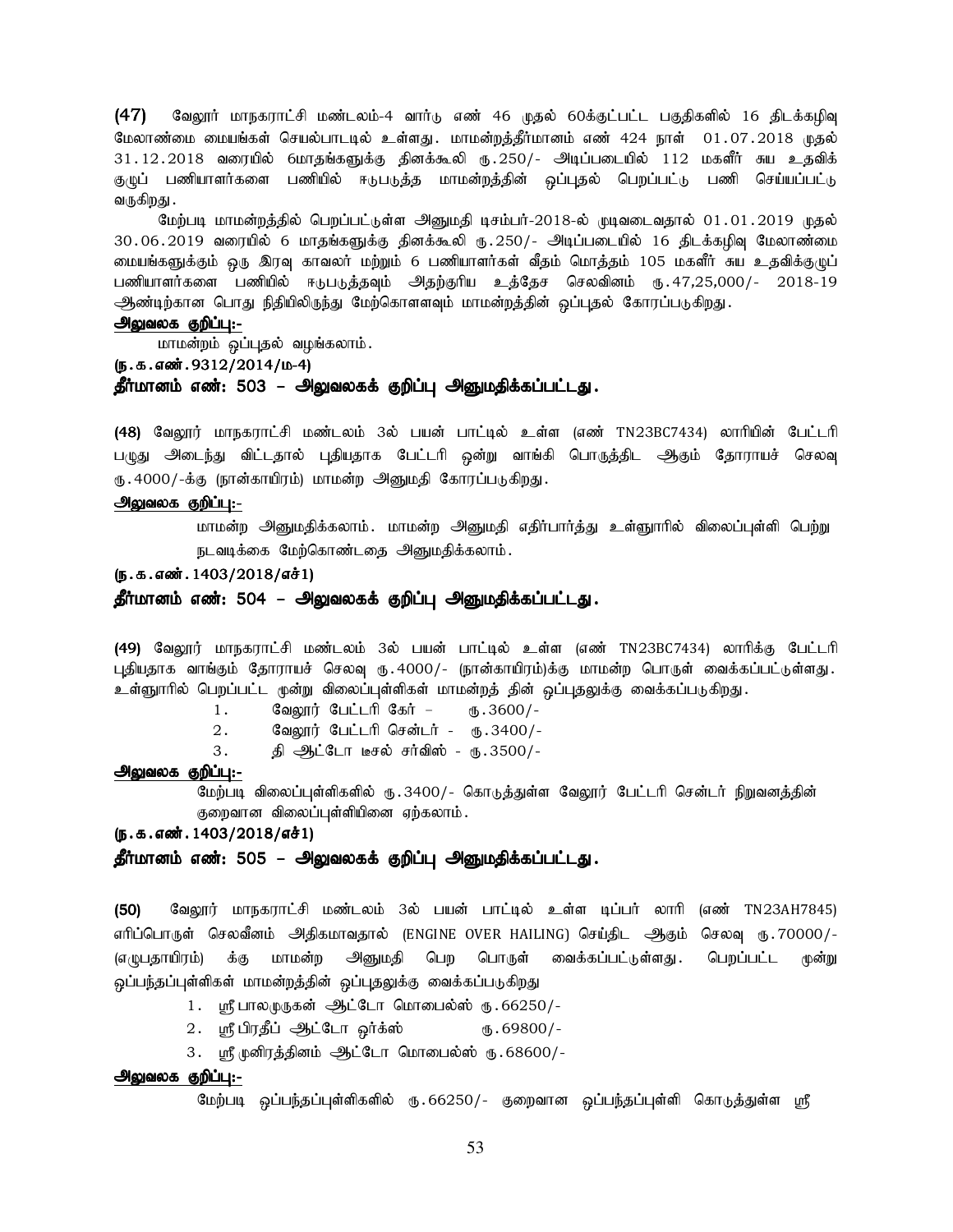**(47)** வேலூர் மாநகராட்சி மண்டலம்-4 வார்டு எண் 46 முதல் 60க்குட்பட்ட பகுதிகளில் 16 திடக்கழிவு மேலாண்மை மையங்கள் செயல்பாட்டில் உள்ளது. மாமன்றத்தீர்மானம் எண் 424 நாள் 01.07.2018 முதல் 31.12.2018 வரையில் 6மாதங்களுக்கு தினக்கூலி ரு.250/- அடிப்படையில் 112 மகளீர் சுய உதவிக் குழுப் பணியாளர்களை பணியில் ஈடுபடுத்த மாமன்றத்தின் ஒப்புதல் பெறப்பட்டு பணி செய்யப்பட்டு வருகிறது.

மேற்படி மாமன்றத்தில் பெறப்பட்டுள்ள அனுமதி டிசம்பர்-2018-ல் முடிவடைவதால் 01.01.2019 முதல் 30.06.2019 வரையில் 6 மாதங்களுக்கு தினக்கூலி ரு.250/- அடிப்படையில் 16 திடக்கழிவு மேலாண்மை மையங்களுக்கும் ஒரு இரவு காவலர் மற்றும் 6 பணியாளர்கள் வீதம் மொத்தம் 105 மகளீர் சுய உதவிக்குழுப் பணியாளர்களை பணியில் ஈடுபடுத்தவும் அதற்குரிய உத்தேச செலவினம் ரு.47,25,000/- 2018-19 ஆண்டிற்கான பொது நிதியிலிருந்து மேற்கொளளவும் மாமன்றத்தின் ஒப்புதல் கோரப்படுகிறது.

**அலுவலக குறிப்பு:-**

மாமன்றம் ஒப்புதல் வழங்கலாம்.

**(ந.க.எண்.9312/2014/ம-4)**

**தீர்மானம் எண்: 503 – அலுவலகக் குறிப்பு அனுமதிக்கப்பட்டது.**

**(48)** வேலூர் மாநகராட்சி மண்டலம் 3ல் பயன் பாட்டில் உள்ள (எண் TN23BC7434) லாரியின் பேட்டரி பழுது அடைந்து விட்டதால் புதியதாக பேட்டரி ஒன்று வாங்கி பொருத்திட ஆகும் தோராயச் செலவு ரு.4000/-க்கு (நான்காயிரம்) மாமன்ற அனுமதி கோரப்படுகிறது.

**அலுவலக குறிப்பு:-**

மாமன்ற அனுமதிக்கலாம். மாமன்ற அனுமதி எதிர்பார்த்து உள்ளூரில் விலைப்புள்ளி பெற்று நடவடிக்கை மேற்கொண்டதை அனுமதிக்கலாம்.

**(ந.க.எண்.1403/2018/எச்1)**

**தீர்மானம் எண்: 504 – அலுவலகக் குறிப்பு அனுமதிக்கப்பட்டது.**

**(49)** வேலூர் மாநகராட்சி மண்டலம் 3ல் பயன் பாட்டில் உள்ள (எண் TN23BC7434) லாரிக்கு பேட்டரி புதியதாக வாங்கும் தோராயச் செலவு ரு.4000/- (நான்காயிரம்)க்கு மாமன்ற பொருள் வைக்கப்பட்டுள்ளது. உள்ளூரில் பெறப்பட்ட மூன்று விலைப்புள்ளிகள் மாமன்றத் தின் ஒப்புதலுக்கு வைக்கப்படுகிறது.

1. வேலூர் பேட்டரி கேர் – ரு.3600/-
2. வேலூர் பேட்டரி சென்டர் - ரு.3400/-
3. தி ஆட்டோ டீசல் சர்விஸ் - ரு.3500/-

**அலுவலக குறிப்பு:-**

மேற்படி விலைப்புள்ளிகளில் ரு.3400/- கொடுத்துள்ள வேலூர் பேட்டரி சென்டர் நிறுவனத்தின் குறைவான விலைப்புள்ளியினை ஏற்கலாம்.

**(ந.க.எண்.1403/2018/எச்1)**

**தீர்மானம் எண்: 505 – அலுவலகக் குறிப்பு அனுமதிக்கப்பட்டது.**

**(50)** வேலூர் மாநகராட்சி மண்டலம் 3ல் பயன் பாட்டில் உள்ள டிப்பர் லாரி (எண் TN23AH7845) எரிப்பொருள் செலவீனம் அதிகமாவதால் (ENGINE OVER HAILING) செய்திட ஆகும் செலவு ரு.70000/- (எழுபதாயிரம்) க்கு மாமன்ற அனுமதி பெற பொருள் வைக்கப்பட்டுள்ளது. பெறப்பட்ட மூன்று ஒப்பந்தப்புள்ளிகள் மாமன்றத்தின் ஒப்புதலுக்கு வைக்கப்படுகிறது

1. ஸ்ரீ பாலமுருகன் ஆட்டோ மொபைல்ஸ் ரு.66250/-
2. ஸ்ரீ பிரதீப் ஆட்டோ ஒர்க்ஸ் ரு.69800/-
3. ஸ்ரீ முனிரத்தினம் ஆட்டோ மொபைல்ஸ் ரு.68600/-

**அலுவலக குறிப்பு:-**

மேற்படி ஒப்பந்தப்புள்ளிகளில் ரு.66250/- குறைவான ஒப்பந்தப்புள்ளி கொடுத்துள்ள ஸ்ரீ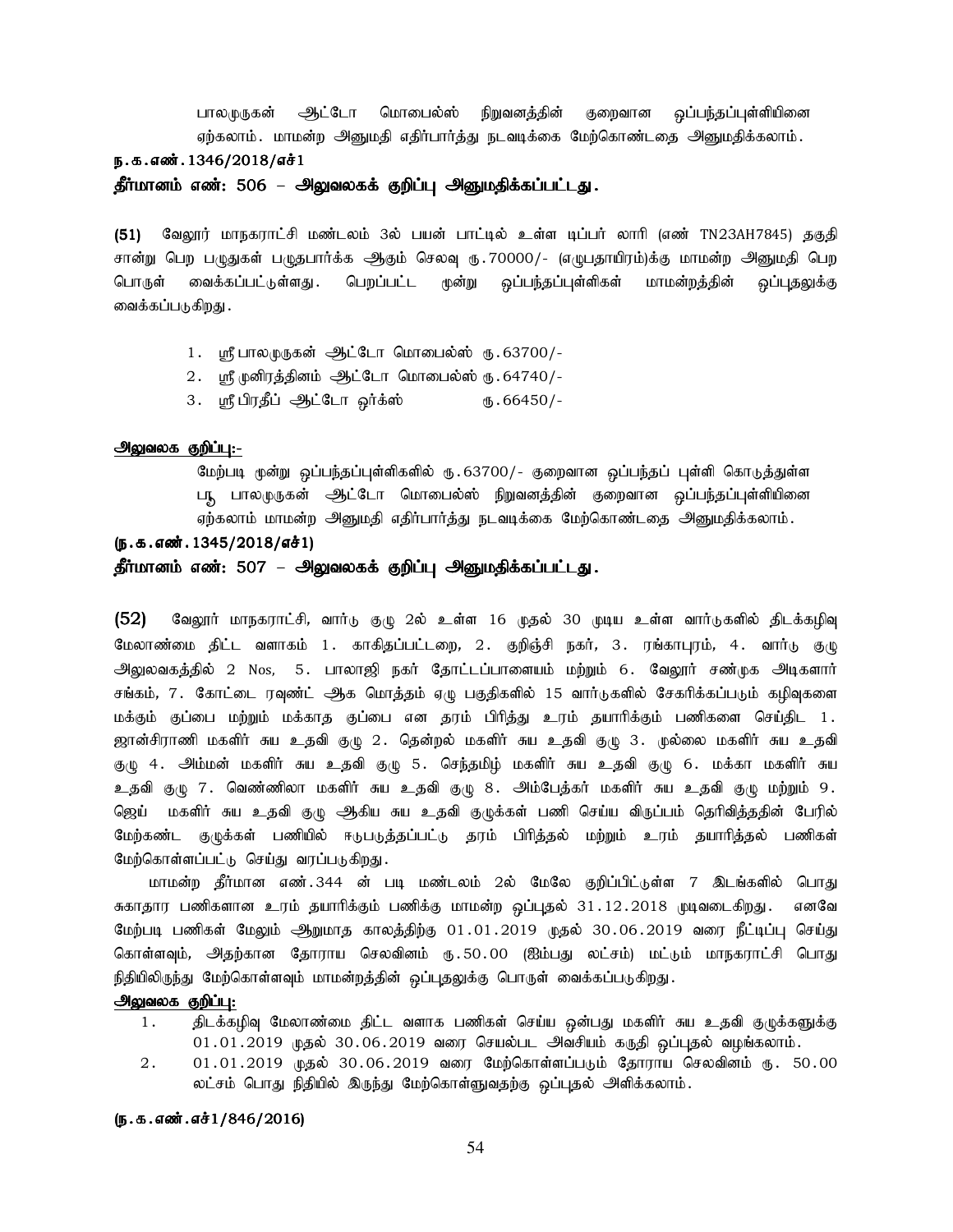பாலமுருகன் ஆட்டோ மொபைல்ஸ் நிறுவனத்தின் குறைவான ஒப்பந்தப்புள்ளியினை ஏற்கலாம். மாமன்ற அனுமதி எதிர்பார்த்து நடவடிக்கை மேற்கொண்டதை அனுமதிக்கலாம்.

**ந.க.எண்.1346/2018/எச்1**

**தீர்மானம் எண்: 506 – அலுவலகக் குறிப்பு அனுமதிக்கப்பட்டது.**

**(51)** வேலூர் மாநகராட்சி மண்டலம் 3ல் பயன் பாட்டில் உள்ள டிப்பர் லாரி (எண் TN23AH7845) தகுதி சான்று பெற பழுதுகள் பழுதுபார்க்க ஆகும் செலவு ரு.70000/- (எழுபதாயிரம்)க்கு மாமன்ற அனுமதி பெற பொருள் வைக்கப்பட்டுள்ளது. பெறப்பட்ட மூன்று ஒப்பந்தப்புள்ளிகள் மாமன்றத்தின் ஒப்புதலுக்கு வைக்கப்படுகிறது.

1. ஸ்ரீ பாலமுருகன் ஆட்டோ மொபைல்ஸ் ரு.63700/-
2. ஸ்ரீ முனிரத்தினம் ஆட்டோ மொபைல்ஸ் ரு.64740/-
3. ஸ்ரீ பிரதீப் ஆட்டோ ஒர்க்ஸ் ரு.66450/-

**அலுவலக குறிப்பு:-**

மேற்படி மூன்று ஒப்பந்தப்புள்ளிகளில் ரு.63700/- குறைவான ஒப்பந்தப் புள்ளி கொடுத்துள்ள ஸ்ரீ பாலமுருகன் ஆட்டோ மொபைல்ஸ் நிறுவனத்தின் குறைவான ஒப்பந்தப்புள்ளியினை ஏற்கலாம் மாமன்ற அனுமதி எதிர்பார்த்து நடவடிக்கை மேற்கொண்டதை அனுமதிக்கலாம்.

**(ந.க.எண்.1345/2018/எச்1)**

**தீர்மானம் எண்: 507 – அலுவலகக் குறிப்பு அனுமதிக்கப்பட்டது.**

**(52)** வேலூர் மாநகராட்சி, வார்டு குழு 2ல் உள்ள 16 முதல் 30 முடிய உள்ள வார்டுகளில் திடக்கழிவு மேலாண்மை திட்ட வளாகம் 1. காகிதப்பட்டறை, 2. குறிஞ்சி நகர், 3. ரங்காபுரம், 4. வார்டு குழு அலுலவகத்தில் 2 Nos, 5. பாலாஜி நகர் தோட்டப்பாளையம் மற்றும் 6. வேலூர் சண்முக அடிகளார் சங்கம், 7. கோட்டை ரவுண்ட் ஆக மொத்தம் ஏழு பகுதிகளில் 15 வார்டுகளில் சேகரிக்கப்படும் கழிவுகளை மக்கும் குப்பை மற்றும் மக்காத குப்பை என தரம் பிரித்து உரம் தயாரிக்கும் பணிகளை செய்திட 1. ஜான்சிராணி மகளிர் சுய உதவி குழு 2. தென்றல் மகளிர் சுய உதவி குழு 3. முல்லை மகளிர் சுய உதவி குழு 4. அம்மன் மகளிர் சுய உதவி குழு 5. செந்தமிழ் மகளிர் சுய உதவி குழு 6. மக்கா மகளிர் சுய உதவி குழு 7. வெண்ணிலா மகளிர் சுய உதவி குழு 8. அம்பேத்கர் மகளிர் சுய உதவி குழு மற்றும் 9. ஜெய் மகளிர் சுய உதவி குழு ஆகிய சுய உதவி குழுக்கள் பணி செய்ய விருப்பம் தெரிவித்ததின் பேரில் மேற்கண்ட குழுக்கள் பணியில் ஈடுபடுத்தப்பட்டு தரம் பிரித்தல் மற்றும் உரம் தயாரித்தல் பணிகள் மேற்கொள்ளப்பட்டு செய்து வரப்படுகிறது.

மாமன்ற தீர்மான எண்.344 ன் படி மண்டலம் 2ல் மேலே குறிப்பிட்டுள்ள 7 இடங்களில் பொது சுகாதார பணிகளான உரம் தயாரிக்கும் பணிக்கு மாமன்ற ஒப்புதல் 31.12.2018 முடிவடைகிறது. எனவே மேற்படி பணிகள் மேலும் ஆறுமாத காலத்திற்கு 01.01.2019 முதல் 30.06.2019 வரை நீட்டிப்பு செய்து கொள்ளவும், அதற்கான தோராய செலவினம் ரு.50.00 (ஐம்பது லட்சம்) மட்டும் மாநகராட்சி பொது நிதியிலிருந்து மேற்கொள்ளவும் மாமன்றத்தின் ஒப்புதலுக்கு பொருள் வைக்கப்படுகிறது.

**அலுவலக குறிப்பு:**

1. திடக்கழிவு மேலாண்மை திட்ட வளாக பணிகள் செய்ய ஒன்பது மகளிர் சுய உதவி குழுக்களுக்கு 01.01.2019 முதல் 30.06.2019 வரை செயல்பட அவசியம் கருதி ஒப்புதல் வழங்கலாம்.
2. 01.01.2019 முதல் 30.06.2019 வரை மேற்கொள்ளப்படும் தோராய செலவினம் ரு. 50.00 லட்சம் பொது நிதியில் இருந்து மேற்கொள்ளுவதற்கு ஒப்புதல் அளிக்கலாம்.

**(ந.க.எண்.எச்1/846/2016)**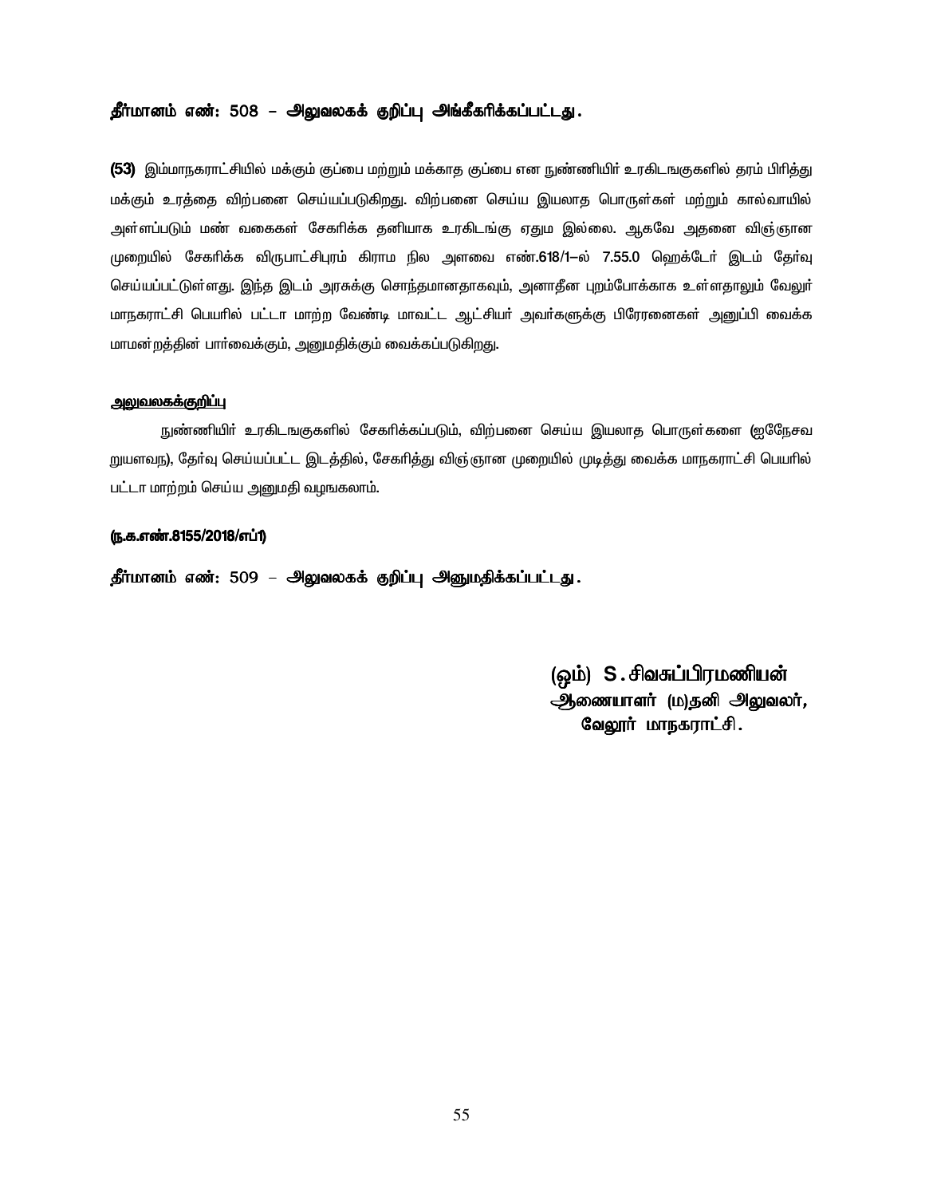**தீர்மானம் எண்: 508 – அலுவலகக் குறிப்பு அங்கீகரிக்கப்பட்டது.**

**(53)** இம்மாநகராட்சியில் மக்கும் குப்பை மற்றும் மக்காத குப்பை என நுண்ணியிர் உரகிடஙகுகளில் தரம் பிரித்து மக்கும் உரத்தை விற்பனை செய்யப்படுகிறது. விற்பனை செய்ய இயலாத பொருள்கள் மற்றும் கால்வாயில் அள்ளப்படும் மண் வகைகள் சேகரிக்க தனியாக உரகிடங்கு ஏதும இல்லை. ஆகவே அதனை விஞ்ஞான முறையில் சேகரிக்க விருபாட்சிபுரம் கிராம நில அளவை எண்.618/1–ல் 7.55.0 ஹெக்டேர் இடம் தேர்வு செய்யப்பட்டுள்ளது. இந்த இடம் அரசுக்கு சொந்தமானதாகவும், அனாதீன புறம்போக்காக உள்ளதாலும் வேலூர் மாநகராட்சி பெயரில் பட்டா மாற்ற வேண்டி மாவட்ட ஆட்சியர் அவர்களுக்கு பிரேரனைகள் அனுப்பி வைக்க மாமன்றத்தின் பார்வைக்கும், அனுமதிக்கும் வைக்கப்படுகிறது.

**அலுவலகக்குறிப்பு**

நுண்ணியிர் உரகிடஙகுகளில் சேகரிக்கப்படும், விற்பனை செய்ய இயலாத பொருள்களை (ஐநேசவ றுயளவந), தேர்வு செய்யப்பட்ட இடத்தில், சேகரித்து விஞ்ஞான முறையில் முடித்து வைக்க மாநகராட்சி பெயரில் பட்டா மாற்றம் செய்ய அனுமதி வழஙகலாம்.

**(ந.க.எண்.8155/2018/எப்1)**

**தீர்மானம் எண்: 509 – அலுவலகக் குறிப்பு அனுமதிக்கப்பட்டது.**

(ஒம்) S.சிவசுப்பிரமணியன்
**ஆணையாளர் (ம)தனி அலுவலர்,**
**வேலூர் மாநகராட்சி.**